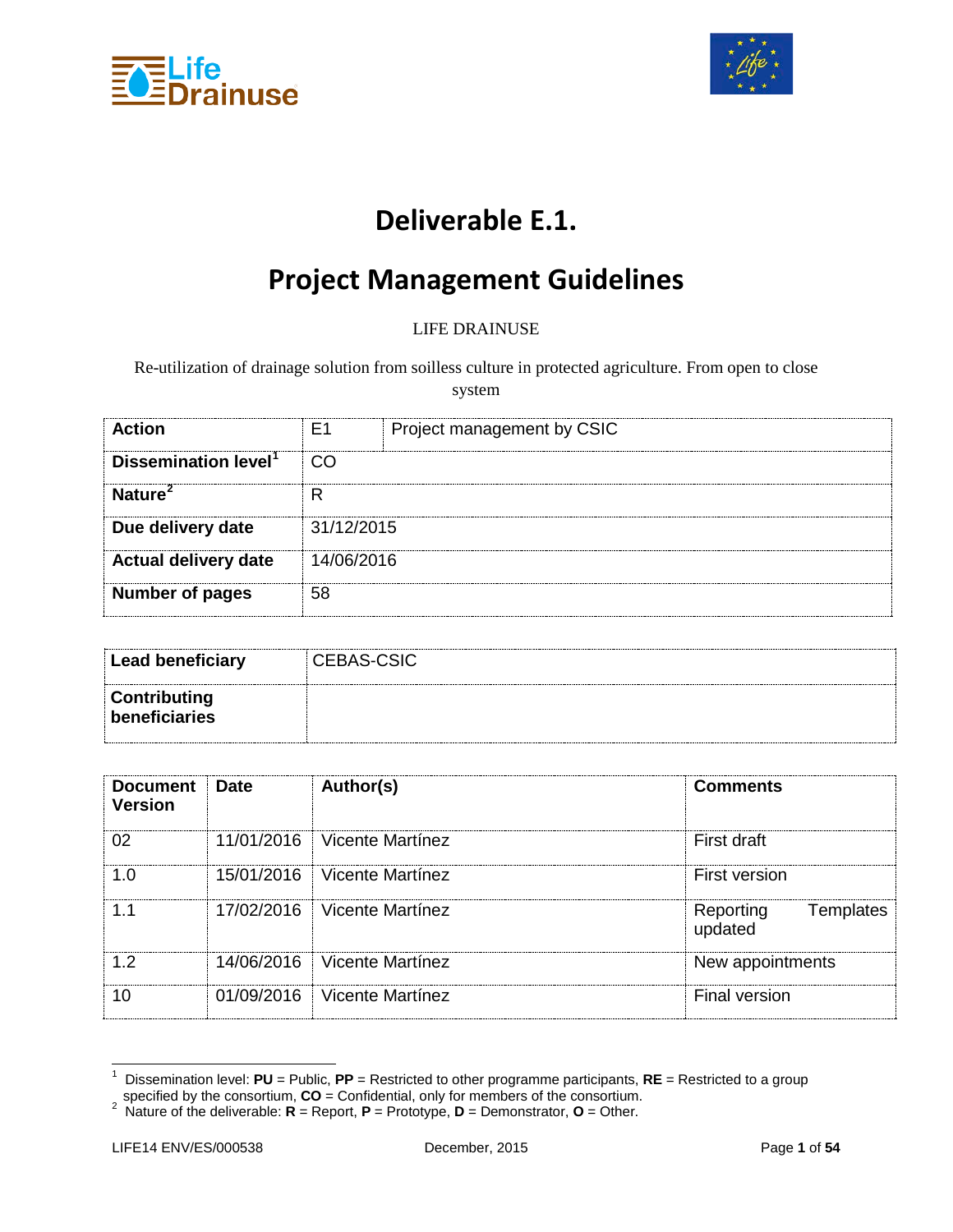# Deliverable E.1.

# Project Management Guidelines

LIFE DRAINUSE

Re-utilization of drainage solution from soilless culture in protected agriculture. From open to close system

| **Action** | E1 | Project management by CSIC |
|---|---|---|
| **Dissemination level**[1] | CO | |
| **Nature**[2] | R | |
| **Due delivery date** | 31/12/2015 | |
| **Actual delivery date** | 14/06/2016 | |
| **Number of pages** | 58 | |

| **Lead beneficiary** | CEBAS-CSIC |
|---|---|
| **Contributing beneficiaries** | |

| **Document Version** | **Date** | **Author(s)** | **Comments** |
|---|---|---|---|
| 02 | 11/01/2016 | Vicente Martínez | First draft |
| 1.0 | 15/01/2016 | Vicente Martínez | First version |
| 1.1 | 17/02/2016 | Vicente Martínez | Reporting Templates updated |
| 1.2 | 14/06/2016 | Vicente Martínez | New appointments |
| 10 | 01/09/2016 | Vicente Martínez | Final version |

[1] Dissemination level: **PU** = Public, **PP** = Restricted to other programme participants, **RE** = Restricted to a group specified by the consortium, **CO** = Confidential, only for members of the consortium.

[2] Nature of the deliverable: **R** = Report, **P** = Prototype, **D** = Demonstrator, **O** = Other.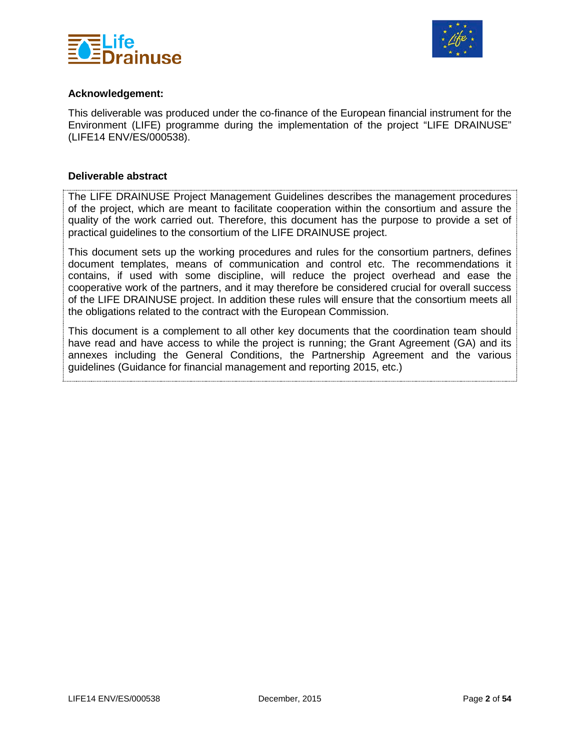**Acknowledgement:**

This deliverable was produced under the co-finance of the European financial instrument for the Environment (LIFE) programme during the implementation of the project “LIFE DRAINUSE” (LIFE14 ENV/ES/000538).

**Deliverable abstract**

The LIFE DRAINUSE Project Management Guidelines describes the management procedures of the project, which are meant to facilitate cooperation within the consortium and assure the quality of the work carried out. Therefore, this document has the purpose to provide a set of practical guidelines to the consortium of the LIFE DRAINUSE project.

This document sets up the working procedures and rules for the consortium partners, defines document templates, means of communication and control etc. The recommendations it contains, if used with some discipline, will reduce the project overhead and ease the cooperative work of the partners, and it may therefore be considered crucial for overall success of the LIFE DRAINUSE project. In addition these rules will ensure that the consortium meets all the obligations related to the contract with the European Commission.

This document is a complement to all other key documents that the coordination team should have read and have access to while the project is running; the Grant Agreement (GA) and its annexes including the General Conditions, the Partnership Agreement and the various guidelines (Guidance for financial management and reporting 2015, etc.)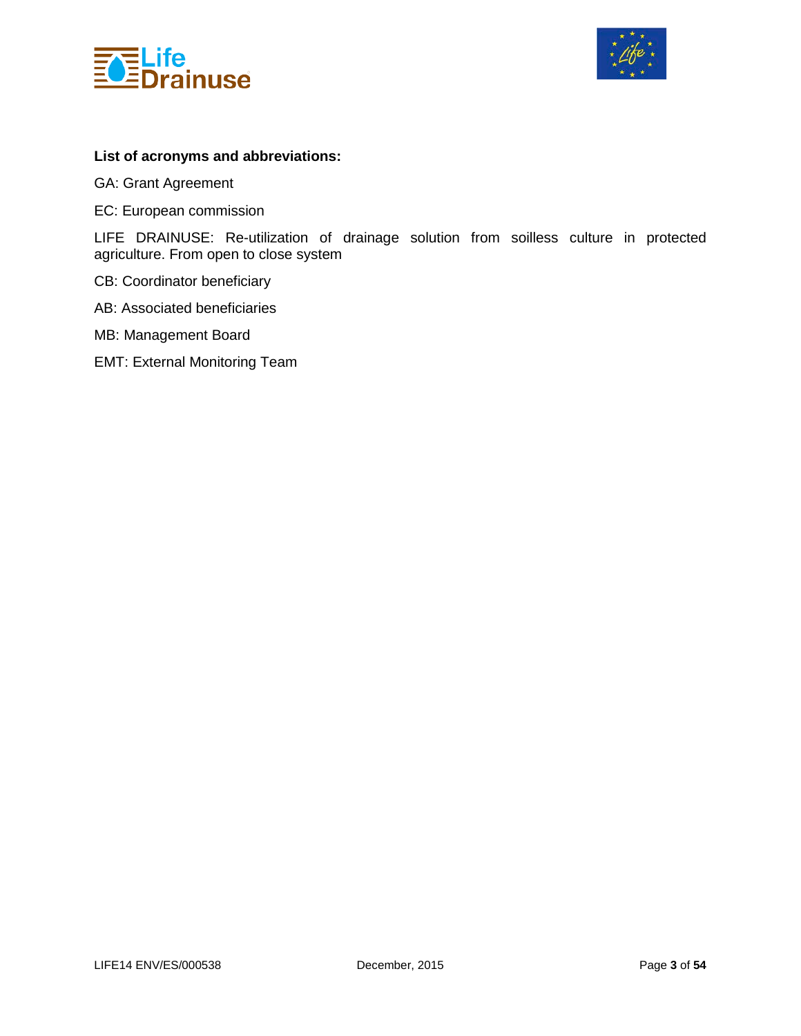**List of acronyms and abbreviations:**

GA: Grant Agreement

EC: European commission

LIFE DRAINUSE: Re-utilization of drainage solution from soilless culture in protected agriculture. From open to close system

CB: Coordinator beneficiary

AB: Associated beneficiaries

MB: Management Board

EMT: External Monitoring Team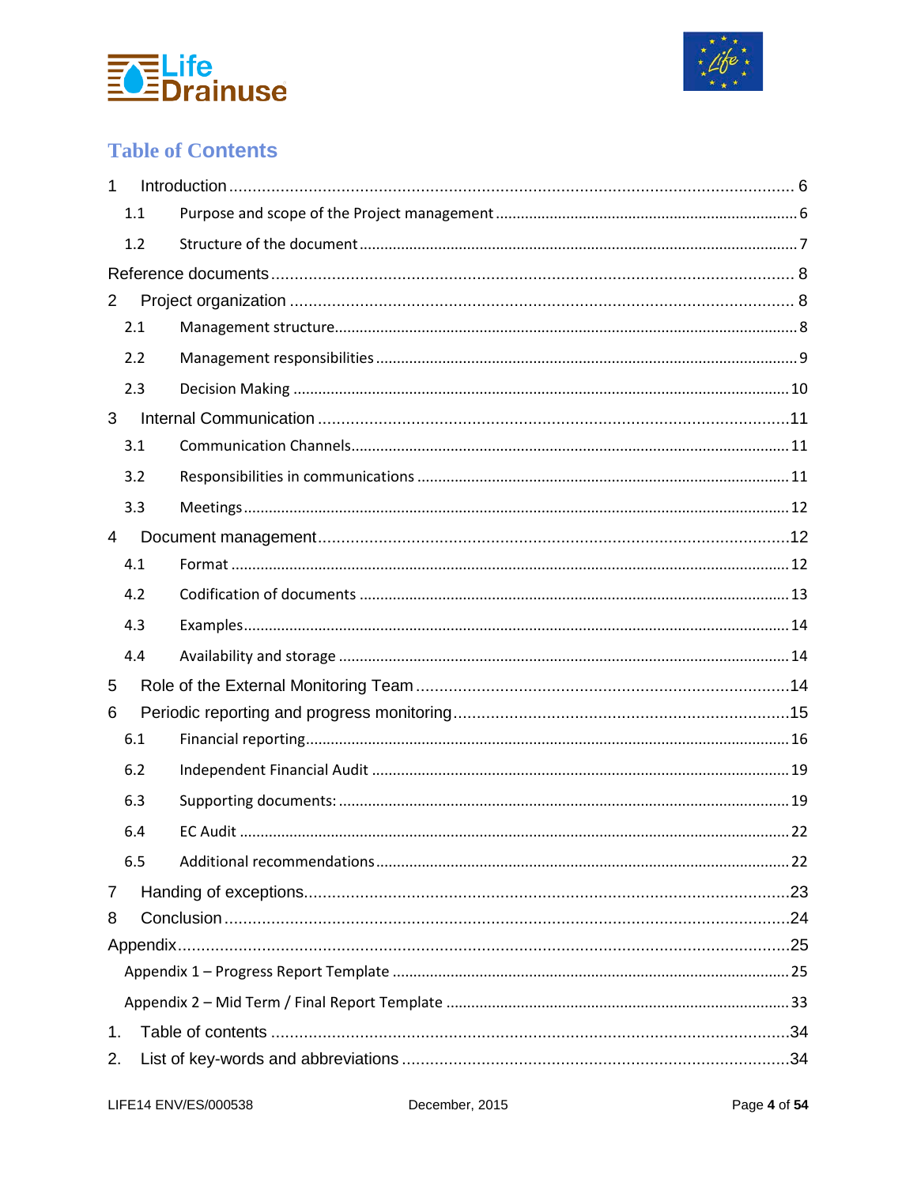# Table of Contents

1 Introduction ........................................................................................................................ 6

1.1 Purpose and scope of the Project management ........................................................................ 6

1.2 Structure of the document ........................................................................................................ 7

Reference documents ................................................................................................................ 8

2 Project organization ............................................................................................................... 8

2.1 Management structure ............................................................................................................. 8

2.2 Management responsibilities ................................................................................................... 9

2.3 Decision Making ..................................................................................................................... 10

3 Internal Communication ........................................................................................................ 11

3.1 Communication Channels ....................................................................................................... 11

3.2 Responsibilities in communications ........................................................................................ 11

3.3 Meetings ................................................................................................................................. 12

4 Document management ........................................................................................................ 12

4.1 Format .................................................................................................................................... 12

4.2 Codification of documents ...................................................................................................... 13

4.3 Examples ................................................................................................................................. 14

4.4 Availability and storage ........................................................................................................... 14

5 Role of the External Monitoring Team .................................................................................. 14

6 Periodic reporting and progress monitoring ......................................................................... 15

6.1 Financial reporting .................................................................................................................. 16

6.2 Independent Financial Audit ................................................................................................... 19

6.3 Supporting documents: ........................................................................................................... 19

6.4 EC Audit .................................................................................................................................. 22

6.5 Additional recommendations .................................................................................................. 22

7 Handing of exceptions ........................................................................................................... 23

8 Conclusion ............................................................................................................................. 24

Appendix .................................................................................................................................... 25

Appendix 1 – Progress Report Template ..................................................................................... 25

Appendix 2 – Mid Term / Final Report Template ........................................................................ 33

1. Table of contents .................................................................................................................. 34

2. List of key-words and abbreviations ..................................................................................... 34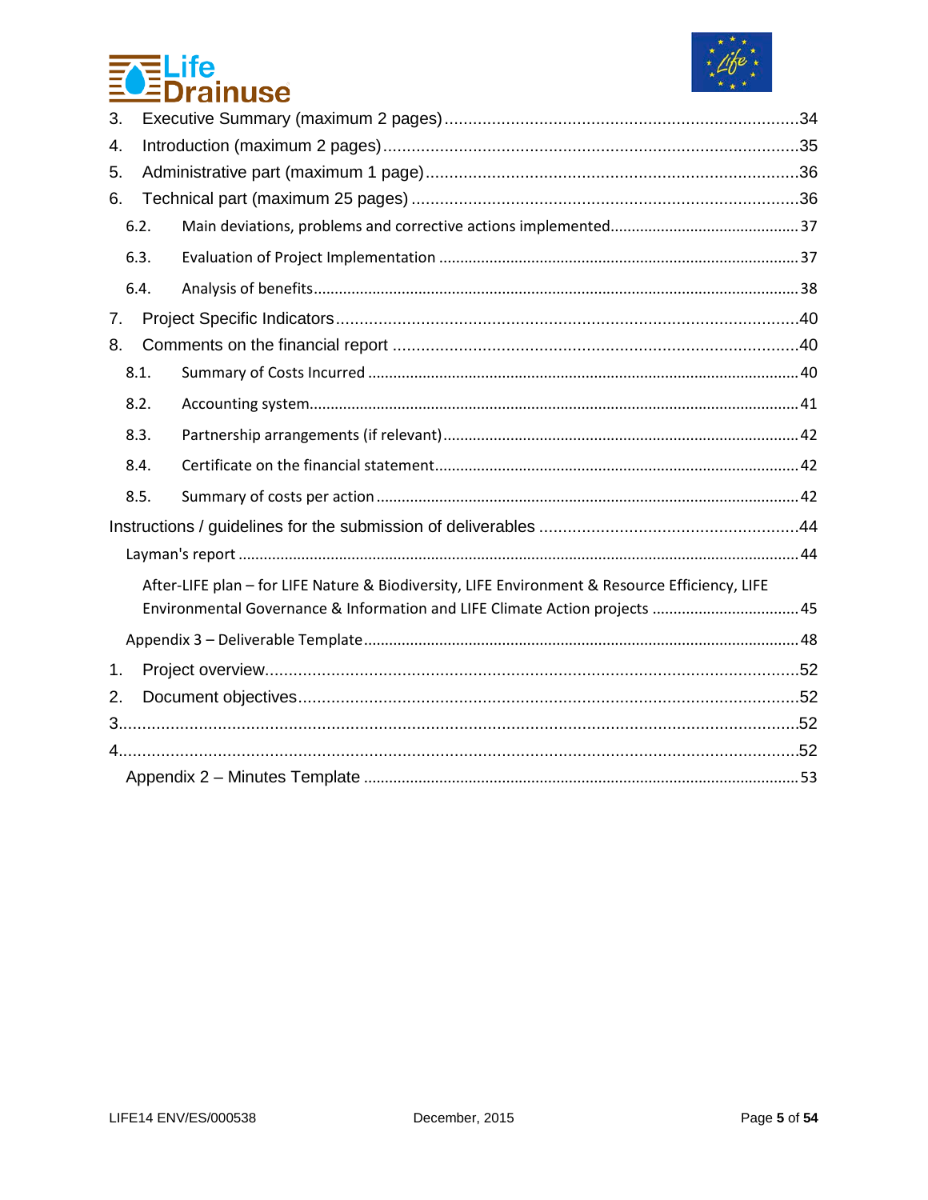3. Executive Summary (maximum 2 pages) ........................................................................ 34
4. Introduction (maximum 2 pages) ................................................................................ 35
5. Administrative part (maximum 1 page) ........................................................................ 36
6. Technical part (maximum 25 pages) ............................................................................ 36
   - 6.2. Main deviations, problems and corrective actions implemented ............................................ 37
   - 6.3. Evaluation of Project Implementation .................................................................... 37
   - 6.4. Analysis of benefits .................................................................................................. 38
7. Project Specific Indicators ................................................................................................ 40
8. Comments on the financial report .................................................................................... 40
   - 8.1. Summary of Costs Incurred ........................................................................................ 40
   - 8.2. Accounting system ...................................................................................................... 41
   - 8.3. Partnership arrangements (if relevant) ...................................................................... 42
   - 8.4. Certificate on the financial statement ........................................................................ 42
   - 8.5. Summary of costs per action ...................................................................................... 42

Instructions / guidelines for the submission of deliverables ...................................................... 44

- Layman's report ................................................................................................................... 44
  - After-LIFE plan – for LIFE Nature & Biodiversity, LIFE Environment & Resource Efficiency, LIFE Environmental Governance & Information and LIFE Climate Action projects ................................... 45
- Appendix 3 – Deliverable Template ....................................................................................... 48

1. Project overview ................................................................................................................. 52
2. Document objectives .......................................................................................................... 52
3. .............................................................................................................................................. 52
4. .............................................................................................................................................. 52

- Appendix 2 – Minutes Template ........................................................................................... 53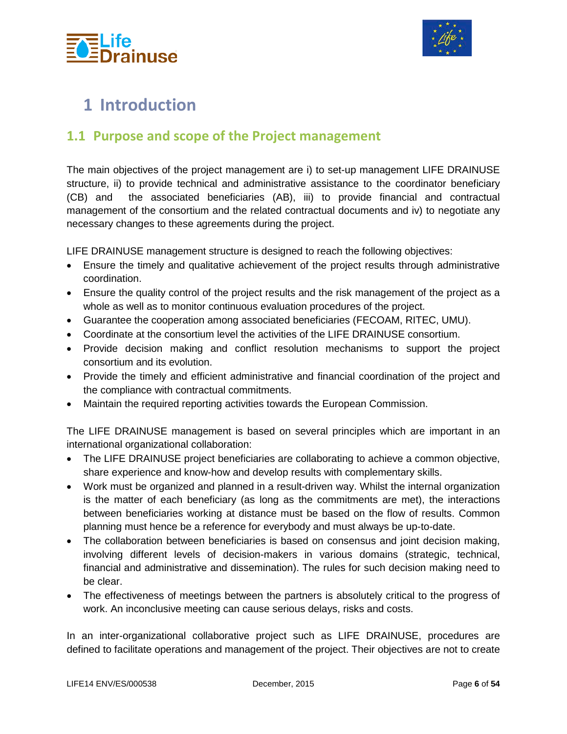# 1 Introduction

## 1.1 Purpose and scope of the Project management

The main objectives of the project management are i) to set-up management LIFE DRAINUSE structure, ii) to provide technical and administrative assistance to the coordinator beneficiary (CB) and the associated beneficiaries (AB), iii) to provide financial and contractual management of the consortium and the related contractual documents and iv) to negotiate any necessary changes to these agreements during the project.

LIFE DRAINUSE management structure is designed to reach the following objectives:

- Ensure the timely and qualitative achievement of the project results through administrative coordination.
- Ensure the quality control of the project results and the risk management of the project as a whole as well as to monitor continuous evaluation procedures of the project.
- Guarantee the cooperation among associated beneficiaries (FECOAM, RITEC, UMU).
- Coordinate at the consortium level the activities of the LIFE DRAINUSE consortium.
- Provide decision making and conflict resolution mechanisms to support the project consortium and its evolution.
- Provide the timely and efficient administrative and financial coordination of the project and the compliance with contractual commitments.
- Maintain the required reporting activities towards the European Commission.

The LIFE DRAINUSE management is based on several principles which are important in an international organizational collaboration:

- The LIFE DRAINUSE project beneficiaries are collaborating to achieve a common objective, share experience and know-how and develop results with complementary skills.
- Work must be organized and planned in a result-driven way. Whilst the internal organization is the matter of each beneficiary (as long as the commitments are met), the interactions between beneficiaries working at distance must be based on the flow of results. Common planning must hence be a reference for everybody and must always be up-to-date.
- The collaboration between beneficiaries is based on consensus and joint decision making, involving different levels of decision-makers in various domains (strategic, technical, financial and administrative and dissemination). The rules for such decision making need to be clear.
- The effectiveness of meetings between the partners is absolutely critical to the progress of work. An inconclusive meeting can cause serious delays, risks and costs.

In an inter-organizational collaborative project such as LIFE DRAINUSE, procedures are defined to facilitate operations and management of the project. Their objectives are not to create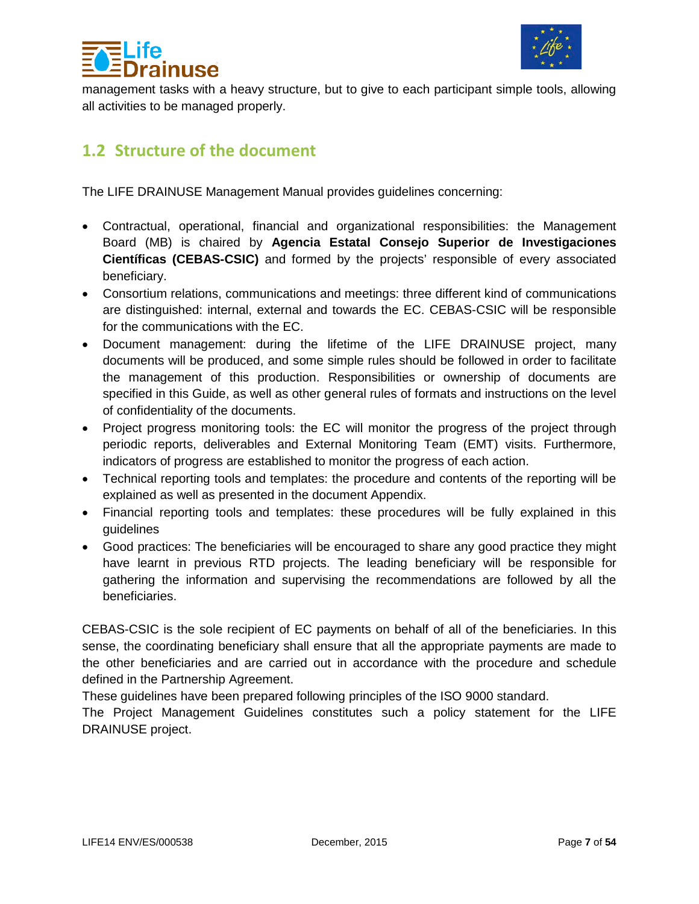management tasks with a heavy structure, but to give to each participant simple tools, allowing all activities to be managed properly.

## 1.2 Structure of the document

The LIFE DRAINUSE Management Manual provides guidelines concerning:

- Contractual, operational, financial and organizational responsibilities: the Management Board (MB) is chaired by **Agencia Estatal Consejo Superior de Investigaciones Científicas (CEBAS-CSIC)** and formed by the projects' responsible of every associated beneficiary.
- Consortium relations, communications and meetings: three different kind of communications are distinguished: internal, external and towards the EC. CEBAS-CSIC will be responsible for the communications with the EC.
- Document management: during the lifetime of the LIFE DRAINUSE project, many documents will be produced, and some simple rules should be followed in order to facilitate the management of this production. Responsibilities or ownership of documents are specified in this Guide, as well as other general rules of formats and instructions on the level of confidentiality of the documents.
- Project progress monitoring tools: the EC will monitor the progress of the project through periodic reports, deliverables and External Monitoring Team (EMT) visits. Furthermore, indicators of progress are established to monitor the progress of each action.
- Technical reporting tools and templates: the procedure and contents of the reporting will be explained as well as presented in the document Appendix.
- Financial reporting tools and templates: these procedures will be fully explained in this guidelines
- Good practices: The beneficiaries will be encouraged to share any good practice they might have learnt in previous RTD projects. The leading beneficiary will be responsible for gathering the information and supervising the recommendations are followed by all the beneficiaries.

CEBAS-CSIC is the sole recipient of EC payments on behalf of all of the beneficiaries. In this sense, the coordinating beneficiary shall ensure that all the appropriate payments are made to the other beneficiaries and are carried out in accordance with the procedure and schedule defined in the Partnership Agreement.

These guidelines have been prepared following principles of the ISO 9000 standard.

The Project Management Guidelines constitutes such a policy statement for the LIFE DRAINUSE project.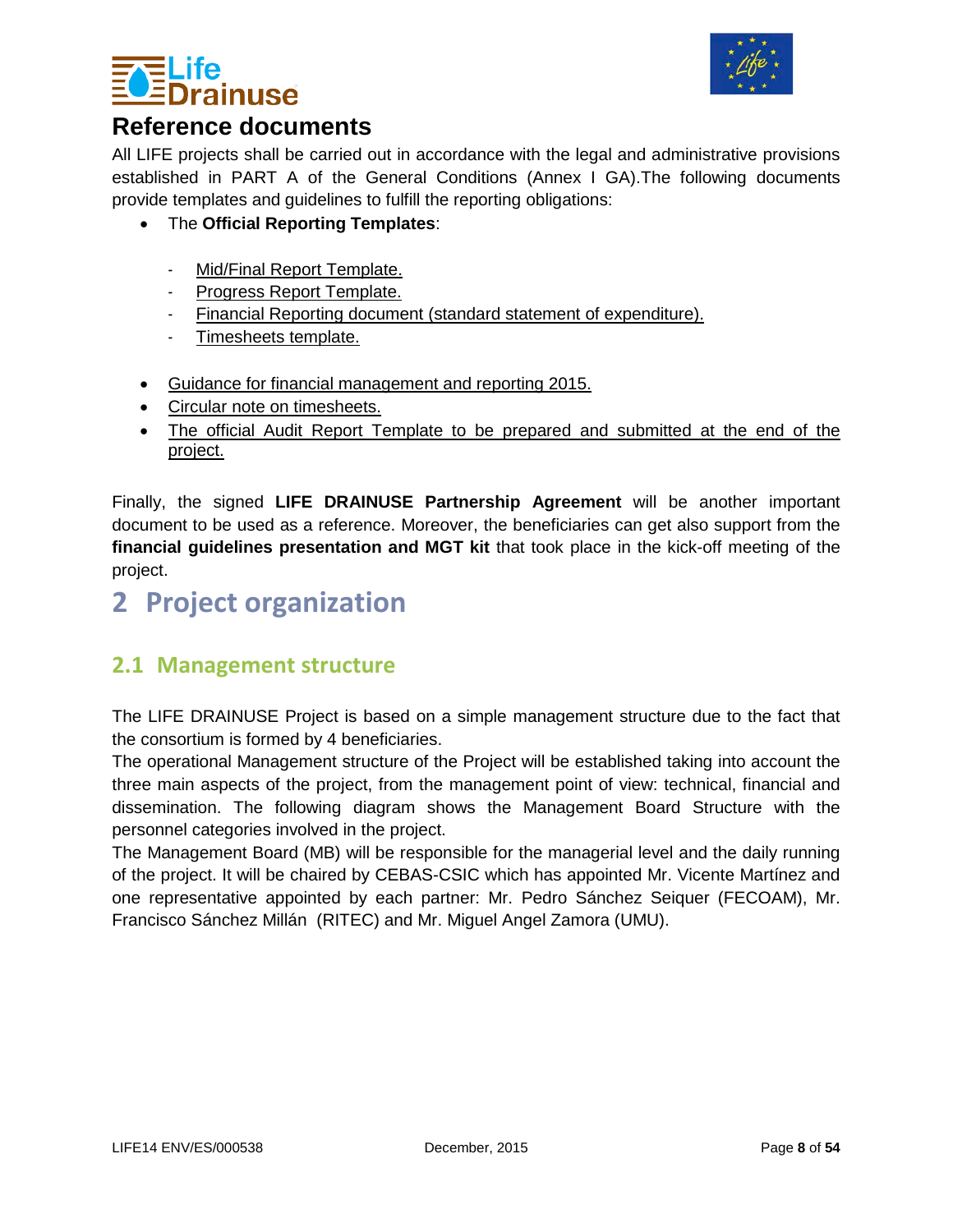# Reference documents

All LIFE projects shall be carried out in accordance with the legal and administrative provisions established in PART A of the General Conditions (Annex I GA).The following documents provide templates and guidelines to fulfill the reporting obligations:

- The **Official Reporting Templates**:
    - Mid/Final Report Template.
    - Progress Report Template.
    - Financial Reporting document (standard statement of expenditure).
    - Timesheets template.
- Guidance for financial management and reporting 2015.
- Circular note on timesheets.
- The official Audit Report Template to be prepared and submitted at the end of the project.

Finally, the signed **LIFE DRAINUSE Partnership Agreement** will be another important document to be used as a reference. Moreover, the beneficiaries can get also support from the **financial guidelines presentation and MGT kit** that took place in the kick-off meeting of the project.

# 2 Project organization

## 2.1 Management structure

The LIFE DRAINUSE Project is based on a simple management structure due to the fact that the consortium is formed by 4 beneficiaries.

The operational Management structure of the Project will be established taking into account the three main aspects of the project, from the management point of view: technical, financial and dissemination. The following diagram shows the Management Board Structure with the personnel categories involved in the project.

The Management Board (MB) will be responsible for the managerial level and the daily running of the project. It will be chaired by CEBAS-CSIC which has appointed Mr. Vicente Martínez and one representative appointed by each partner: Mr. Pedro Sánchez Seiquer (FECOAM), Mr. Francisco Sánchez Millán (RITEC) and Mr. Miguel Angel Zamora (UMU).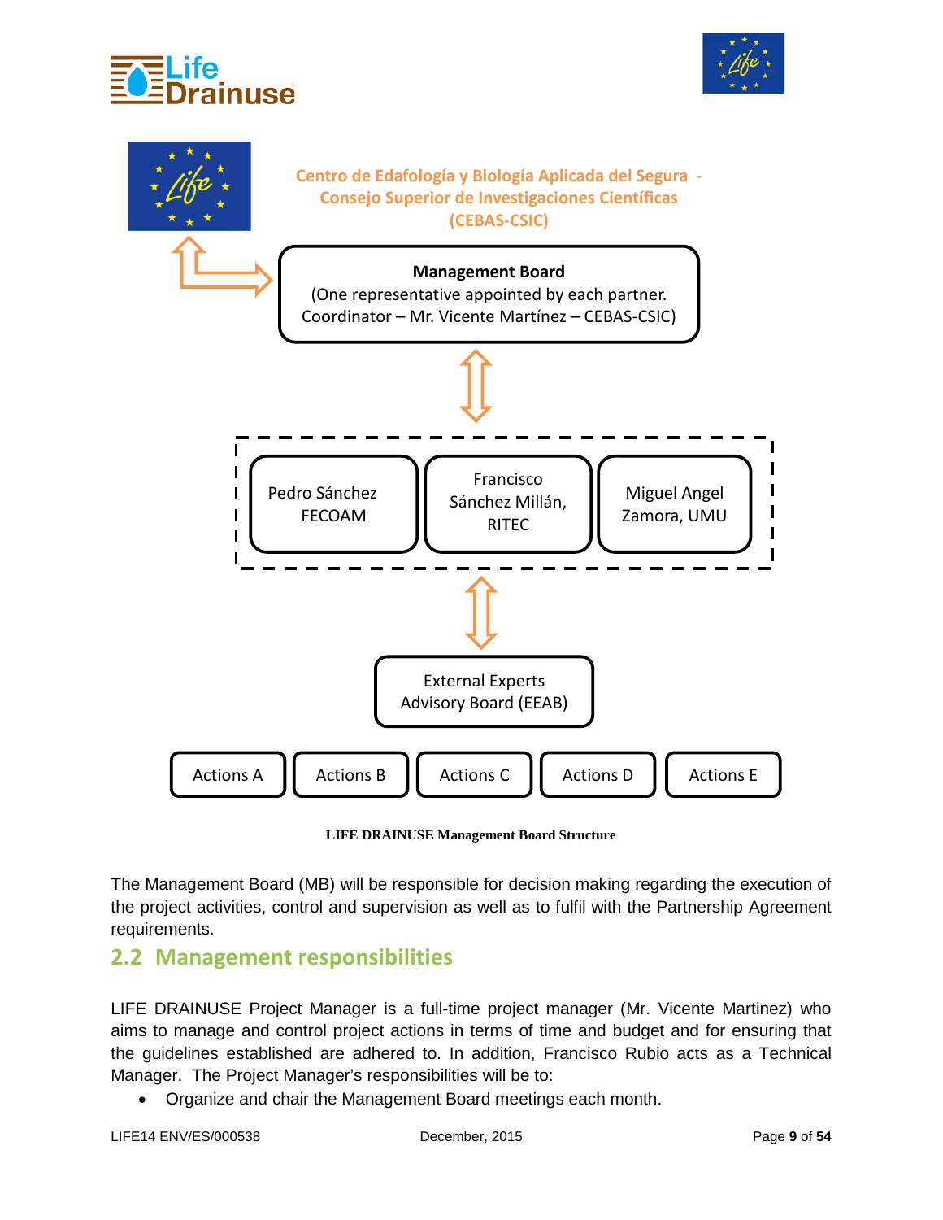Centro de Edafología y Biología Aplicada del Segura - Consejo Superior de Investigaciones Científicas (CEBAS-CSIC)

**Management Board**
(One representative appointed by each partner.
Coordinator – Mr. Vicente Martínez – CEBAS-CSIC)

Pedro Sánchez FECOAM

Francisco Sánchez Millán, RITEC

Miguel Angel Zamora, UMU

External Experts Advisory Board (EEAB)

Actions A | Actions B | Actions C | Actions D | Actions E

**LIFE DRAINUSE Management Board Structure**

The Management Board (MB) will be responsible for decision making regarding the execution of the project activities, control and supervision as well as to fulfil with the Partnership Agreement requirements.

## 2.2 Management responsibilities

LIFE DRAINUSE Project Manager is a full-time project manager (Mr. Vicente Martinez) who aims to manage and control project actions in terms of time and budget and for ensuring that the guidelines established are adhered to. In addition, Francisco Rubio acts as a Technical Manager. The Project Manager's responsibilities will be to:

- Organize and chair the Management Board meetings each month.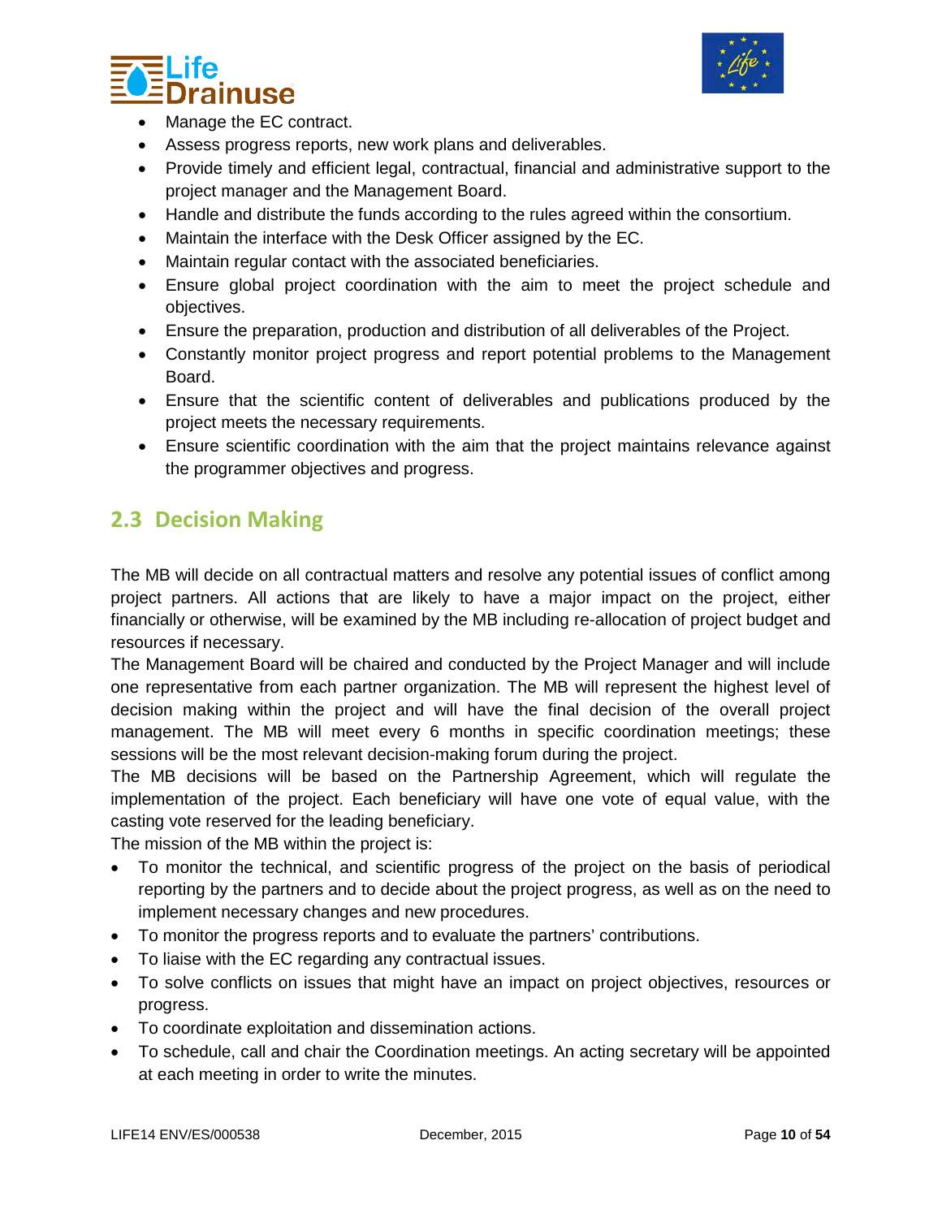- Manage the EC contract.
- Assess progress reports, new work plans and deliverables.
- Provide timely and efficient legal, contractual, financial and administrative support to the project manager and the Management Board.
- Handle and distribute the funds according to the rules agreed within the consortium.
- Maintain the interface with the Desk Officer assigned by the EC.
- Maintain regular contact with the associated beneficiaries.
- Ensure global project coordination with the aim to meet the project schedule and objectives.
- Ensure the preparation, production and distribution of all deliverables of the Project.
- Constantly monitor project progress and report potential problems to the Management Board.
- Ensure that the scientific content of deliverables and publications produced by the project meets the necessary requirements.
- Ensure scientific coordination with the aim that the project maintains relevance against the programmer objectives and progress.

## 2.3 Decision Making

The MB will decide on all contractual matters and resolve any potential issues of conflict among project partners. All actions that are likely to have a major impact on the project, either financially or otherwise, will be examined by the MB including re-allocation of project budget and resources if necessary.

The Management Board will be chaired and conducted by the Project Manager and will include one representative from each partner organization. The MB will represent the highest level of decision making within the project and will have the final decision of the overall project management. The MB will meet every 6 months in specific coordination meetings; these sessions will be the most relevant decision-making forum during the project.

The MB decisions will be based on the Partnership Agreement, which will regulate the implementation of the project. Each beneficiary will have one vote of equal value, with the casting vote reserved for the leading beneficiary.

The mission of the MB within the project is:

- To monitor the technical, and scientific progress of the project on the basis of periodical reporting by the partners and to decide about the project progress, as well as on the need to implement necessary changes and new procedures.
- To monitor the progress reports and to evaluate the partners' contributions.
- To liaise with the EC regarding any contractual issues.
- To solve conflicts on issues that might have an impact on project objectives, resources or progress.
- To coordinate exploitation and dissemination actions.
- To schedule, call and chair the Coordination meetings. An acting secretary will be appointed at each meeting in order to write the minutes.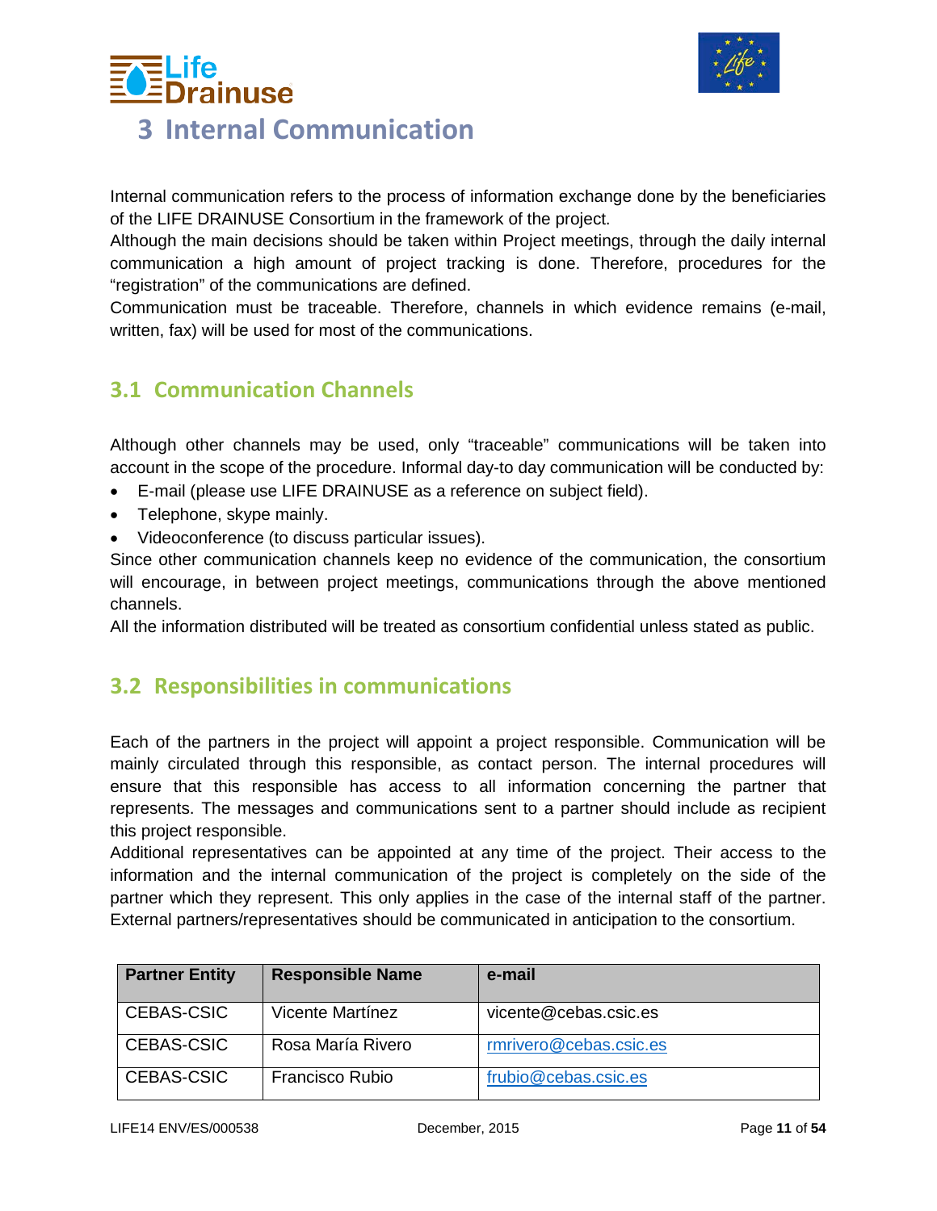# 3 Internal Communication

Internal communication refers to the process of information exchange done by the beneficiaries of the LIFE DRAINUSE Consortium in the framework of the project.

Although the main decisions should be taken within Project meetings, through the daily internal communication a high amount of project tracking is done. Therefore, procedures for the "registration" of the communications are defined.

Communication must be traceable. Therefore, channels in which evidence remains (e-mail, written, fax) will be used for most of the communications.

## 3.1 Communication Channels

Although other channels may be used, only "traceable" communications will be taken into account in the scope of the procedure. Informal day-to day communication will be conducted by:

- E-mail (please use LIFE DRAINUSE as a reference on subject field).
- Telephone, skype mainly.
- Videoconference (to discuss particular issues).

Since other communication channels keep no evidence of the communication, the consortium will encourage, in between project meetings, communications through the above mentioned channels.

All the information distributed will be treated as consortium confidential unless stated as public.

## 3.2 Responsibilities in communications

Each of the partners in the project will appoint a project responsible. Communication will be mainly circulated through this responsible, as contact person. The internal procedures will ensure that this responsible has access to all information concerning the partner that represents. The messages and communications sent to a partner should include as recipient this project responsible.

Additional representatives can be appointed at any time of the project. Their access to the information and the internal communication of the project is completely on the side of the partner which they represent. This only applies in the case of the internal staff of the partner. External partners/representatives should be communicated in anticipation to the consortium.

| Partner Entity | Responsible Name | e-mail |
|---|---|---|
| CEBAS-CSIC | Vicente Martínez | vicente@cebas.csic.es |
| CEBAS-CSIC | Rosa María Rivero | rmrivero@cebas.csic.es |
| CEBAS-CSIC | Francisco Rubio | frubio@cebas.csic.es |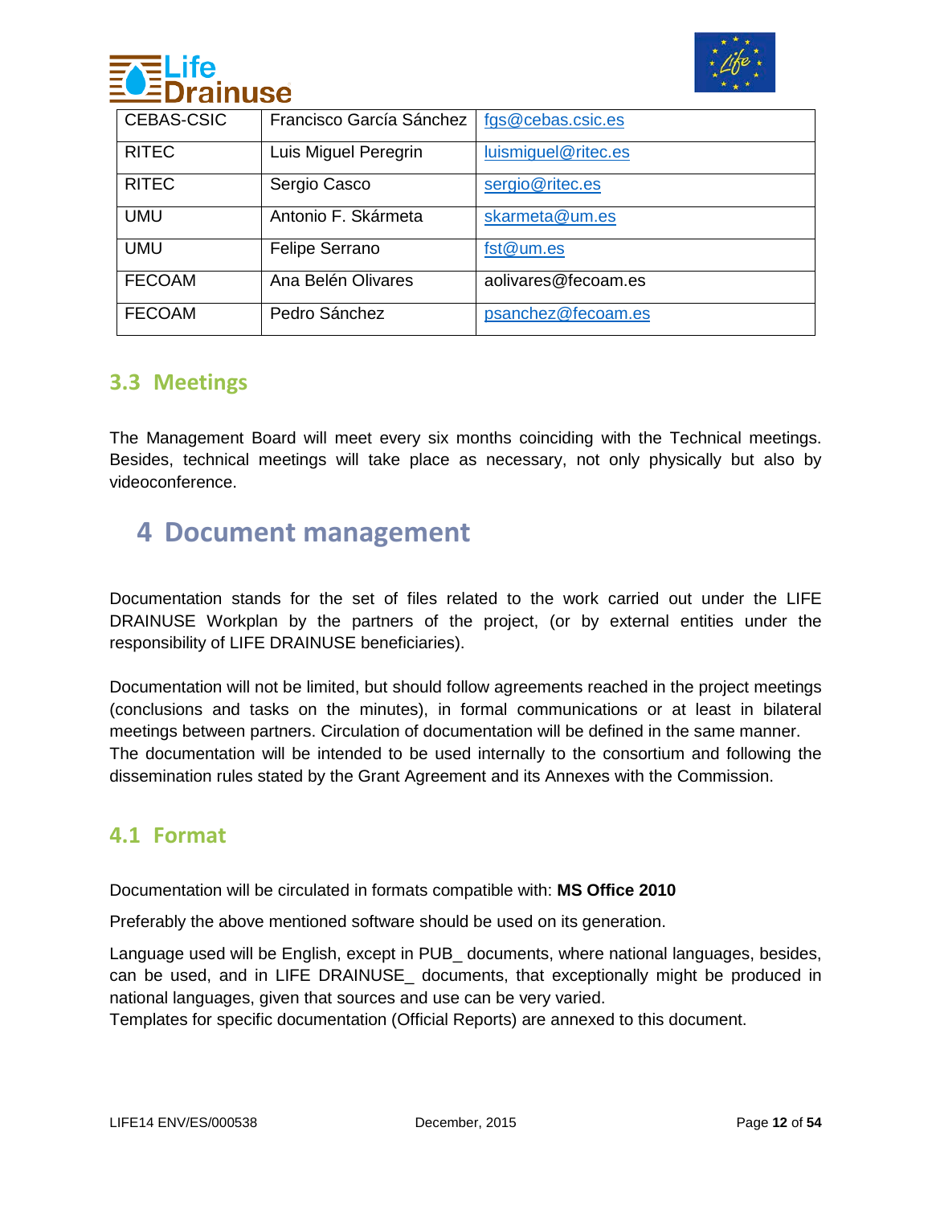| CEBAS-CSIC | Francisco García Sánchez | fgs@cebas.csic.es |
|---|---|---|
| RITEC | Luis Miguel Peregrin | luismiguel@ritec.es |
| RITEC | Sergio Casco | sergio@ritec.es |
| UMU | Antonio F. Skármeta | skarmeta@um.es |
| UMU | Felipe Serrano | fst@um.es |
| FECOAM | Ana Belén Olivares | aolivares@fecoam.es |
| FECOAM | Pedro Sánchez | psanchez@fecoam.es |

## 3.3 Meetings

The Management Board will meet every six months coinciding with the Technical meetings. Besides, technical meetings will take place as necessary, not only physically but also by videoconference.

# 4 Document management

Documentation stands for the set of files related to the work carried out under the LIFE DRAINUSE Workplan by the partners of the project, (or by external entities under the responsibility of LIFE DRAINUSE beneficiaries).

Documentation will not be limited, but should follow agreements reached in the project meetings (conclusions and tasks on the minutes), in formal communications or at least in bilateral meetings between partners. Circulation of documentation will be defined in the same manner.
The documentation will be intended to be used internally to the consortium and following the dissemination rules stated by the Grant Agreement and its Annexes with the Commission.

## 4.1 Format

Documentation will be circulated in formats compatible with: **MS Office 2010**

Preferably the above mentioned software should be used on its generation.

Language used will be English, except in PUB_ documents, where national languages, besides, can be used, and in LIFE DRAINUSE_ documents, that exceptionally might be produced in national languages, given that sources and use can be very varied.
Templates for specific documentation (Official Reports) are annexed to this document.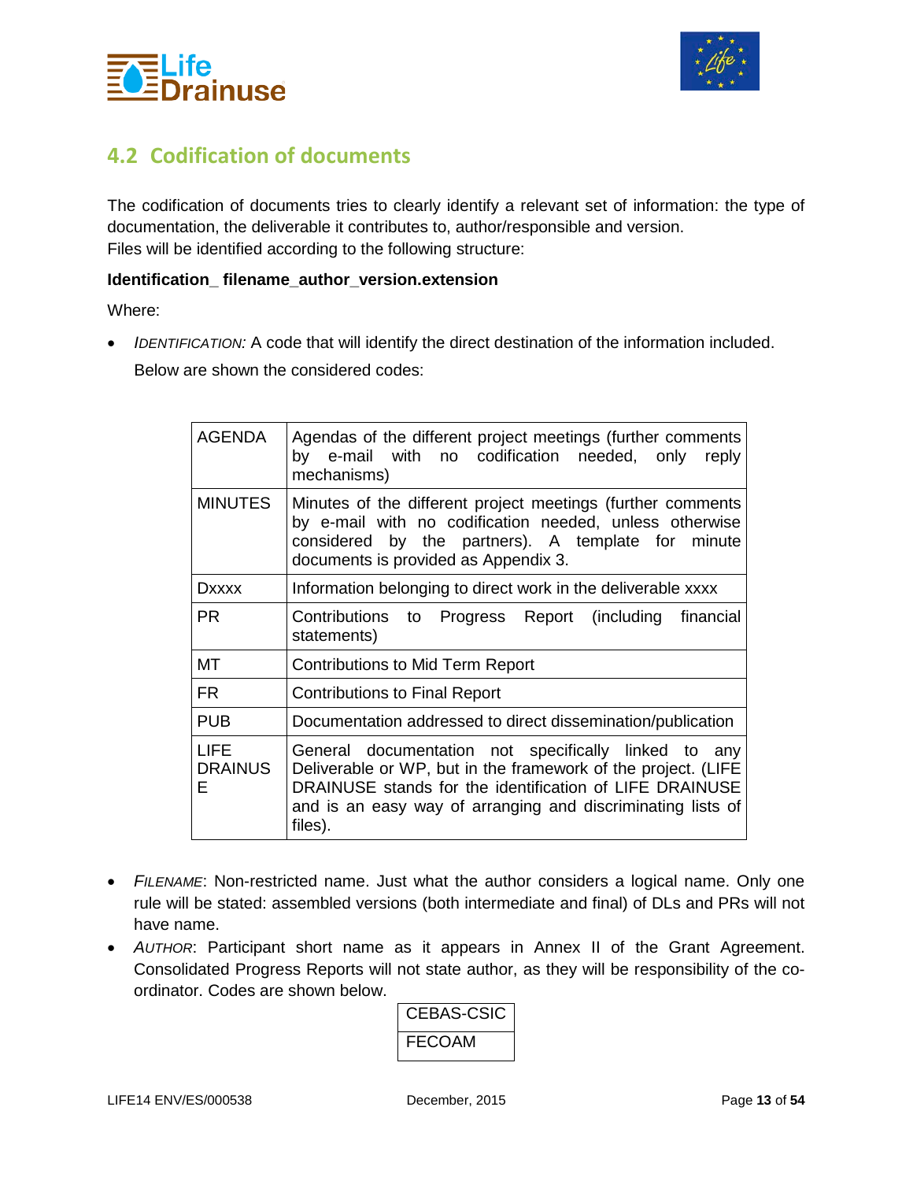## 4.2 Codification of documents

The codification of documents tries to clearly identify a relevant set of information: the type of documentation, the deliverable it contributes to, author/responsible and version.
Files will be identified according to the following structure:

**Identification_ filename_author_version.extension**

Where:

- *IDENTIFICATION:* A code that will identify the direct destination of the information included.

  Below are shown the considered codes:

| | |
|---|---|
| AGENDA | Agendas of the different project meetings (further comments by e-mail with no codification needed, only reply mechanisms) |
| MINUTES | Minutes of the different project meetings (further comments by e-mail with no codification needed, unless otherwise considered by the partners). A template for minute documents is provided as Appendix 3. |
| Dxxxx | Information belonging to direct work in the deliverable xxxx |
| PR | Contributions to Progress Report (including financial statements) |
| MT | Contributions to Mid Term Report |
| FR | Contributions to Final Report |
| PUB | Documentation addressed to direct dissemination/publication |
| LIFE DRAINUSE | General documentation not specifically linked to any Deliverable or WP, but in the framework of the project. (LIFE DRAINUSE stands for the identification of LIFE DRAINUSE and is an easy way of arranging and discriminating lists of files). |

- *FILENAME*: Non-restricted name. Just what the author considers a logical name. Only one rule will be stated: assembled versions (both intermediate and final) of DLs and PRs will not have name.
- *AUTHOR*: Participant short name as it appears in Annex II of the Grant Agreement. Consolidated Progress Reports will not state author, as they will be responsibility of the co-ordinator. Codes are shown below.

| |
|---|
| CEBAS-CSIC |
| FECOAM |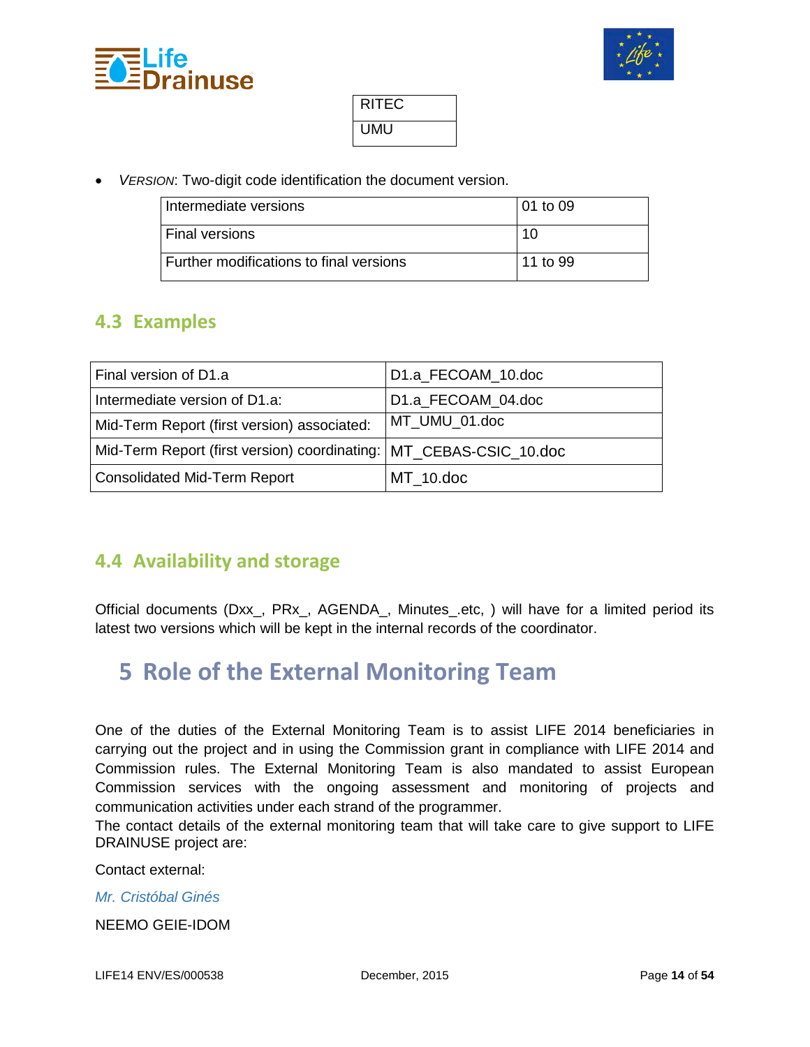| RITEC |
| --- |
| UMU |

- *VERSION*: Two-digit code identification the document version.

| Intermediate versions | 01 to 09 |
| --- | --- |
| Final versions | 10 |
| Further modifications to final versions | 11 to 99 |

## 4.3 Examples

| Final version of D1.a | D1.a_FECOAM_10.doc |
| --- | --- |
| Intermediate version of D1.a: | D1.a_FECOAM_04.doc |
| Mid-Term Report (first version) associated: | MT_UMU_01.doc |
| Mid-Term Report (first version) coordinating: | MT_CEBAS-CSIC_10.doc |
| Consolidated Mid-Term Report | MT_10.doc |

## 4.4 Availability and storage

Official documents (Dxx_, PRx_, AGENDA_, Minutes_.etc, ) will have for a limited period its latest two versions which will be kept in the internal records of the coordinator.

# 5 Role of the External Monitoring Team

One of the duties of the External Monitoring Team is to assist LIFE 2014 beneficiaries in carrying out the project and in using the Commission grant in compliance with LIFE 2014 and Commission rules. The External Monitoring Team is also mandated to assist European Commission services with the ongoing assessment and monitoring of projects and communication activities under each strand of the programmer.
The contact details of the external monitoring team that will take care to give support to LIFE DRAINUSE project are:

Contact external:

*Mr. Cristóbal Ginés*

NEEMO GEIE-IDOM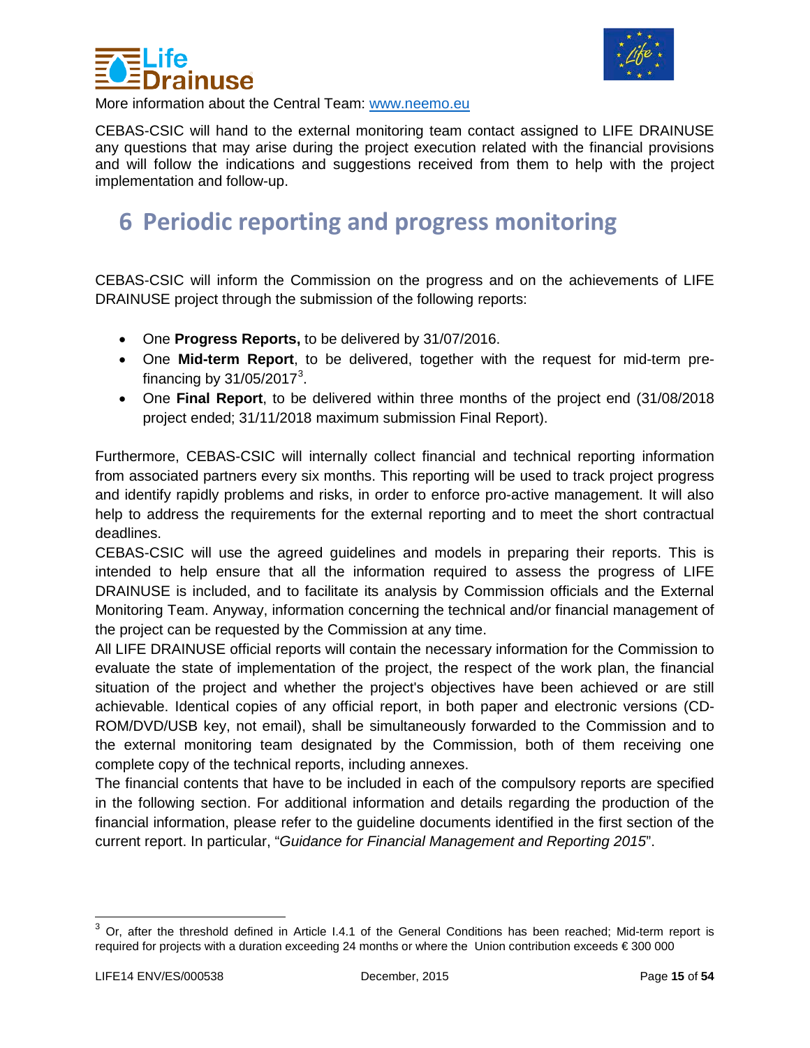More information about the Central Team: [www.neemo.eu](www.neemo.eu)

CEBAS-CSIC will hand to the external monitoring team contact assigned to LIFE DRAINUSE any questions that may arise during the project execution related with the financial provisions and will follow the indications and suggestions received from them to help with the project implementation and follow-up.

# 6 Periodic reporting and progress monitoring

CEBAS-CSIC will inform the Commission on the progress and on the achievements of LIFE DRAINUSE project through the submission of the following reports:

- One **Progress Reports,** to be delivered by 31/07/2016.
- One **Mid-term Report**, to be delivered, together with the request for mid-term pre-financing by 31/05/2017[3].
- One **Final Report**, to be delivered within three months of the project end (31/08/2018 project ended; 31/11/2018 maximum submission Final Report).

Furthermore, CEBAS-CSIC will internally collect financial and technical reporting information from associated partners every six months. This reporting will be used to track project progress and identify rapidly problems and risks, in order to enforce pro-active management. It will also help to address the requirements for the external reporting and to meet the short contractual deadlines.

CEBAS-CSIC will use the agreed guidelines and models in preparing their reports. This is intended to help ensure that all the information required to assess the progress of LIFE DRAINUSE is included, and to facilitate its analysis by Commission officials and the External Monitoring Team. Anyway, information concerning the technical and/or financial management of the project can be requested by the Commission at any time.

All LIFE DRAINUSE official reports will contain the necessary information for the Commission to evaluate the state of implementation of the project, the respect of the work plan, the financial situation of the project and whether the project's objectives have been achieved or are still achievable. Identical copies of any official report, in both paper and electronic versions (CD-ROM/DVD/USB key, not email), shall be simultaneously forwarded to the Commission and to the external monitoring team designated by the Commission, both of them receiving one complete copy of the technical reports, including annexes.

The financial contents that have to be included in each of the compulsory reports are specified in the following section. For additional information and details regarding the production of the financial information, please refer to the guideline documents identified in the first section of the current report. In particular, "*Guidance for Financial Management and Reporting 2015*".

---

[3] Or, after the threshold defined in Article I.4.1 of the General Conditions has been reached; Mid-term report is required for projects with a duration exceeding 24 months or where the Union contribution exceeds € 300 000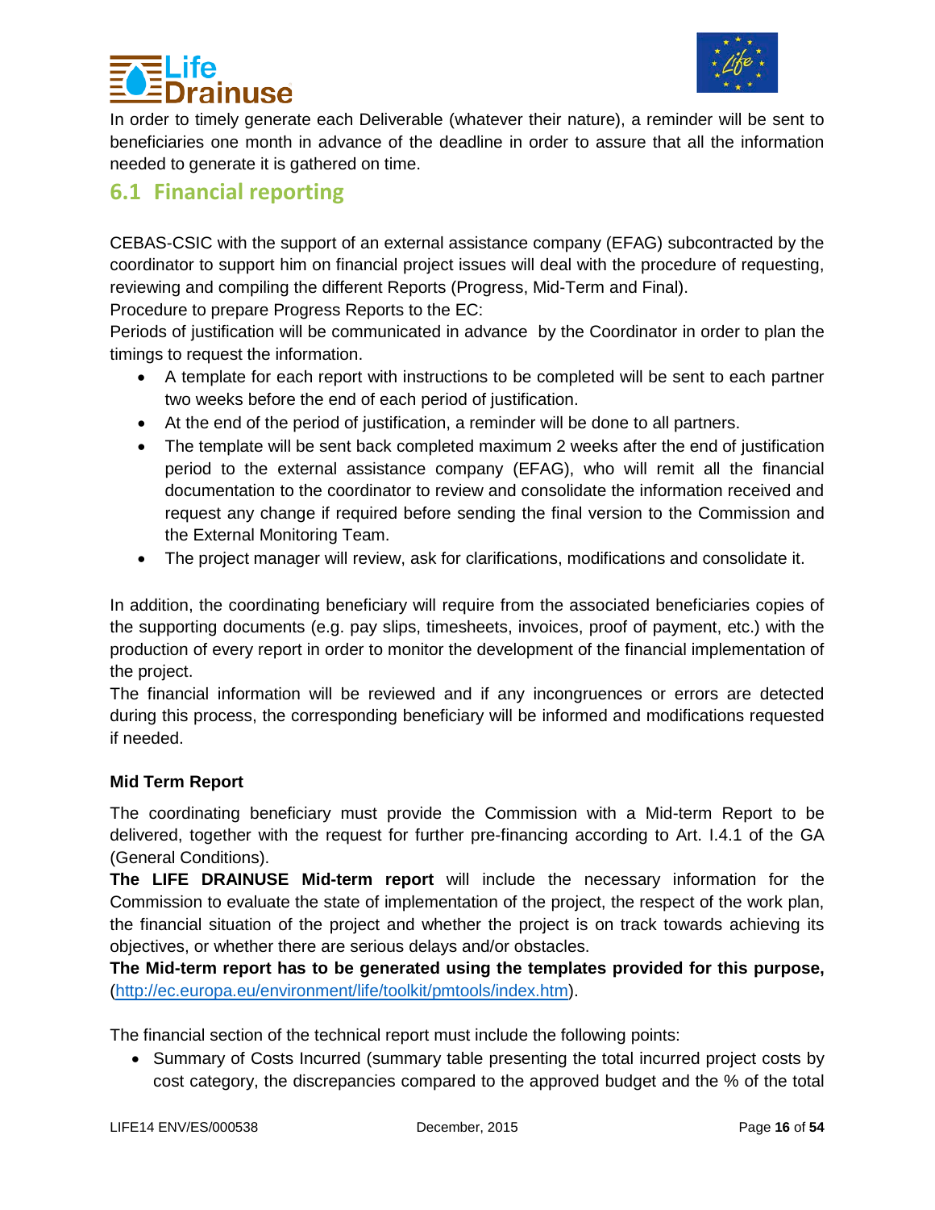In order to timely generate each Deliverable (whatever their nature), a reminder will be sent to beneficiaries one month in advance of the deadline in order to assure that all the information needed to generate it is gathered on time.

## 6.1 Financial reporting

CEBAS-CSIC with the support of an external assistance company (EFAG) subcontracted by the coordinator to support him on financial project issues will deal with the procedure of requesting, reviewing and compiling the different Reports (Progress, Mid-Term and Final).

Procedure to prepare Progress Reports to the EC:

Periods of justification will be communicated in advance by the Coordinator in order to plan the timings to request the information.

- A template for each report with instructions to be completed will be sent to each partner two weeks before the end of each period of justification.
- At the end of the period of justification, a reminder will be done to all partners.
- The template will be sent back completed maximum 2 weeks after the end of justification period to the external assistance company (EFAG), who will remit all the financial documentation to the coordinator to review and consolidate the information received and request any change if required before sending the final version to the Commission and the External Monitoring Team.
- The project manager will review, ask for clarifications, modifications and consolidate it.

In addition, the coordinating beneficiary will require from the associated beneficiaries copies of the supporting documents (e.g. pay slips, timesheets, invoices, proof of payment, etc.) with the production of every report in order to monitor the development of the financial implementation of the project.

The financial information will be reviewed and if any incongruences or errors are detected during this process, the corresponding beneficiary will be informed and modifications requested if needed.

**Mid Term Report**

The coordinating beneficiary must provide the Commission with a Mid-term Report to be delivered, together with the request for further pre-financing according to Art. I.4.1 of the GA (General Conditions).

**The LIFE DRAINUSE Mid-term report** will include the necessary information for the Commission to evaluate the state of implementation of the project, the respect of the work plan, the financial situation of the project and whether the project is on track towards achieving its objectives, or whether there are serious delays and/or obstacles.

**The Mid-term report has to be generated using the templates provided for this purpose,** (http://ec.europa.eu/environment/life/toolkit/pmtools/index.htm).

The financial section of the technical report must include the following points:

- Summary of Costs Incurred (summary table presenting the total incurred project costs by cost category, the discrepancies compared to the approved budget and the % of the total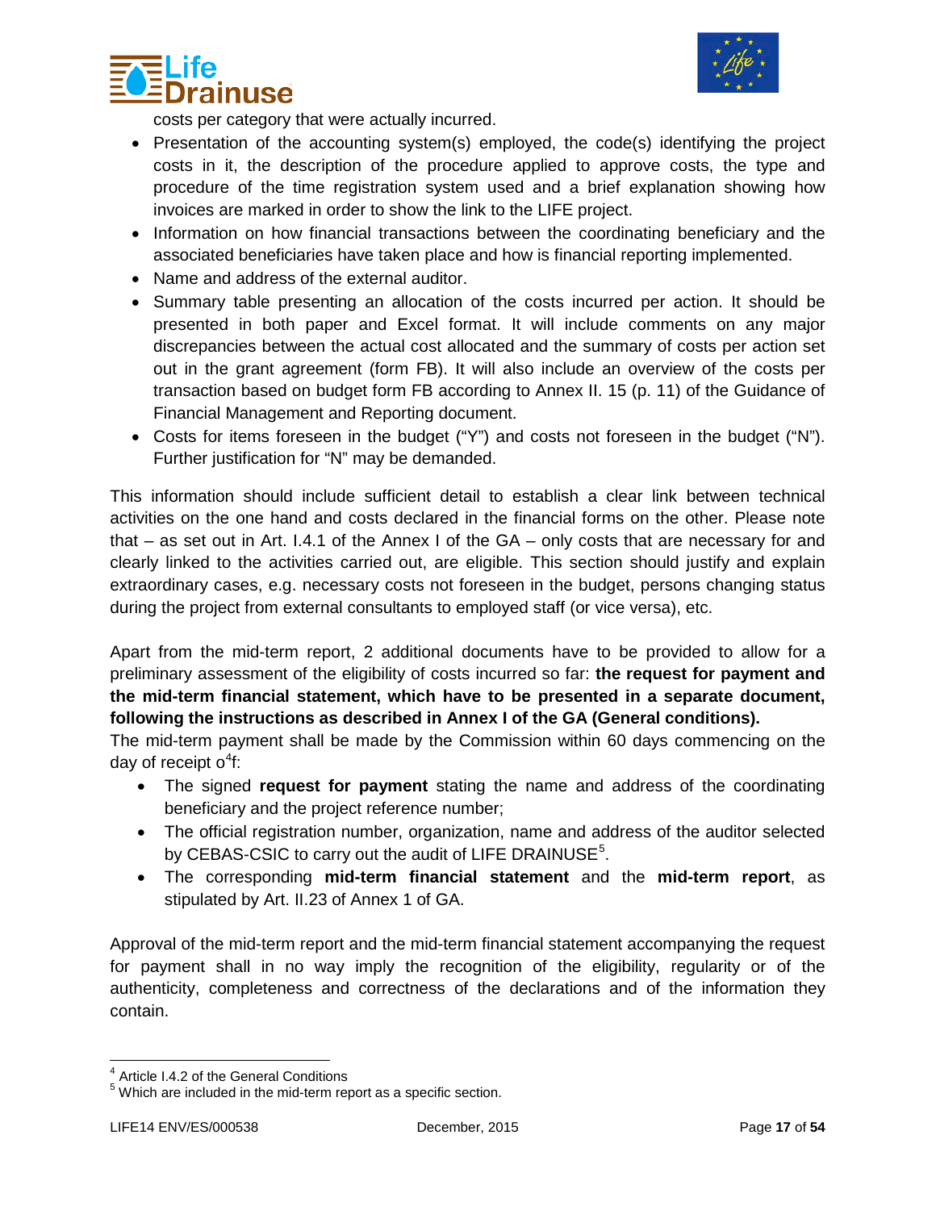costs per category that were actually incurred.

- Presentation of the accounting system(s) employed, the code(s) identifying the project costs in it, the description of the procedure applied to approve costs, the type and procedure of the time registration system used and a brief explanation showing how invoices are marked in order to show the link to the LIFE project.
- Information on how financial transactions between the coordinating beneficiary and the associated beneficiaries have taken place and how is financial reporting implemented.
- Name and address of the external auditor.
- Summary table presenting an allocation of the costs incurred per action. It should be presented in both paper and Excel format. It will include comments on any major discrepancies between the actual cost allocated and the summary of costs per action set out in the grant agreement (form FB). It will also include an overview of the costs per transaction based on budget form FB according to Annex II. 15 (p. 11) of the Guidance of Financial Management and Reporting document.
- Costs for items foreseen in the budget ("Y") and costs not foreseen in the budget ("N"). Further justification for "N" may be demanded.

This information should include sufficient detail to establish a clear link between technical activities on the one hand and costs declared in the financial forms on the other. Please note that – as set out in Art. I.4.1 of the Annex I of the GA – only costs that are necessary for and clearly linked to the activities carried out, are eligible. This section should justify and explain extraordinary cases, e.g. necessary costs not foreseen in the budget, persons changing status during the project from external consultants to employed staff (or vice versa), etc.

Apart from the mid-term report, 2 additional documents have to be provided to allow for a preliminary assessment of the eligibility of costs incurred so far: **the request for payment and the mid-term financial statement, which have to be presented in a separate document, following the instructions as described in Annex I of the GA (General conditions).**

The mid-term payment shall be made by the Commission within 60 days commencing on the day of receipt o[4]f:

- The signed **request for payment** stating the name and address of the coordinating beneficiary and the project reference number;
- The official registration number, organization, name and address of the auditor selected by CEBAS-CSIC to carry out the audit of LIFE DRAINUSE[5].
- The corresponding **mid-term financial statement** and the **mid-term report**, as stipulated by Art. II.23 of Annex 1 of GA.

Approval of the mid-term report and the mid-term financial statement accompanying the request for payment shall in no way imply the recognition of the eligibility, regularity or of the authenticity, completeness and correctness of the declarations and of the information they contain.

---

[4] Article I.4.2 of the General Conditions

[5] Which are included in the mid-term report as a specific section.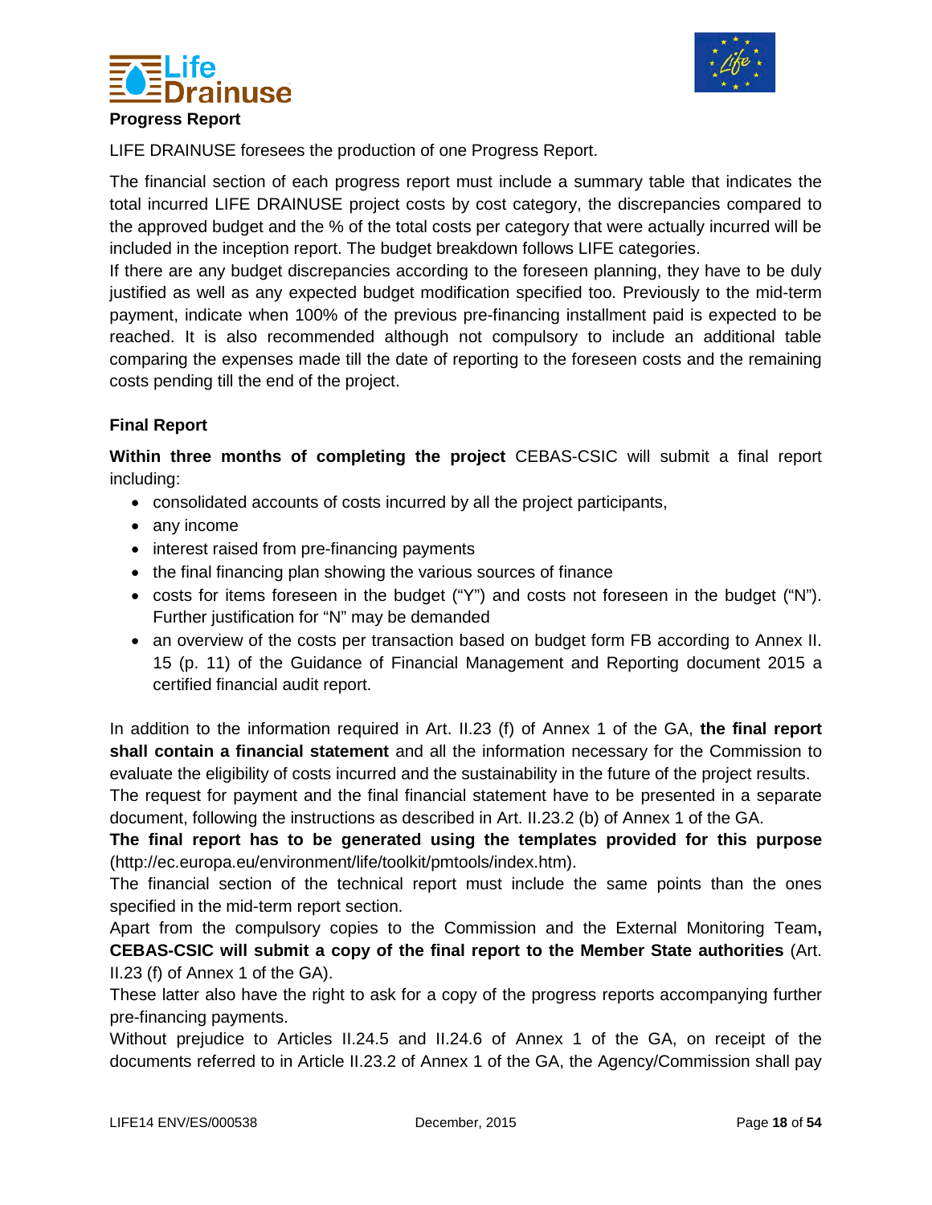**Progress Report**

LIFE DRAINUSE foresees the production of one Progress Report.

The financial section of each progress report must include a summary table that indicates the total incurred LIFE DRAINUSE project costs by cost category, the discrepancies compared to the approved budget and the % of the total costs per category that were actually incurred will be included in the inception report. The budget breakdown follows LIFE categories.

If there are any budget discrepancies according to the foreseen planning, they have to be duly justified as well as any expected budget modification specified too. Previously to the mid-term payment, indicate when 100% of the previous pre-financing installment paid is expected to be reached. It is also recommended although not compulsory to include an additional table comparing the expenses made till the date of reporting to the foreseen costs and the remaining costs pending till the end of the project.

**Final Report**

**Within three months of completing the project** CEBAS-CSIC will submit a final report including:

- consolidated accounts of costs incurred by all the project participants,
- any income
- interest raised from pre-financing payments
- the final financing plan showing the various sources of finance
- costs for items foreseen in the budget ("Y") and costs not foreseen in the budget ("N"). Further justification for "N" may be demanded
- an overview of the costs per transaction based on budget form FB according to Annex II. 15 (p. 11) of the Guidance of Financial Management and Reporting document 2015 a certified financial audit report.

In addition to the information required in Art. II.23 (f) of Annex 1 of the GA, **the final report shall contain a financial statement** and all the information necessary for the Commission to evaluate the eligibility of costs incurred and the sustainability in the future of the project results.

The request for payment and the final financial statement have to be presented in a separate document, following the instructions as described in Art. II.23.2 (b) of Annex 1 of the GA.

**The final report has to be generated using the templates provided for this purpose** (http://ec.europa.eu/environment/life/toolkit/pmtools/index.htm).

The financial section of the technical report must include the same points than the ones specified in the mid-term report section.

Apart from the compulsory copies to the Commission and the External Monitoring Team**, CEBAS-CSIC will submit a copy of the final report to the Member State authorities** (Art. II.23 (f) of Annex 1 of the GA).

These latter also have the right to ask for a copy of the progress reports accompanying further pre-financing payments.

Without prejudice to Articles II.24.5 and II.24.6 of Annex 1 of the GA, on receipt of the documents referred to in Article II.23.2 of Annex 1 of the GA, the Agency/Commission shall pay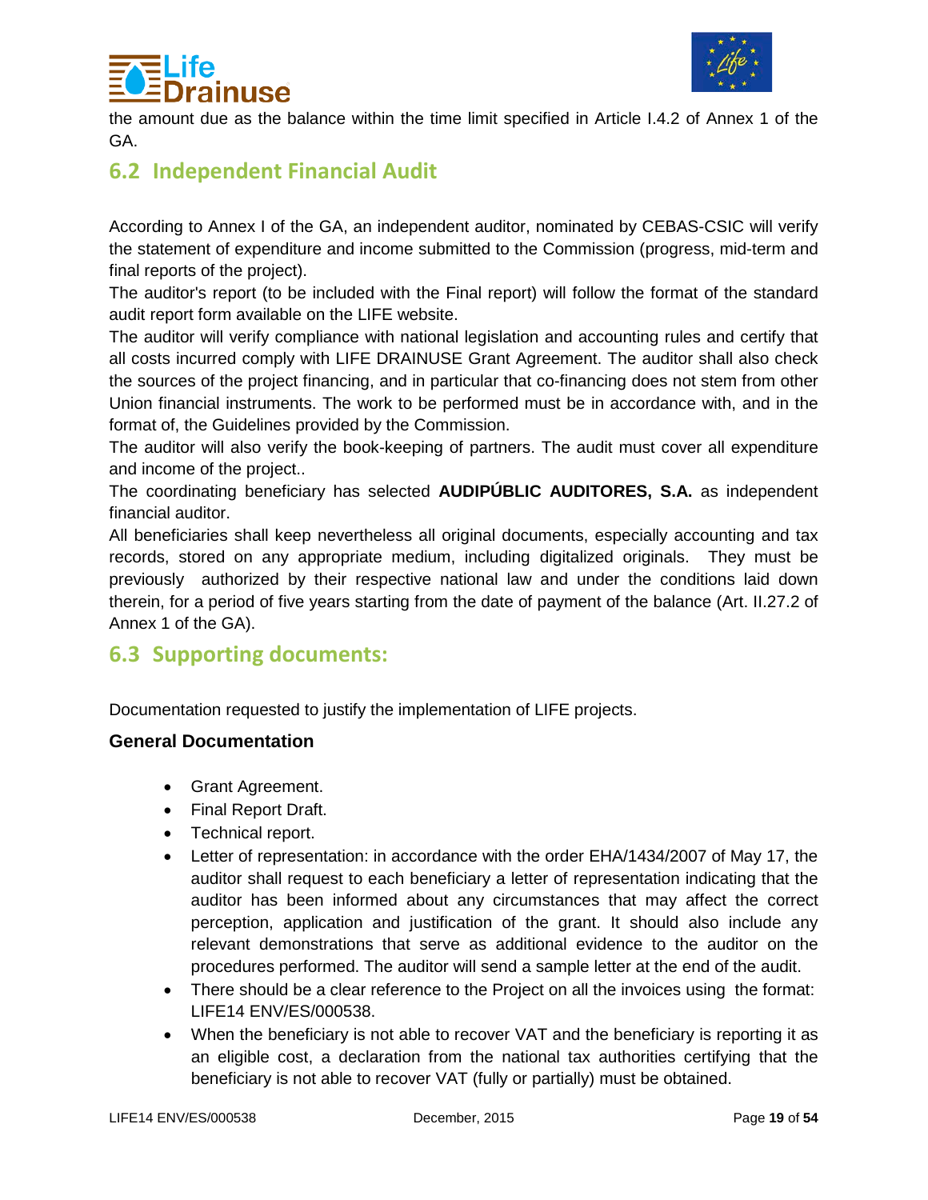the amount due as the balance within the time limit specified in Article I.4.2 of Annex 1 of the GA.

## 6.2 Independent Financial Audit

According to Annex I of the GA, an independent auditor, nominated by CEBAS-CSIC will verify the statement of expenditure and income submitted to the Commission (progress, mid-term and final reports of the project).

The auditor's report (to be included with the Final report) will follow the format of the standard audit report form available on the LIFE website.

The auditor will verify compliance with national legislation and accounting rules and certify that all costs incurred comply with LIFE DRAINUSE Grant Agreement. The auditor shall also check the sources of the project financing, and in particular that co-financing does not stem from other Union financial instruments. The work to be performed must be in accordance with, and in the format of, the Guidelines provided by the Commission.

The auditor will also verify the book-keeping of partners. The audit must cover all expenditure and income of the project..

The coordinating beneficiary has selected **AUDIPÚBLIC AUDITORES, S.A.** as independent financial auditor.

All beneficiaries shall keep nevertheless all original documents, especially accounting and tax records, stored on any appropriate medium, including digitalized originals. They must be previously authorized by their respective national law and under the conditions laid down therein, for a period of five years starting from the date of payment of the balance (Art. II.27.2 of Annex 1 of the GA).

## 6.3 Supporting documents:

Documentation requested to justify the implementation of LIFE projects.

### General Documentation

- Grant Agreement.
- Final Report Draft.
- Technical report.
- Letter of representation: in accordance with the order EHA/1434/2007 of May 17, the auditor shall request to each beneficiary a letter of representation indicating that the auditor has been informed about any circumstances that may affect the correct perception, application and justification of the grant. It should also include any relevant demonstrations that serve as additional evidence to the auditor on the procedures performed. The auditor will send a sample letter at the end of the audit.
- There should be a clear reference to the Project on all the invoices using the format: LIFE14 ENV/ES/000538.
- When the beneficiary is not able to recover VAT and the beneficiary is reporting it as an eligible cost, a declaration from the national tax authorities certifying that the beneficiary is not able to recover VAT (fully or partially) must be obtained.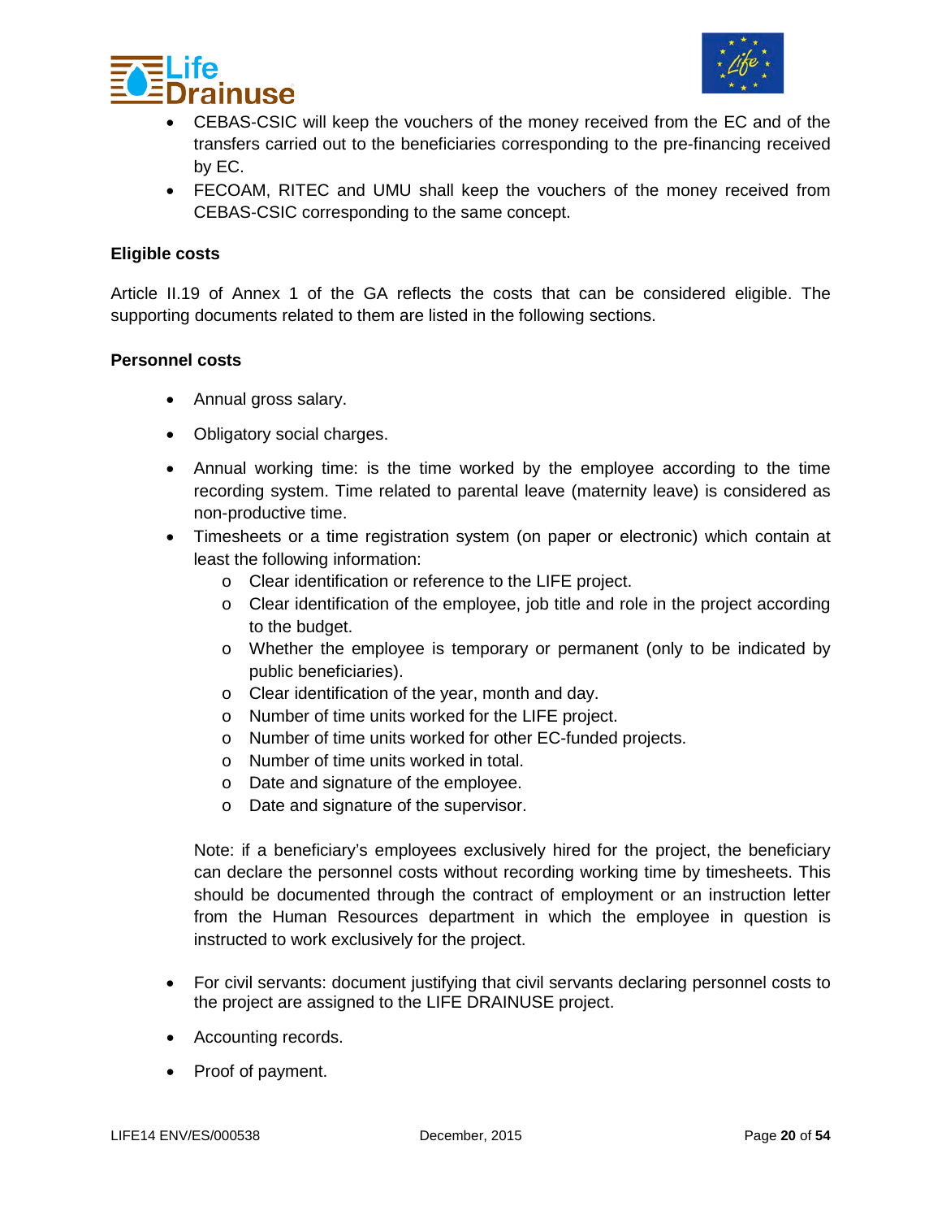- CEBAS-CSIC will keep the vouchers of the money received from the EC and of the transfers carried out to the beneficiaries corresponding to the pre-financing received by EC.
- FECOAM, RITEC and UMU shall keep the vouchers of the money received from CEBAS-CSIC corresponding to the same concept.

**Eligible costs**

Article II.19 of Annex 1 of the GA reflects the costs that can be considered eligible. The supporting documents related to them are listed in the following sections.

**Personnel costs**

- Annual gross salary.
- Obligatory social charges.
- Annual working time: is the time worked by the employee according to the time recording system. Time related to parental leave (maternity leave) is considered as non-productive time.
- Timesheets or a time registration system (on paper or electronic) which contain at least the following information:
  - Clear identification or reference to the LIFE project.
  - Clear identification of the employee, job title and role in the project according to the budget.
  - Whether the employee is temporary or permanent (only to be indicated by public beneficiaries).
  - Clear identification of the year, month and day.
  - Number of time units worked for the LIFE project.
  - Number of time units worked for other EC-funded projects.
  - Number of time units worked in total.
  - Date and signature of the employee.
  - Date and signature of the supervisor.

  Note: if a beneficiary's employees exclusively hired for the project, the beneficiary can declare the personnel costs without recording working time by timesheets. This should be documented through the contract of employment or an instruction letter from the Human Resources department in which the employee in question is instructed to work exclusively for the project.

- For civil servants: document justifying that civil servants declaring personnel costs to the project are assigned to the LIFE DRAINUSE project.
- Accounting records.
- Proof of payment.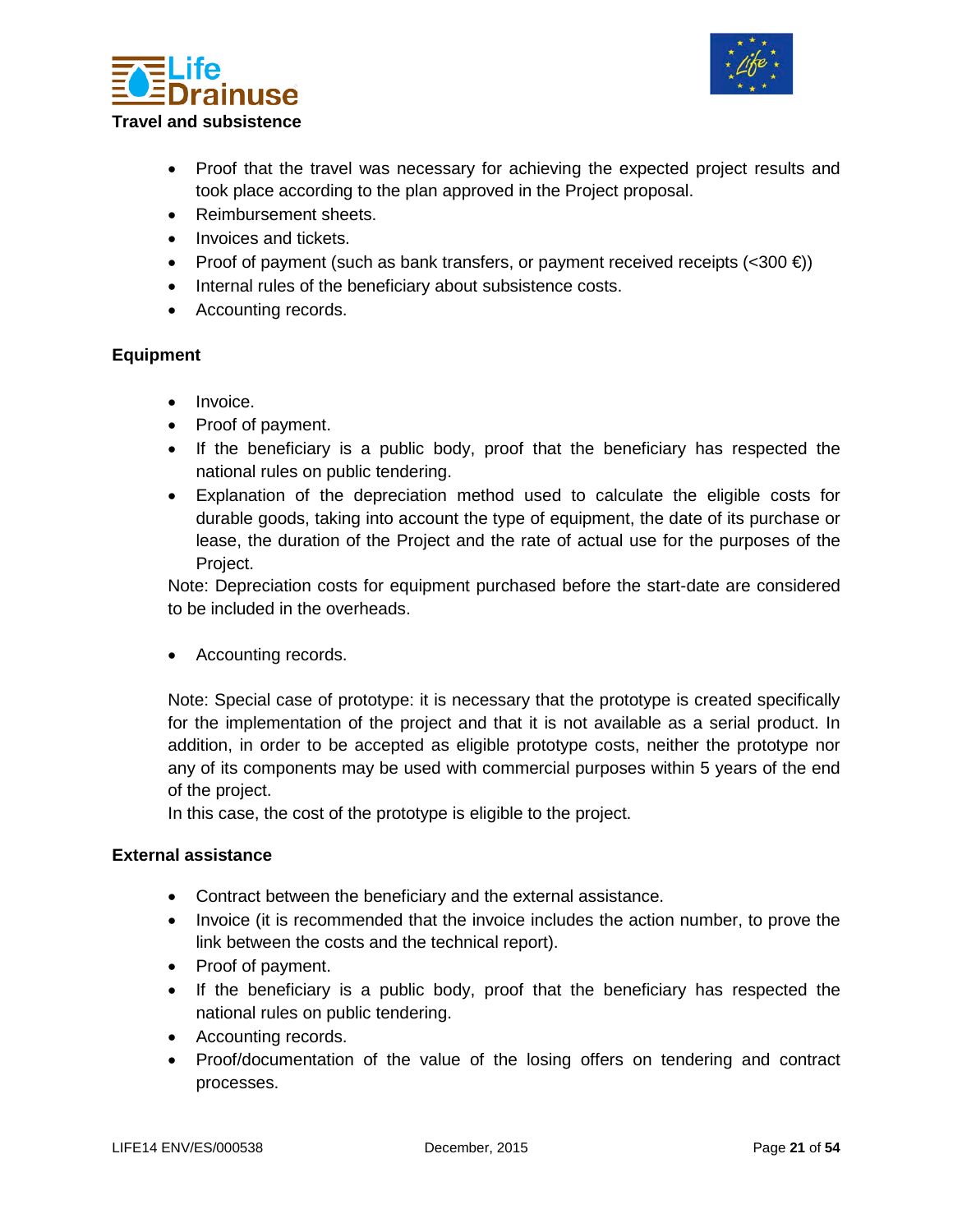**Travel and subsistence**

- Proof that the travel was necessary for achieving the expected project results and took place according to the plan approved in the Project proposal.
- Reimbursement sheets.
- Invoices and tickets.
- Proof of payment (such as bank transfers, or payment received receipts (<300 €))
- Internal rules of the beneficiary about subsistence costs.
- Accounting records.

**Equipment**

- Invoice.
- Proof of payment.
- If the beneficiary is a public body, proof that the beneficiary has respected the national rules on public tendering.
- Explanation of the depreciation method used to calculate the eligible costs for durable goods, taking into account the type of equipment, the date of its purchase or lease, the duration of the Project and the rate of actual use for the purposes of the Project.

Note: Depreciation costs for equipment purchased before the start-date are considered to be included in the overheads.

- Accounting records.

Note: Special case of prototype: it is necessary that the prototype is created specifically for the implementation of the project and that it is not available as a serial product. In addition, in order to be accepted as eligible prototype costs, neither the prototype nor any of its components may be used with commercial purposes within 5 years of the end of the project.
In this case, the cost of the prototype is eligible to the project.

**External assistance**

- Contract between the beneficiary and the external assistance.
- Invoice (it is recommended that the invoice includes the action number, to prove the link between the costs and the technical report).
- Proof of payment.
- If the beneficiary is a public body, proof that the beneficiary has respected the national rules on public tendering.
- Accounting records.
- Proof/documentation of the value of the losing offers on tendering and contract processes.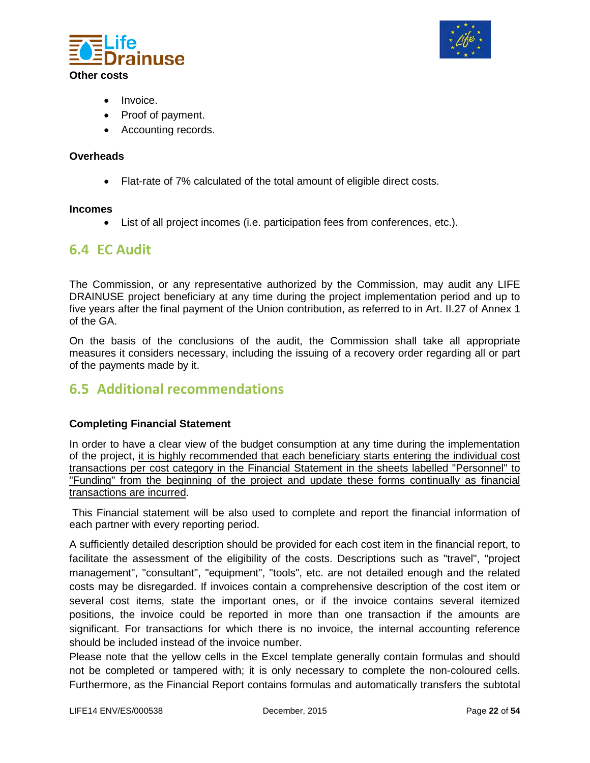**Other costs**

- Invoice.
- Proof of payment.
- Accounting records.

**Overheads**

- Flat-rate of 7% calculated of the total amount of eligible direct costs.

**Incomes**

- List of all project incomes (i.e. participation fees from conferences, etc.).

## 6.4 EC Audit

The Commission, or any representative authorized by the Commission, may audit any LIFE DRAINUSE project beneficiary at any time during the project implementation period and up to five years after the final payment of the Union contribution, as referred to in Art. II.27 of Annex 1 of the GA.

On the basis of the conclusions of the audit, the Commission shall take all appropriate measures it considers necessary, including the issuing of a recovery order regarding all or part of the payments made by it.

## 6.5 Additional recommendations

**Completing Financial Statement**

In order to have a clear view of the budget consumption at any time during the implementation of the project, it is highly recommended that each beneficiary starts entering the individual cost transactions per cost category in the Financial Statement in the sheets labelled "Personnel" to "Funding" from the beginning of the project and update these forms continually as financial transactions are incurred.

This Financial statement will be also used to complete and report the financial information of each partner with every reporting period.

A sufficiently detailed description should be provided for each cost item in the financial report, to facilitate the assessment of the eligibility of the costs. Descriptions such as "travel", "project management", "consultant", "equipment", "tools", etc. are not detailed enough and the related costs may be disregarded. If invoices contain a comprehensive description of the cost item or several cost items, state the important ones, or if the invoice contains several itemized positions, the invoice could be reported in more than one transaction if the amounts are significant. For transactions for which there is no invoice, the internal accounting reference should be included instead of the invoice number.

Please note that the yellow cells in the Excel template generally contain formulas and should not be completed or tampered with; it is only necessary to complete the non-coloured cells. Furthermore, as the Financial Report contains formulas and automatically transfers the subtotal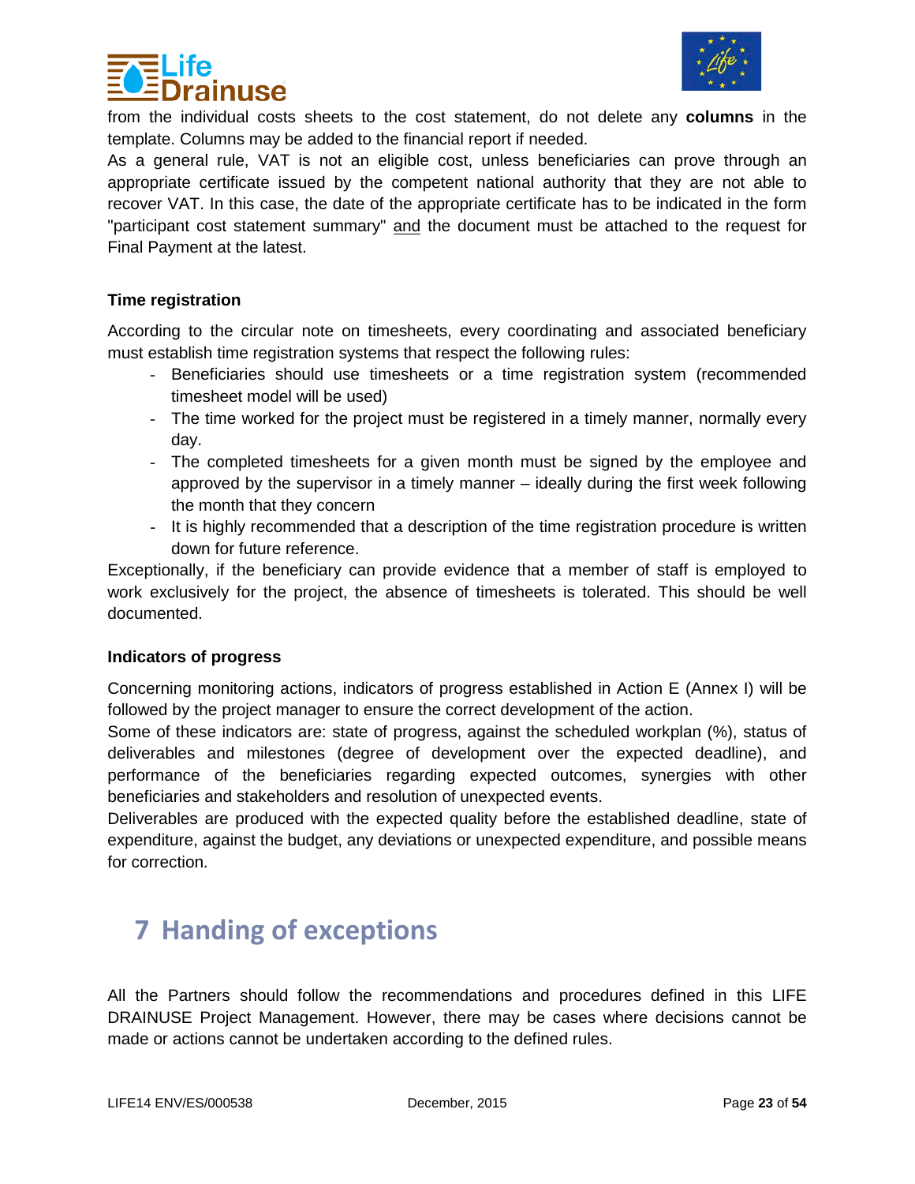from the individual costs sheets to the cost statement, do not delete any **columns** in the template. Columns may be added to the financial report if needed.

As a general rule, VAT is not an eligible cost, unless beneficiaries can prove through an appropriate certificate issued by the competent national authority that they are not able to recover VAT. In this case, the date of the appropriate certificate has to be indicated in the form "participant cost statement summary" and the document must be attached to the request for Final Payment at the latest.

**Time registration**

According to the circular note on timesheets, every coordinating and associated beneficiary must establish time registration systems that respect the following rules:

- Beneficiaries should use timesheets or a time registration system (recommended timesheet model will be used)
- The time worked for the project must be registered in a timely manner, normally every day.
- The completed timesheets for a given month must be signed by the employee and approved by the supervisor in a timely manner – ideally during the first week following the month that they concern
- It is highly recommended that a description of the time registration procedure is written down for future reference.

Exceptionally, if the beneficiary can provide evidence that a member of staff is employed to work exclusively for the project, the absence of timesheets is tolerated. This should be well documented.

**Indicators of progress**

Concerning monitoring actions, indicators of progress established in Action E (Annex I) will be followed by the project manager to ensure the correct development of the action.

Some of these indicators are: state of progress, against the scheduled workplan (%), status of deliverables and milestones (degree of development over the expected deadline), and performance of the beneficiaries regarding expected outcomes, synergies with other beneficiaries and stakeholders and resolution of unexpected events.

Deliverables are produced with the expected quality before the established deadline, state of expenditure, against the budget, any deviations or unexpected expenditure, and possible means for correction.

# 7 Handing of exceptions

All the Partners should follow the recommendations and procedures defined in this LIFE DRAINUSE Project Management. However, there may be cases where decisions cannot be made or actions cannot be undertaken according to the defined rules.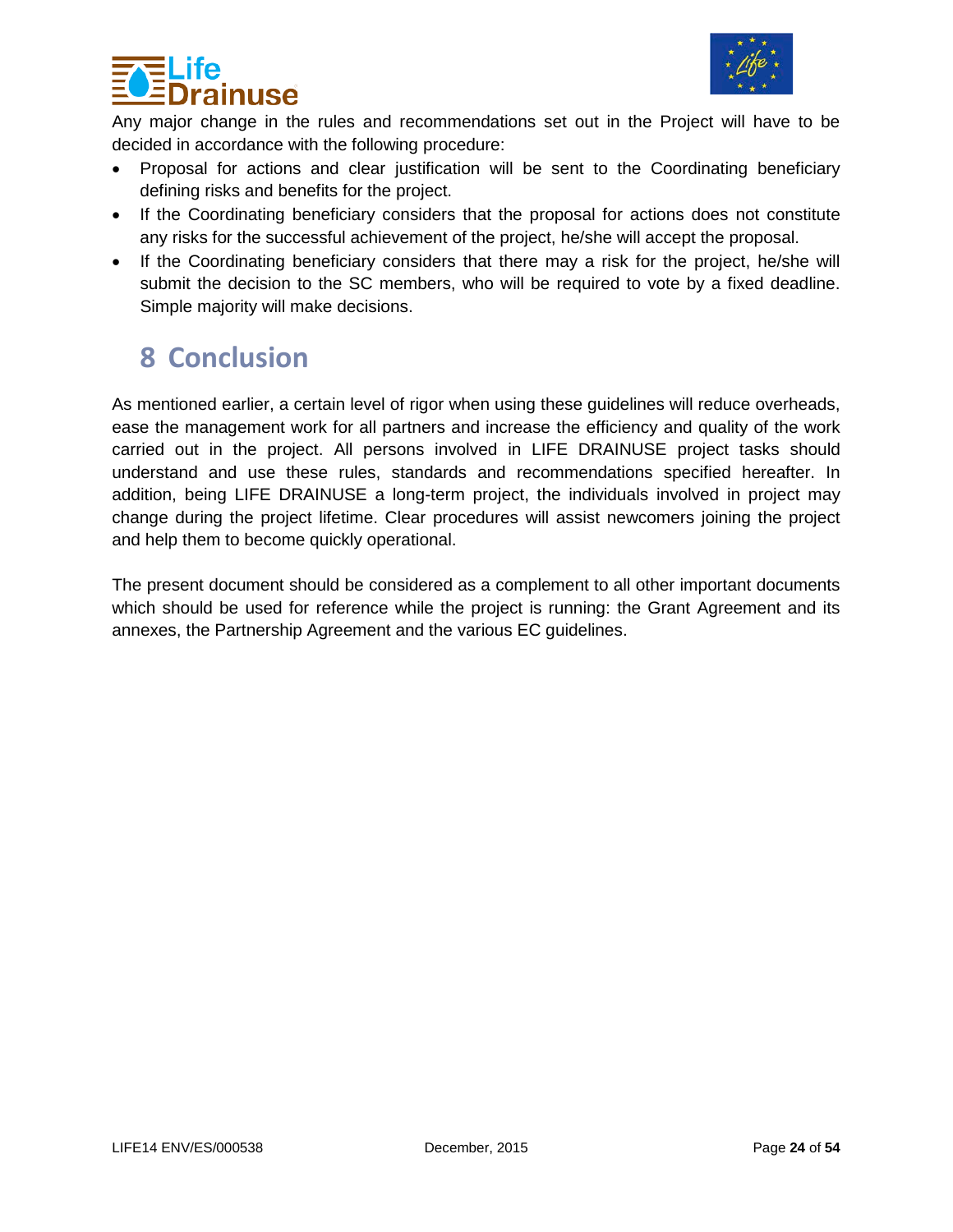Any major change in the rules and recommendations set out in the Project will have to be decided in accordance with the following procedure:

- Proposal for actions and clear justification will be sent to the Coordinating beneficiary defining risks and benefits for the project.
- If the Coordinating beneficiary considers that the proposal for actions does not constitute any risks for the successful achievement of the project, he/she will accept the proposal.
- If the Coordinating beneficiary considers that there may a risk for the project, he/she will submit the decision to the SC members, who will be required to vote by a fixed deadline. Simple majority will make decisions.

# 8 Conclusion

As mentioned earlier, a certain level of rigor when using these guidelines will reduce overheads, ease the management work for all partners and increase the efficiency and quality of the work carried out in the project. All persons involved in LIFE DRAINUSE project tasks should understand and use these rules, standards and recommendations specified hereafter. In addition, being LIFE DRAINUSE a long-term project, the individuals involved in project may change during the project lifetime. Clear procedures will assist newcomers joining the project and help them to become quickly operational.

The present document should be considered as a complement to all other important documents which should be used for reference while the project is running: the Grant Agreement and its annexes, the Partnership Agreement and the various EC guidelines.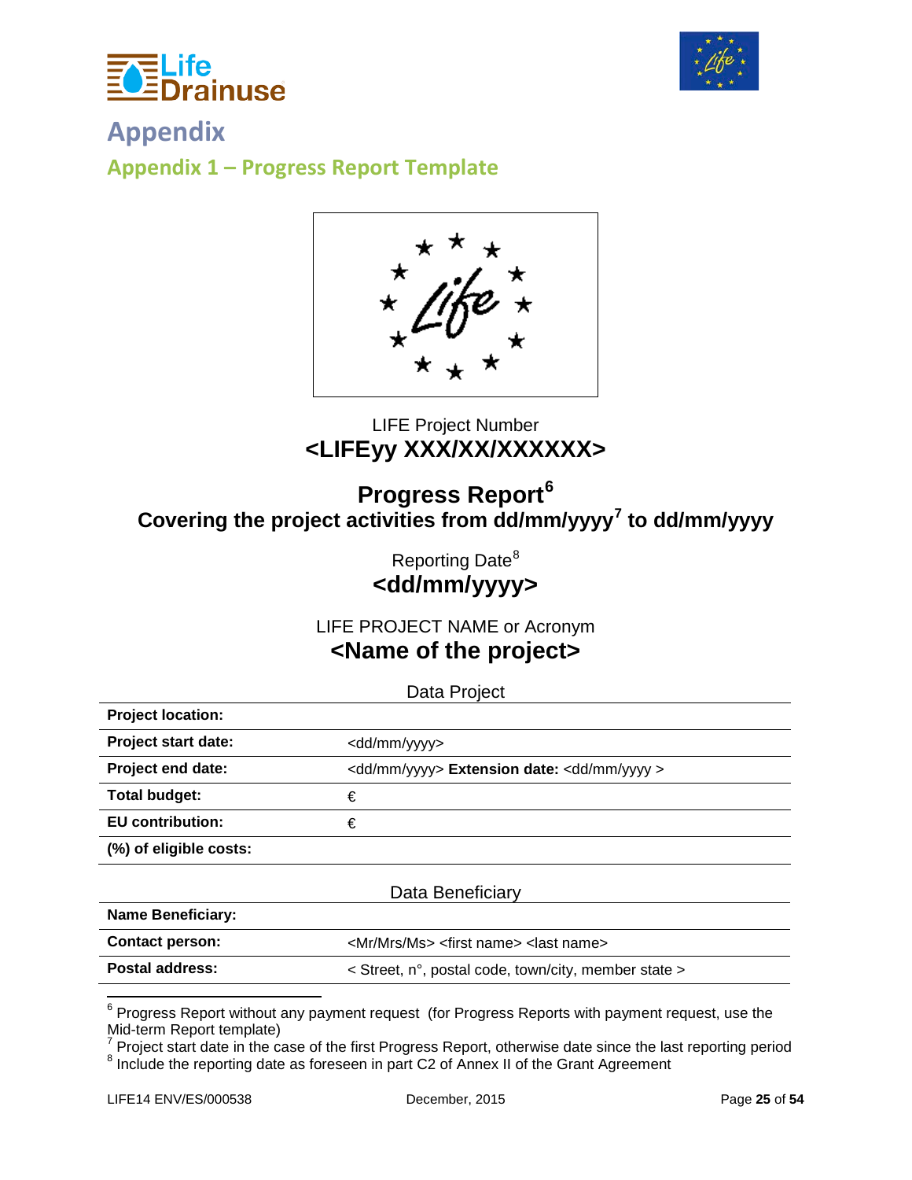# Appendix

## Appendix 1 – Progress Report Template

LIFE Project Number

**<LIFEyy XXX/XX/XXXXXX>**

**Progress Report**[6]

**Covering the project activities from dd/mm/yyyy**[7] **to dd/mm/yyyy**

Reporting Date[8]

**<dd/mm/yyyy>**

LIFE PROJECT NAME or Acronym

**<Name of the project>**

Data Project

| | |
|---|---|
| **Project location:** | |
| **Project start date:** | <dd/mm/yyyy> |
| **Project end date:** | <dd/mm/yyyy> **Extension date:** <dd/mm/yyyy > |
| **Total budget:** | € |
| **EU contribution:** | € |
| **(%) of eligible costs:** | |

Data Beneficiary

| | |
|---|---|
| **Name Beneficiary:** | |
| **Contact person:** | <Mr/Mrs/Ms> <first name> <last name> |
| **Postal address:** | < Street, n°, postal code, town/city, member state > |

[6] Progress Report without any payment request (for Progress Reports with payment request, use the Mid-term Report template)

[7] Project start date in the case of the first Progress Report, otherwise date since the last reporting period

[8] Include the reporting date as foreseen in part C2 of Annex II of the Grant Agreement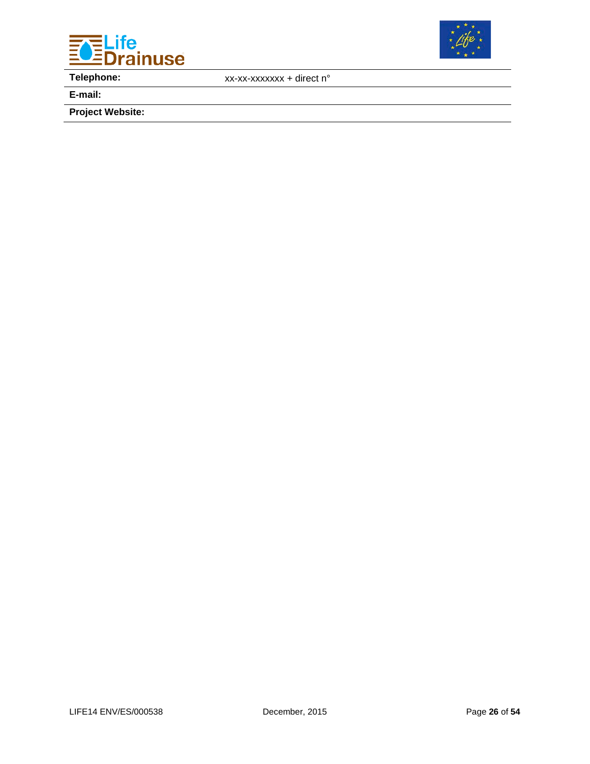| | |
|---|---|
| **Telephone:** | xx-xx-xxxxxxx + direct n° |
| **E-mail:** | |
| **Project Website:** | |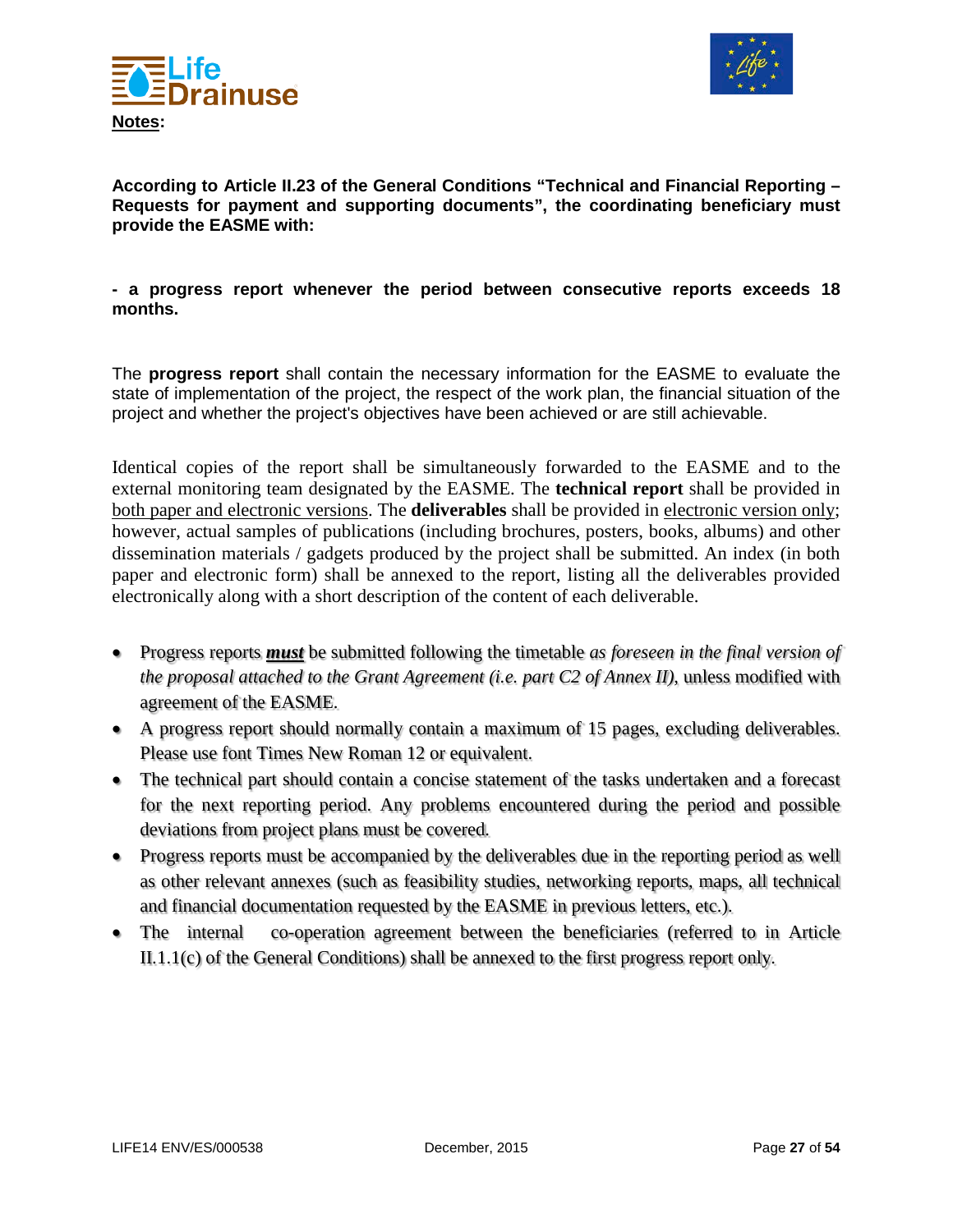**Notes:**

**According to Article II.23 of the General Conditions "Technical and Financial Reporting – Requests for payment and supporting documents", the coordinating beneficiary must provide the EASME with:**

**- a progress report whenever the period between consecutive reports exceeds 18 months.**

The **progress report** shall contain the necessary information for the EASME to evaluate the state of implementation of the project, the respect of the work plan, the financial situation of the project and whether the project's objectives have been achieved or are still achievable.

Identical copies of the report shall be simultaneously forwarded to the EASME and to the external monitoring team designated by the EASME. The **technical report** shall be provided in both paper and electronic versions. The **deliverables** shall be provided in electronic version only; however, actual samples of publications (including brochures, posters, books, albums) and other dissemination materials / gadgets produced by the project shall be submitted. An index (in both paper and electronic form) shall be annexed to the report, listing all the deliverables provided electronically along with a short description of the content of each deliverable.

- Progress reports ***must*** be submitted following the timetable *as foreseen in the final version of the proposal attached to the Grant Agreement (i.e. part C2 of Annex II)*, unless modified with agreement of the EASME.
- A progress report should normally contain a maximum of 15 pages, excluding deliverables. Please use font Times New Roman 12 or equivalent.
- The technical part should contain a concise statement of the tasks undertaken and a forecast for the next reporting period. Any problems encountered during the period and possible deviations from project plans must be covered.
- Progress reports must be accompanied by the deliverables due in the reporting period as well as other relevant annexes (such as feasibility studies, networking reports, maps, all technical and financial documentation requested by the EASME in previous letters, etc.).
- The internal co-operation agreement between the beneficiaries (referred to in Article II.1.1(c) of the General Conditions) shall be annexed to the first progress report only.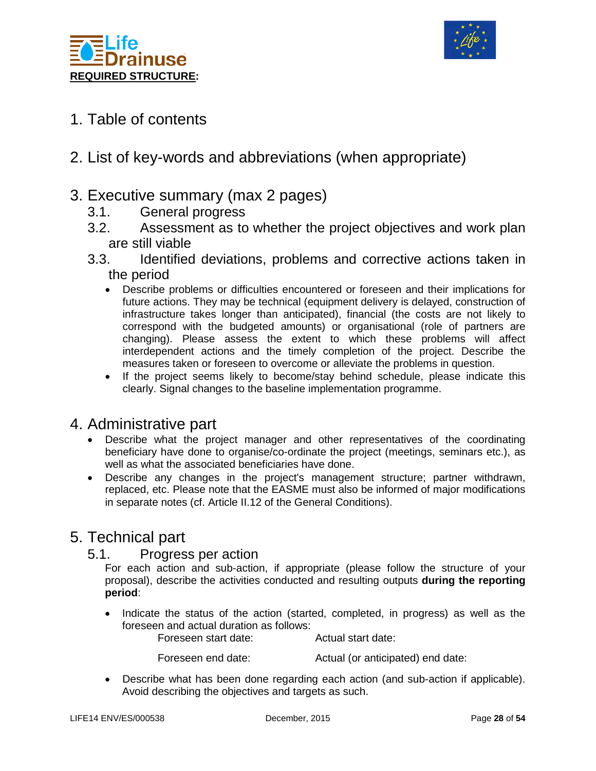**REQUIRED STRUCTURE:**

# 1. Table of contents

# 2. List of key-words and abbreviations (when appropriate)

# 3. Executive summary (max 2 pages)

## 3.1. General progress

## 3.2. Assessment as to whether the project objectives and work plan are still viable

## 3.3. Identified deviations, problems and corrective actions taken in the period

- Describe problems or difficulties encountered or foreseen and their implications for future actions. They may be technical (equipment delivery is delayed, construction of infrastructure takes longer than anticipated), financial (the costs are not likely to correspond with the budgeted amounts) or organisational (role of partners are changing). Please assess the extent to which these problems will affect interdependent actions and the timely completion of the project. Describe the measures taken or foreseen to overcome or alleviate the problems in question.
- If the project seems likely to become/stay behind schedule, please indicate this clearly. Signal changes to the baseline implementation programme.

# 4. Administrative part

- Describe what the project manager and other representatives of the coordinating beneficiary have done to organise/co-ordinate the project (meetings, seminars etc.), as well as what the associated beneficiaries have done.
- Describe any changes in the project's management structure; partner withdrawn, replaced, etc. Please note that the EASME must also be informed of major modifications in separate notes (cf. Article II.12 of the General Conditions).

# 5. Technical part

## 5.1. Progress per action

For each action and sub-action, if appropriate (please follow the structure of your proposal), describe the activities conducted and resulting outputs **during the reporting period**:

- Indicate the status of the action (started, completed, in progress) as well as the foreseen and actual duration as follows:

  Foreseen start date: Actual start date:

  Foreseen end date: Actual (or anticipated) end date:

- Describe what has been done regarding each action (and sub-action if applicable). Avoid describing the objectives and targets as such.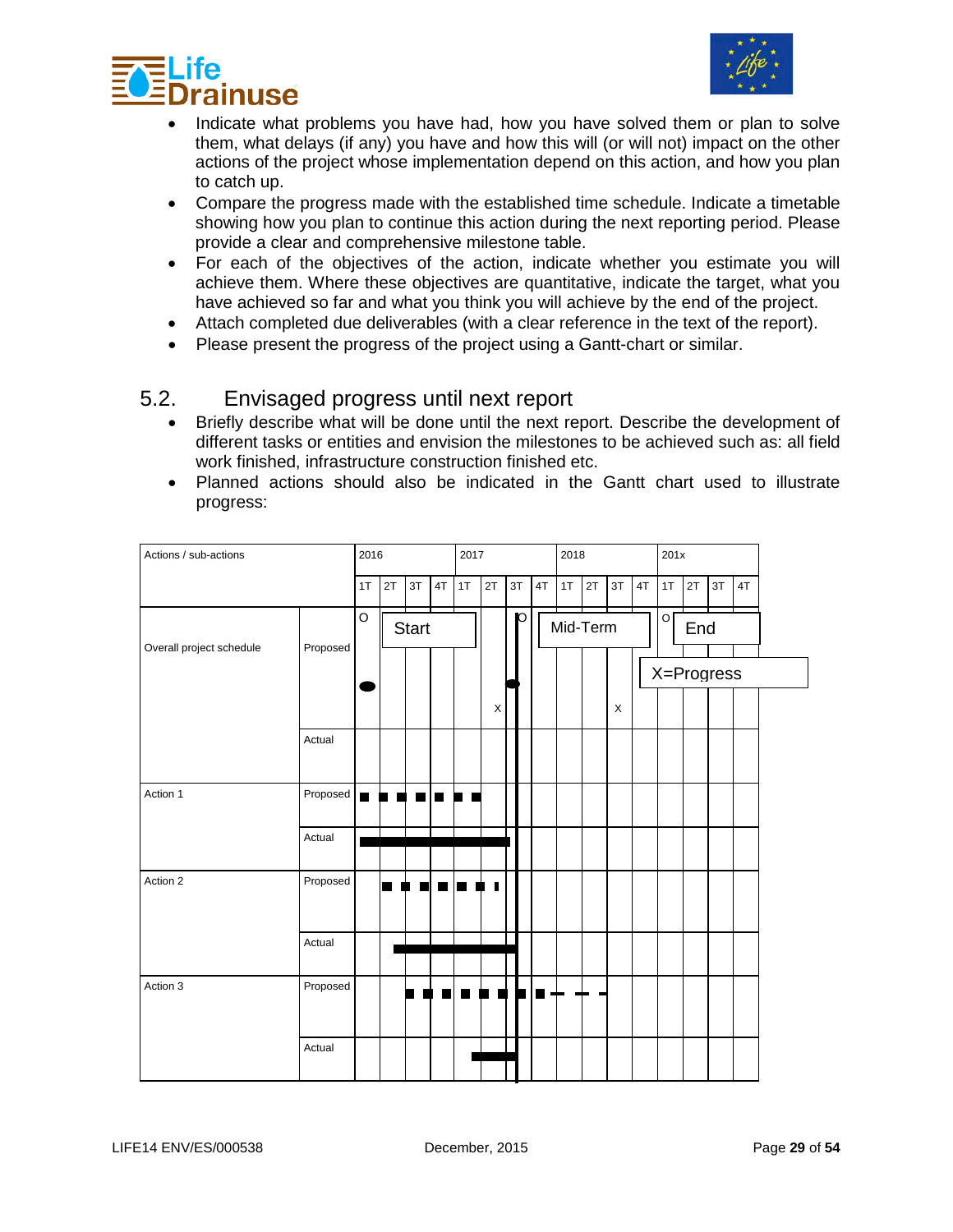- Indicate what problems you have had, how you have solved them or plan to solve them, what delays (if any) you have and how this will (or will not) impact on the other actions of the project whose implementation depend on this action, and how you plan to catch up.
- Compare the progress made with the established time schedule. Indicate a timetable showing how you plan to continue this action during the next reporting period. Please provide a clear and comprehensive milestone table.
- For each of the objectives of the action, indicate whether you estimate you will achieve them. Where these objectives are quantitative, indicate the target, what you have achieved so far and what you think you will achieve by the end of the project.
- Attach completed due deliverables (with a clear reference in the text of the report).
- Please present the progress of the project using a Gantt-chart or similar.

## 5.2. Envisaged progress until next report

- Briefly describe what will be done until the next report. Describe the development of different tasks or entities and envision the milestones to be achieved such as: all field work finished, infrastructure construction finished etc.
- Planned actions should also be indicated in the Gantt chart used to illustrate progress:

| Actions / sub-actions | | 2016 | | | | 2017 | | | | 2018 | | | | 201x | | | |
|---|---|---|---|---|---|---|---|---|---|---|---|---|---|---|---|---|---|
| | | 1T | 2T | 3T | 4T | 1T | 2T | 3T | 4T | 1T | 2T | 3T | 4T | 1T | 2T | 3T | 4T |
| Overall project schedule | Proposed | O Start | | | | | X | O | Mid-Term | | | X | | O End | X=Progress | | |
| | Actual | | | | | | | | | | | | | | | | |
| Action 1 | Proposed | ■ | ■ | ■ | ■ | ■ | ■ | | | | | | | | | | |
| | Actual | ▬ | ▬ | ▬ | ▬ | ▬ | ▬ | | | | | | | | | | |
| Action 2 | Proposed | | ■ | ■ | ■ | ■ | ■ | | | | | | | | | | |
| | Actual | | ▬ | ▬ | ▬ | ▬ | ▬ | ▬ | | | | | | | | | |
| Action 3 | Proposed | | | ■ | ■ | ■ | ■ | ■ | ■ | - | - | - | | | | | |
| | Actual | | | | | ▬ | ▬ | | | | | | | | | | |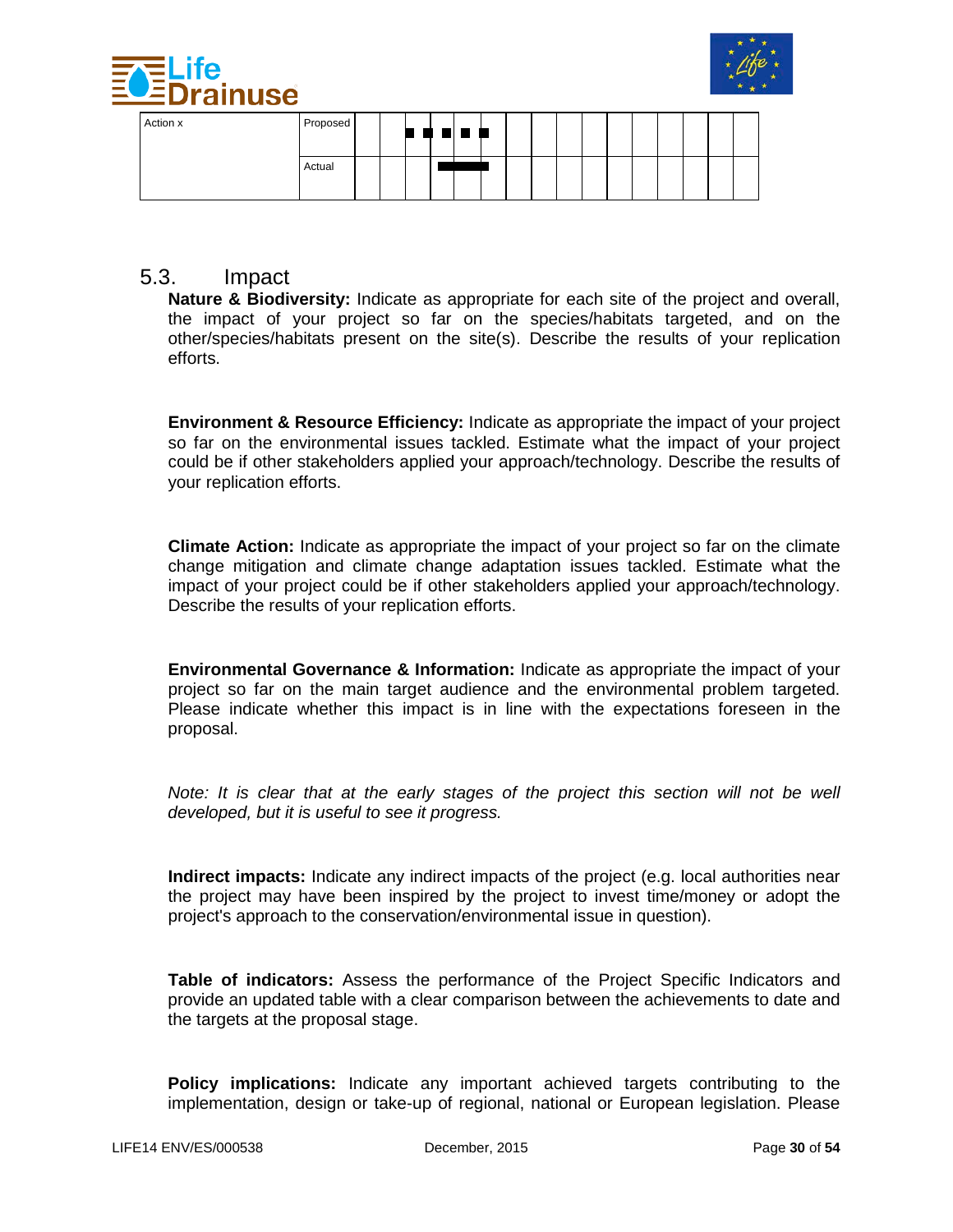| Action x | Proposed | | | | | | | | | | | | | | | | |
|---|---|---|---|---|---|---|---|---|---|---|---|---|---|---|---|---|---|
| | Actual | | | | | | | | | | | | | | | | |

## 5.3. Impact

**Nature & Biodiversity:** Indicate as appropriate for each site of the project and overall, the impact of your project so far on the species/habitats targeted, and on the other/species/habitats present on the site(s). Describe the results of your replication efforts.

**Environment & Resource Efficiency:** Indicate as appropriate the impact of your project so far on the environmental issues tackled. Estimate what the impact of your project could be if other stakeholders applied your approach/technology. Describe the results of your replication efforts.

**Climate Action:** Indicate as appropriate the impact of your project so far on the climate change mitigation and climate change adaptation issues tackled. Estimate what the impact of your project could be if other stakeholders applied your approach/technology. Describe the results of your replication efforts.

**Environmental Governance & Information:** Indicate as appropriate the impact of your project so far on the main target audience and the environmental problem targeted. Please indicate whether this impact is in line with the expectations foreseen in the proposal.

*Note: It is clear that at the early stages of the project this section will not be well developed, but it is useful to see it progress.*

**Indirect impacts:** Indicate any indirect impacts of the project (e.g. local authorities near the project may have been inspired by the project to invest time/money or adopt the project's approach to the conservation/environmental issue in question).

**Table of indicators:** Assess the performance of the Project Specific Indicators and provide an updated table with a clear comparison between the achievements to date and the targets at the proposal stage.

**Policy implications:** Indicate any important achieved targets contributing to the implementation, design or take-up of regional, national or European legislation. Please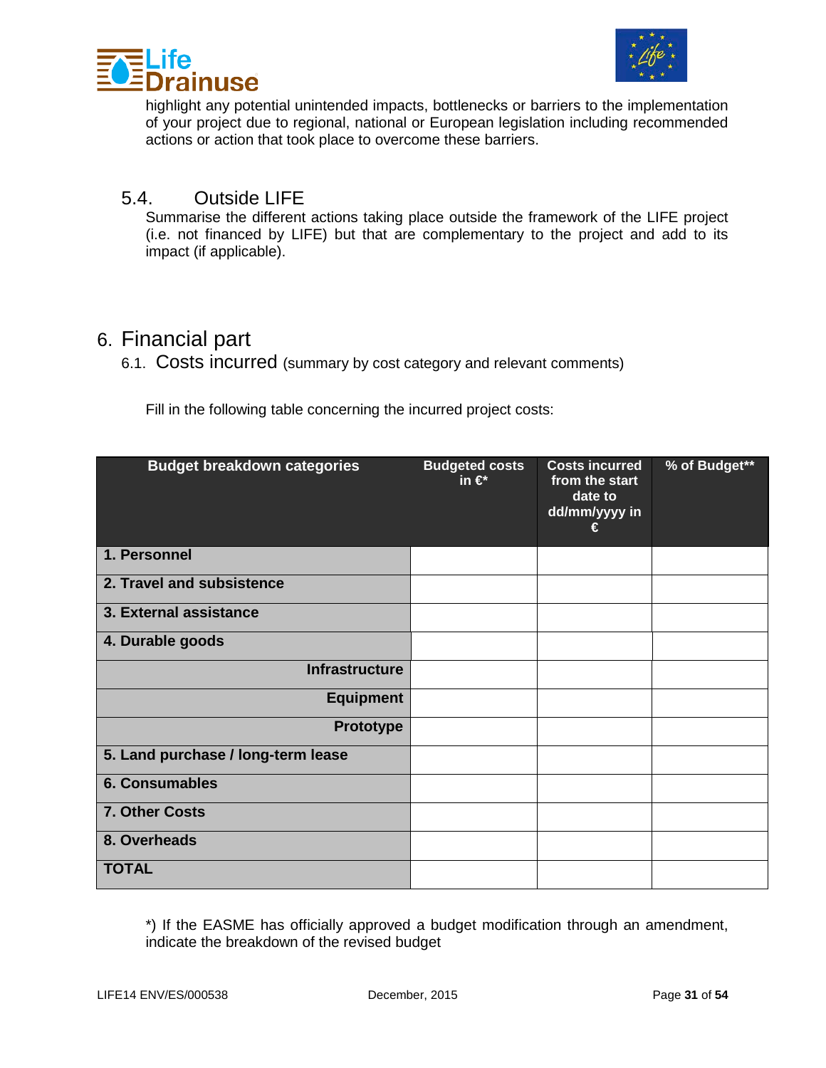highlight any potential unintended impacts, bottlenecks or barriers to the implementation of your project due to regional, national or European legislation including recommended actions or action that took place to overcome these barriers.

### 5.4. Outside LIFE

Summarise the different actions taking place outside the framework of the LIFE project (i.e. not financed by LIFE) but that are complementary to the project and add to its impact (if applicable).

## 6. Financial part

### 6.1. Costs incurred (summary by cost category and relevant comments)

Fill in the following table concerning the incurred project costs:

| Budget breakdown categories | Budgeted costs in €* | Costs incurred from the start date to dd/mm/yyyy in € | % of Budget** |
|---|---|---|---|
| **1. Personnel** | | | |
| **2. Travel and subsistence** | | | |
| **3. External assistance** | | | |
| **4. Durable goods** | | | |
| **Infrastructure** | | | |
| **Equipment** | | | |
| **Prototype** | | | |
| **5. Land purchase / long-term lease** | | | |
| **6. Consumables** | | | |
| **7. Other Costs** | | | |
| **8. Overheads** | | | |
| **TOTAL** | | | |

*) If the EASME has officially approved a budget modification through an amendment, indicate the breakdown of the revised budget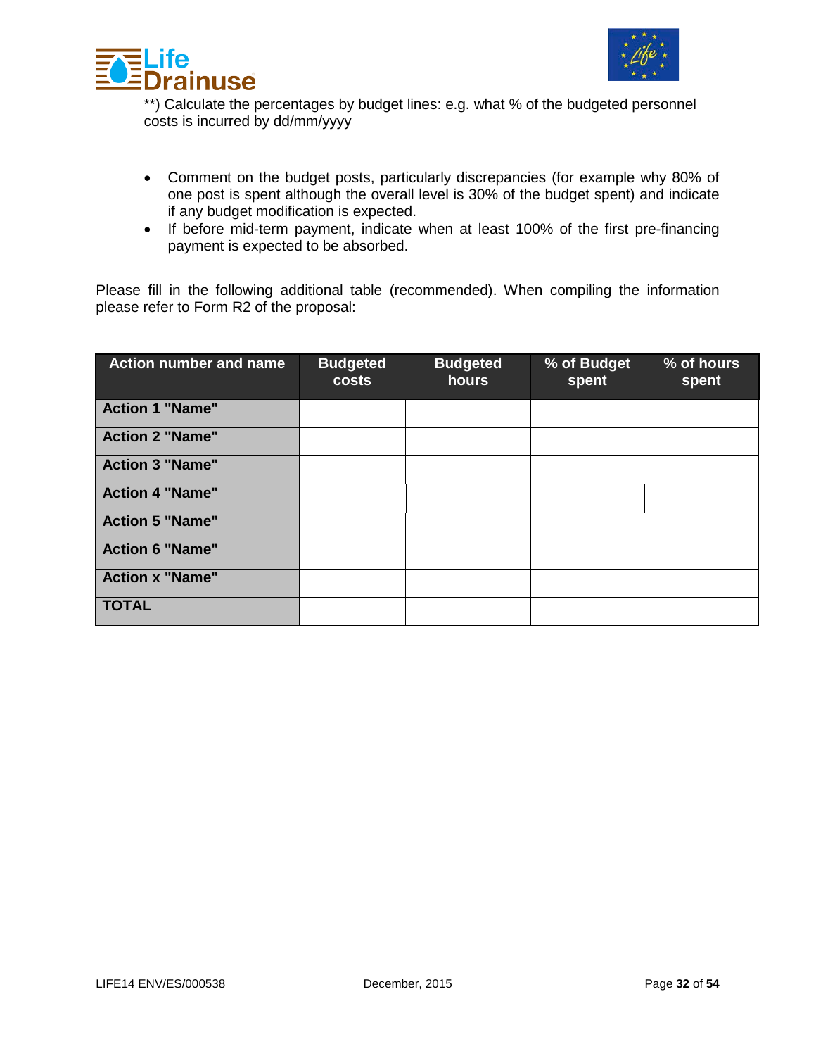**) Calculate the percentages by budget lines: e.g. what % of the budgeted personnel costs is incurred by dd/mm/yyyy

- Comment on the budget posts, particularly discrepancies (for example why 80% of one post is spent although the overall level is 30% of the budget spent) and indicate if any budget modification is expected.
- If before mid-term payment, indicate when at least 100% of the first pre-financing payment is expected to be absorbed.

Please fill in the following additional table (recommended). When compiling the information please refer to Form R2 of the proposal:

| Action number and name | Budgeted costs | Budgeted hours | % of Budget spent | % of hours spent |
|---|---|---|---|---|
| **Action 1 "Name"** | | | | |
| **Action 2 "Name"** | | | | |
| **Action 3 "Name"** | | | | |
| **Action 4 "Name"** | | | | |
| **Action 5 "Name"** | | | | |
| **Action 6 "Name"** | | | | |
| **Action x "Name"** | | | | |
| **TOTAL** | | | | |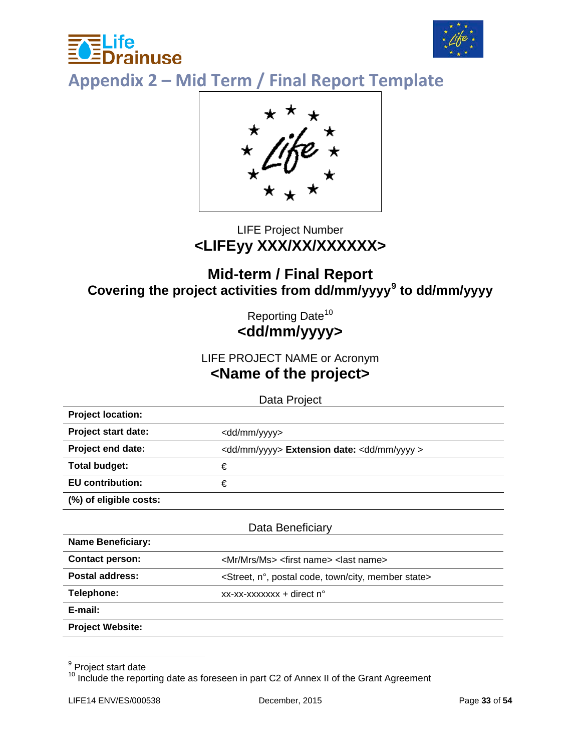## Appendix 2 – Mid Term / Final Report Template

LIFE Project Number

**<LIFEyy XXX/XX/XXXXXX>**

**Mid-term / Final Report**

**Covering the project activities from dd/mm/yyyy[9] to dd/mm/yyyy**

Reporting Date[10]

**<dd/mm/yyyy>**

LIFE PROJECT NAME or Acronym

**<Name of the project>**

Data Project

| | |
|---|---|
| **Project location:** | |
| **Project start date:** | <dd/mm/yyyy> |
| **Project end date:** | <dd/mm/yyyy> **Extension date:** <dd/mm/yyyy > |
| **Total budget:** | € |
| **EU contribution:** | € |
| **(%) of eligible costs:** | |

Data Beneficiary

| | |
|---|---|
| **Name Beneficiary:** | |
| **Contact person:** | <Mr/Mrs/Ms> <first name> <last name> |
| **Postal address:** | <Street, n°, postal code, town/city, member state> |
| **Telephone:** | xx-xx-xxxxxxx + direct n° |
| **E-mail:** | |
| **Project Website:** | |

[9] Project start date

[10] Include the reporting date as foreseen in part C2 of Annex II of the Grant Agreement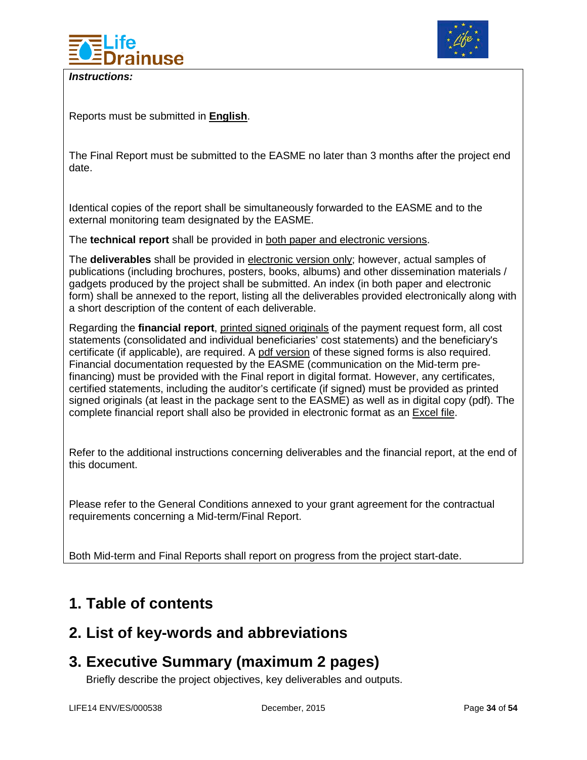***Instructions:***

Reports must be submitted in **English**.

The Final Report must be submitted to the EASME no later than 3 months after the project end date.

Identical copies of the report shall be simultaneously forwarded to the EASME and to the external monitoring team designated by the EASME.

The **technical report** shall be provided in both paper and electronic versions.

The **deliverables** shall be provided in electronic version only; however, actual samples of publications (including brochures, posters, books, albums) and other dissemination materials / gadgets produced by the project shall be submitted. An index (in both paper and electronic form) shall be annexed to the report, listing all the deliverables provided electronically along with a short description of the content of each deliverable.

Regarding the **financial report**, printed signed originals of the payment request form, all cost statements (consolidated and individual beneficiaries' cost statements) and the beneficiary's certificate (if applicable), are required. A pdf version of these signed forms is also required. Financial documentation requested by the EASME (communication on the Mid-term pre-financing) must be provided with the Final report in digital format. However, any certificates, certified statements, including the auditor's certificate (if signed) must be provided as printed signed originals (at least in the package sent to the EASME) as well as in digital copy (pdf). The complete financial report shall also be provided in electronic format as an Excel file.

Refer to the additional instructions concerning deliverables and the financial report, at the end of this document.

Please refer to the General Conditions annexed to your grant agreement for the contractual requirements concerning a Mid-term/Final Report.

Both Mid-term and Final Reports shall report on progress from the project start-date.

## 1. Table of contents

## 2. List of key-words and abbreviations

## 3. Executive Summary (maximum 2 pages)

Briefly describe the project objectives, key deliverables and outputs.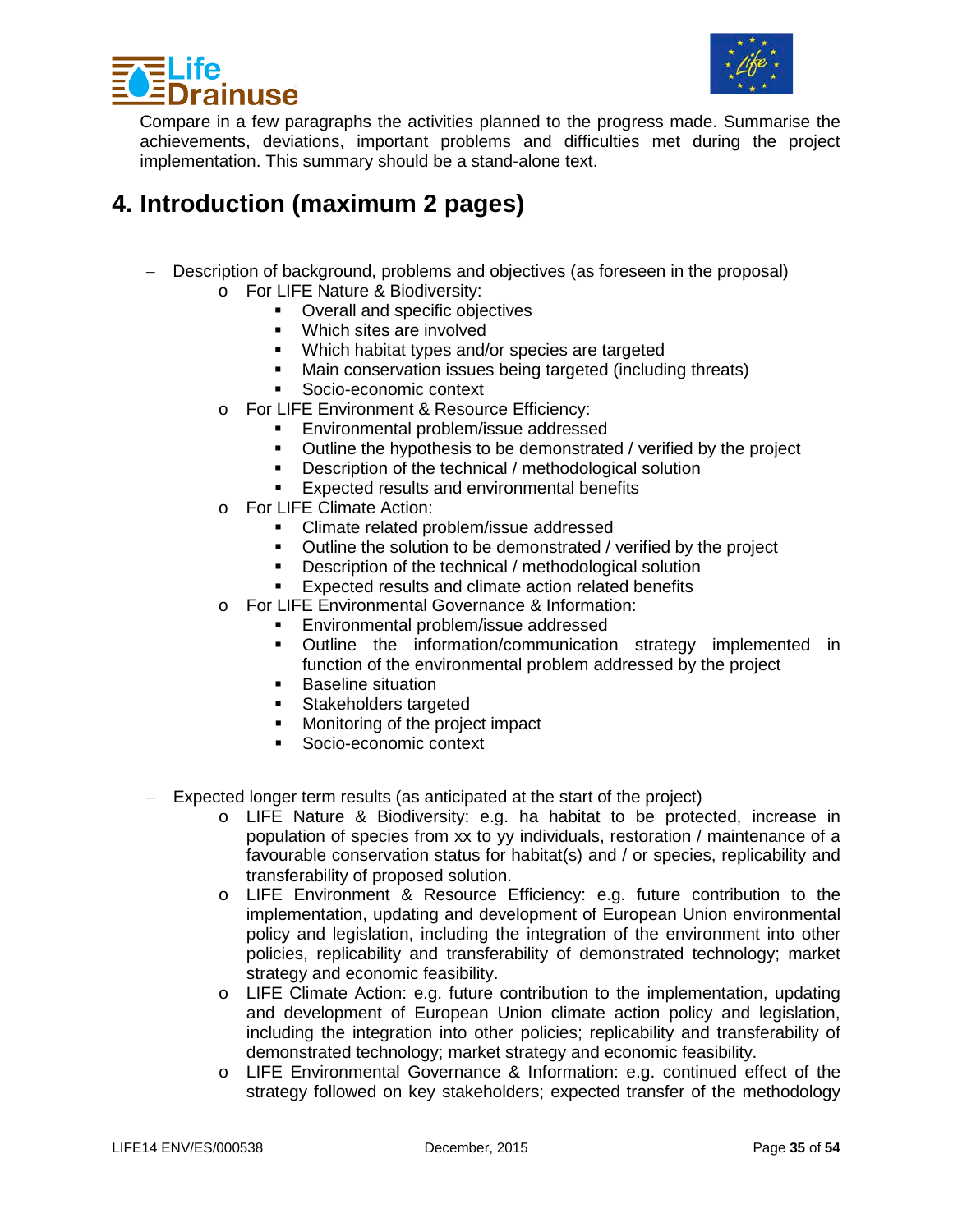Compare in a few paragraphs the activities planned to the progress made. Summarise the achievements, deviations, important problems and difficulties met during the project implementation. This summary should be a stand-alone text.

# 4. Introduction (maximum 2 pages)

- Description of background, problems and objectives (as foreseen in the proposal)
  - For LIFE Nature & Biodiversity:
    - Overall and specific objectives
    - Which sites are involved
    - Which habitat types and/or species are targeted
    - Main conservation issues being targeted (including threats)
    - Socio-economic context
  - For LIFE Environment & Resource Efficiency:
    - Environmental problem/issue addressed
    - Outline the hypothesis to be demonstrated / verified by the project
    - Description of the technical / methodological solution
    - Expected results and environmental benefits
  - For LIFE Climate Action:
    - Climate related problem/issue addressed
    - Outline the solution to be demonstrated / verified by the project
    - Description of the technical / methodological solution
    - Expected results and climate action related benefits
  - For LIFE Environmental Governance & Information:
    - Environmental problem/issue addressed
    - Outline the information/communication strategy implemented in function of the environmental problem addressed by the project
    - Baseline situation
    - Stakeholders targeted
    - Monitoring of the project impact
    - Socio-economic context

- Expected longer term results (as anticipated at the start of the project)
  - LIFE Nature & Biodiversity: e.g. ha habitat to be protected, increase in population of species from xx to yy individuals, restoration / maintenance of a favourable conservation status for habitat(s) and / or species, replicability and transferability of proposed solution.
  - LIFE Environment & Resource Efficiency: e.g. future contribution to the implementation, updating and development of European Union environmental policy and legislation, including the integration of the environment into other policies, replicability and transferability of demonstrated technology; market strategy and economic feasibility.
  - LIFE Climate Action: e.g. future contribution to the implementation, updating and development of European Union climate action policy and legislation, including the integration into other policies; replicability and transferability of demonstrated technology; market strategy and economic feasibility.
  - LIFE Environmental Governance & Information: e.g. continued effect of the strategy followed on key stakeholders; expected transfer of the methodology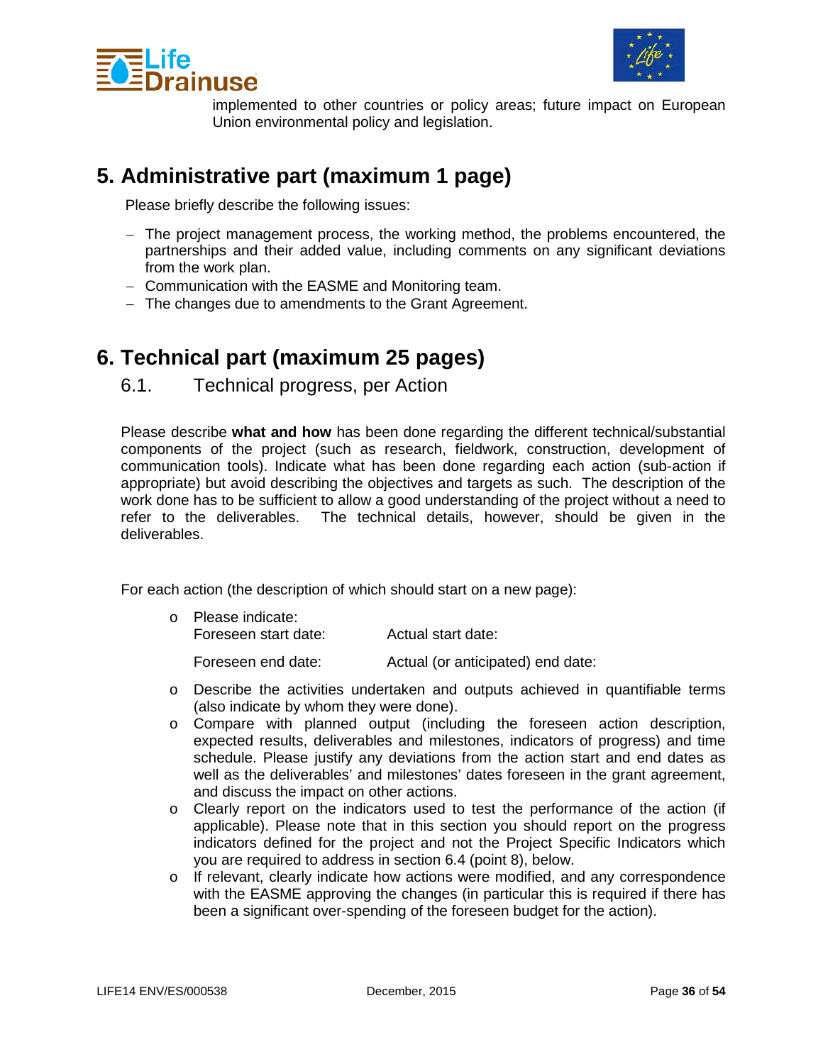implemented to other countries or policy areas; future impact on European Union environmental policy and legislation.

# 5. Administrative part (maximum 1 page)

Please briefly describe the following issues:

- The project management process, the working method, the problems encountered, the partnerships and their added value, including comments on any significant deviations from the work plan.
- Communication with the EASME and Monitoring team.
- The changes due to amendments to the Grant Agreement.

# 6. Technical part (maximum 25 pages)

## 6.1. Technical progress, per Action

Please describe **what and how** has been done regarding the different technical/substantial components of the project (such as research, fieldwork, construction, development of communication tools). Indicate what has been done regarding each action (sub-action if appropriate) but avoid describing the objectives and targets as such. The description of the work done has to be sufficient to allow a good understanding of the project without a need to refer to the deliverables. The technical details, however, should be given in the deliverables.

For each action (the description of which should start on a new page):

- Please indicate:
  Foreseen start date: Actual start date:
  Foreseen end date: Actual (or anticipated) end date:
- Describe the activities undertaken and outputs achieved in quantifiable terms (also indicate by whom they were done).
- Compare with planned output (including the foreseen action description, expected results, deliverables and milestones, indicators of progress) and time schedule. Please justify any deviations from the action start and end dates as well as the deliverables' and milestones' dates foreseen in the grant agreement, and discuss the impact on other actions.
- Clearly report on the indicators used to test the performance of the action (if applicable). Please note that in this section you should report on the progress indicators defined for the project and not the Project Specific Indicators which you are required to address in section 6.4 (point 8), below.
- If relevant, clearly indicate how actions were modified, and any correspondence with the EASME approving the changes (in particular this is required if there has been a significant over-spending of the foreseen budget for the action).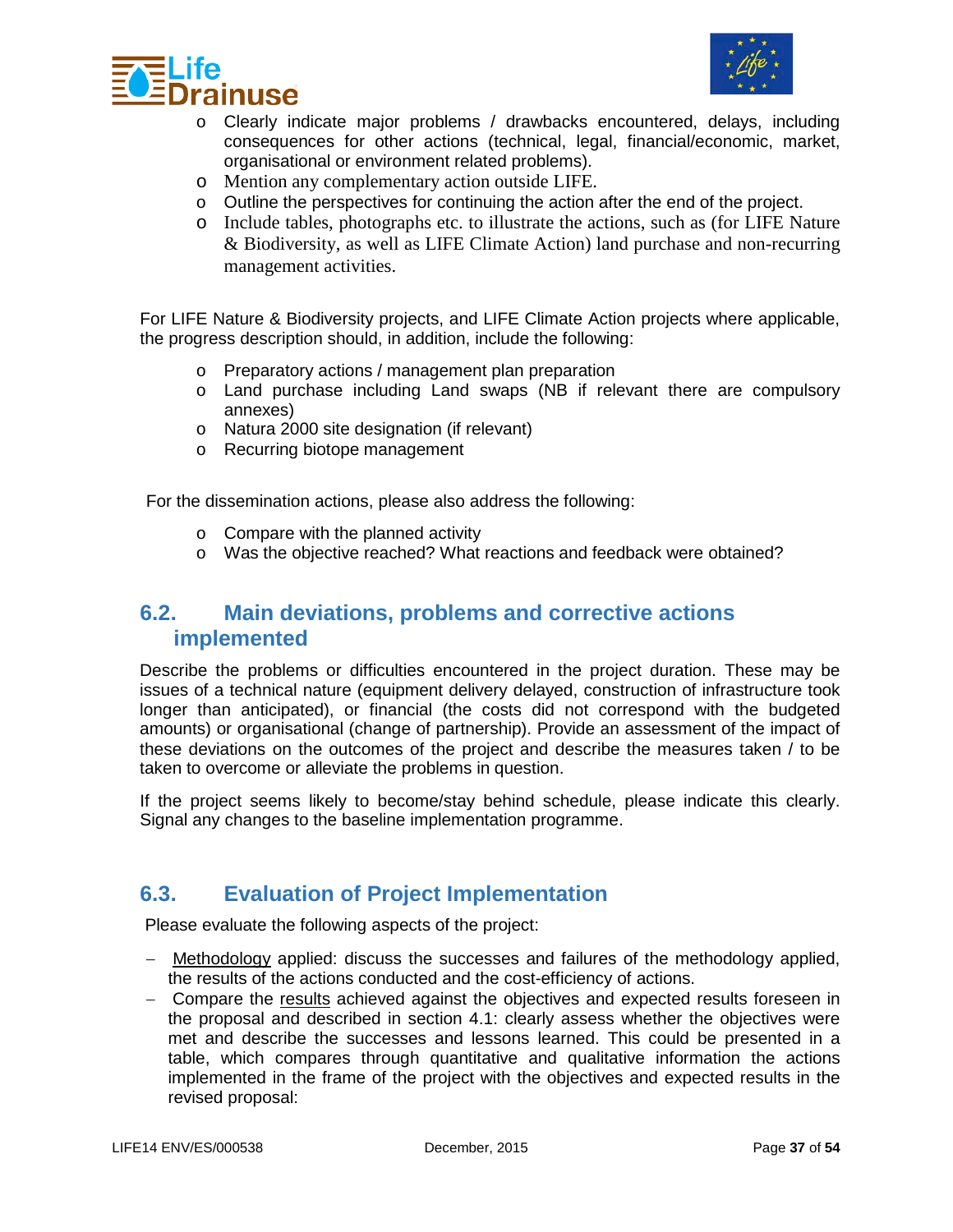- Clearly indicate major problems / drawbacks encountered, delays, including consequences for other actions (technical, legal, financial/economic, market, organisational or environment related problems).
- Mention any complementary action outside LIFE.
- Outline the perspectives for continuing the action after the end of the project.
- Include tables, photographs etc. to illustrate the actions, such as (for LIFE Nature & Biodiversity, as well as LIFE Climate Action) land purchase and non-recurring management activities.

For LIFE Nature & Biodiversity projects, and LIFE Climate Action projects where applicable, the progress description should, in addition, include the following:

- Preparatory actions / management plan preparation
- Land purchase including Land swaps (NB if relevant there are compulsory annexes)
- Natura 2000 site designation (if relevant)
- Recurring biotope management

For the dissemination actions, please also address the following:

- Compare with the planned activity
- Was the objective reached? What reactions and feedback were obtained?

## 6.2. Main deviations, problems and corrective actions implemented

Describe the problems or difficulties encountered in the project duration. These may be issues of a technical nature (equipment delivery delayed, construction of infrastructure took longer than anticipated), or financial (the costs did not correspond with the budgeted amounts) or organisational (change of partnership). Provide an assessment of the impact of these deviations on the outcomes of the project and describe the measures taken / to be taken to overcome or alleviate the problems in question.

If the project seems likely to become/stay behind schedule, please indicate this clearly. Signal any changes to the baseline implementation programme.

## 6.3. Evaluation of Project Implementation

Please evaluate the following aspects of the project:

- Methodology applied: discuss the successes and failures of the methodology applied, the results of the actions conducted and the cost-efficiency of actions.
- Compare the results achieved against the objectives and expected results foreseen in the proposal and described in section 4.1: clearly assess whether the objectives were met and describe the successes and lessons learned. This could be presented in a table, which compares through quantitative and qualitative information the actions implemented in the frame of the project with the objectives and expected results in the revised proposal: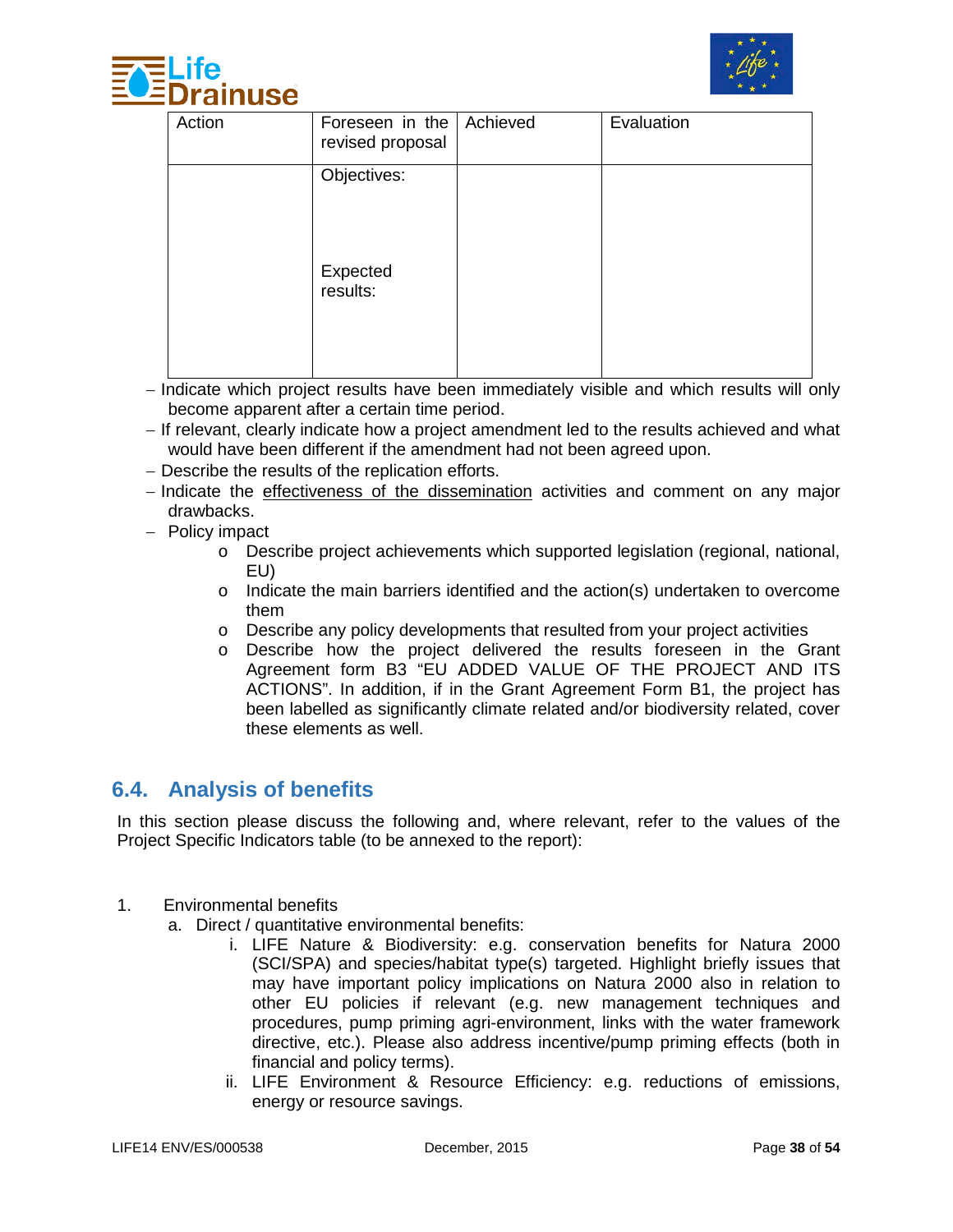| Action | Foreseen in the revised proposal | Achieved | Evaluation |
|---|---|---|---|
| | Objectives:<br><br><br>Expected results: | | |

- Indicate which project results have been immediately visible and which results will only become apparent after a certain time period.
- If relevant, clearly indicate how a project amendment led to the results achieved and what would have been different if the amendment had not been agreed upon.
- Describe the results of the replication efforts.
- Indicate the effectiveness of the dissemination activities and comment on any major drawbacks.
- Policy impact
  - Describe project achievements which supported legislation (regional, national, EU)
  - Indicate the main barriers identified and the action(s) undertaken to overcome them
  - Describe any policy developments that resulted from your project activities
  - Describe how the project delivered the results foreseen in the Grant Agreement form B3 "EU ADDED VALUE OF THE PROJECT AND ITS ACTIONS". In addition, if in the Grant Agreement Form B1, the project has been labelled as significantly climate related and/or biodiversity related, cover these elements as well.

## 6.4. Analysis of benefits

In this section please discuss the following and, where relevant, refer to the values of the Project Specific Indicators table (to be annexed to the report):

1. Environmental benefits
   a. Direct / quantitative environmental benefits:
      i. LIFE Nature & Biodiversity: e.g. conservation benefits for Natura 2000 (SCI/SPA) and species/habitat type(s) targeted. Highlight briefly issues that may have important policy implications on Natura 2000 also in relation to other EU policies if relevant (e.g. new management techniques and procedures, pump priming agri-environment, links with the water framework directive, etc.). Please also address incentive/pump priming effects (both in financial and policy terms).
      ii. LIFE Environment & Resource Efficiency: e.g. reductions of emissions, energy or resource savings.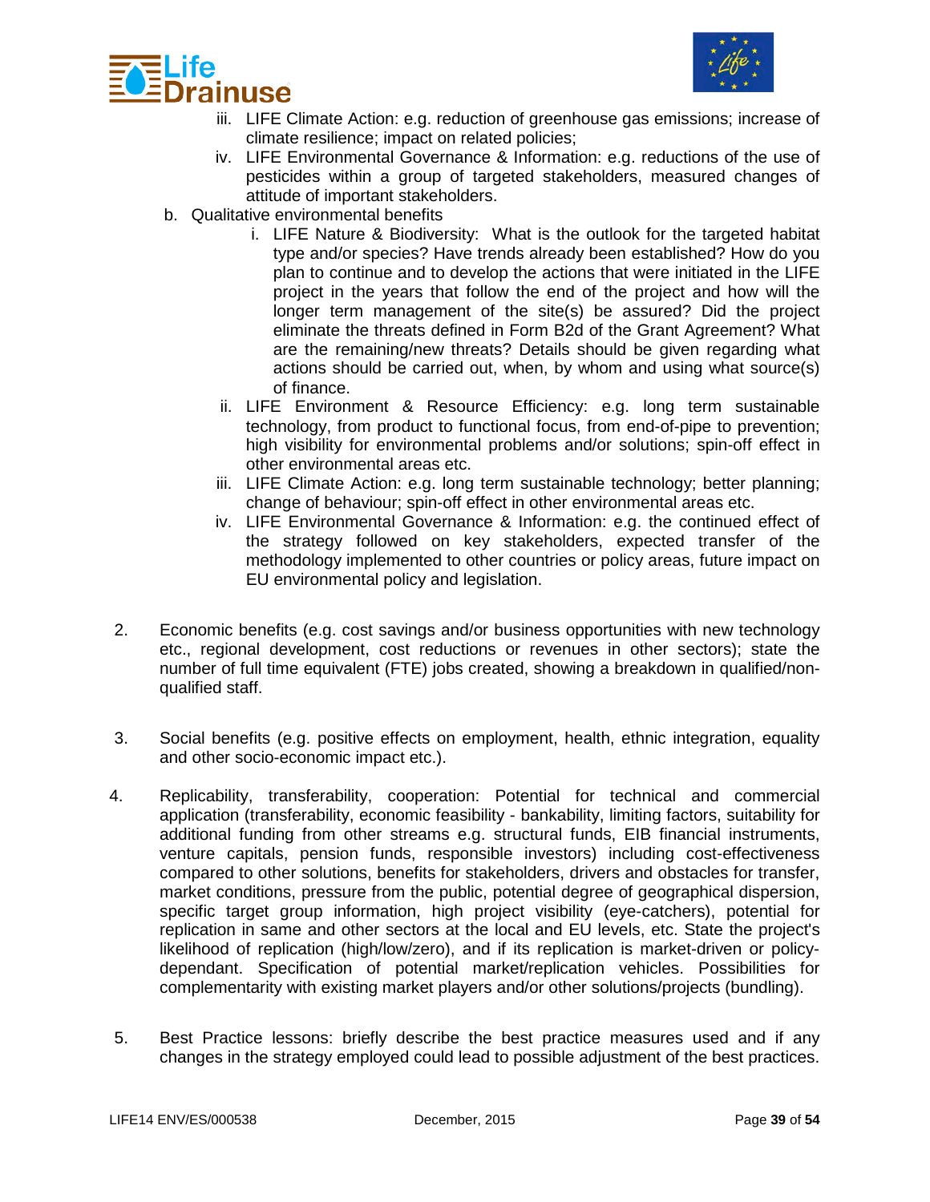iii. LIFE Climate Action: e.g. reduction of greenhouse gas emissions; increase of climate resilience; impact on related policies;
   iv. LIFE Environmental Governance & Information: e.g. reductions of the use of pesticides within a group of targeted stakeholders, measured changes of attitude of important stakeholders.

b. Qualitative environmental benefits
   i. LIFE Nature & Biodiversity: What is the outlook for the targeted habitat type and/or species? Have trends already been established? How do you plan to continue and to develop the actions that were initiated in the LIFE project in the years that follow the end of the project and how will the longer term management of the site(s) be assured? Did the project eliminate the threats defined in Form B2d of the Grant Agreement? What are the remaining/new threats? Details should be given regarding what actions should be carried out, when, by whom and using what source(s) of finance.
   ii. LIFE Environment & Resource Efficiency: e.g. long term sustainable technology, from product to functional focus, from end-of-pipe to prevention; high visibility for environmental problems and/or solutions; spin-off effect in other environmental areas etc.
   iii. LIFE Climate Action: e.g. long term sustainable technology; better planning; change of behaviour; spin-off effect in other environmental areas etc.
   iv. LIFE Environmental Governance & Information: e.g. the continued effect of the strategy followed on key stakeholders, expected transfer of the methodology implemented to other countries or policy areas, future impact on EU environmental policy and legislation.

2. Economic benefits (e.g. cost savings and/or business opportunities with new technology etc., regional development, cost reductions or revenues in other sectors); state the number of full time equivalent (FTE) jobs created, showing a breakdown in qualified/non-qualified staff.

3. Social benefits (e.g. positive effects on employment, health, ethnic integration, equality and other socio-economic impact etc.).

4. Replicability, transferability, cooperation: Potential for technical and commercial application (transferability, economic feasibility - bankability, limiting factors, suitability for additional funding from other streams e.g. structural funds, EIB financial instruments, venture capitals, pension funds, responsible investors) including cost-effectiveness compared to other solutions, benefits for stakeholders, drivers and obstacles for transfer, market conditions, pressure from the public, potential degree of geographical dispersion, specific target group information, high project visibility (eye-catchers), potential for replication in same and other sectors at the local and EU levels, etc. State the project's likelihood of replication (high/low/zero), and if its replication is market-driven or policy-dependant. Specification of potential market/replication vehicles. Possibilities for complementarity with existing market players and/or other solutions/projects (bundling).

5. Best Practice lessons: briefly describe the best practice measures used and if any changes in the strategy employed could lead to possible adjustment of the best practices.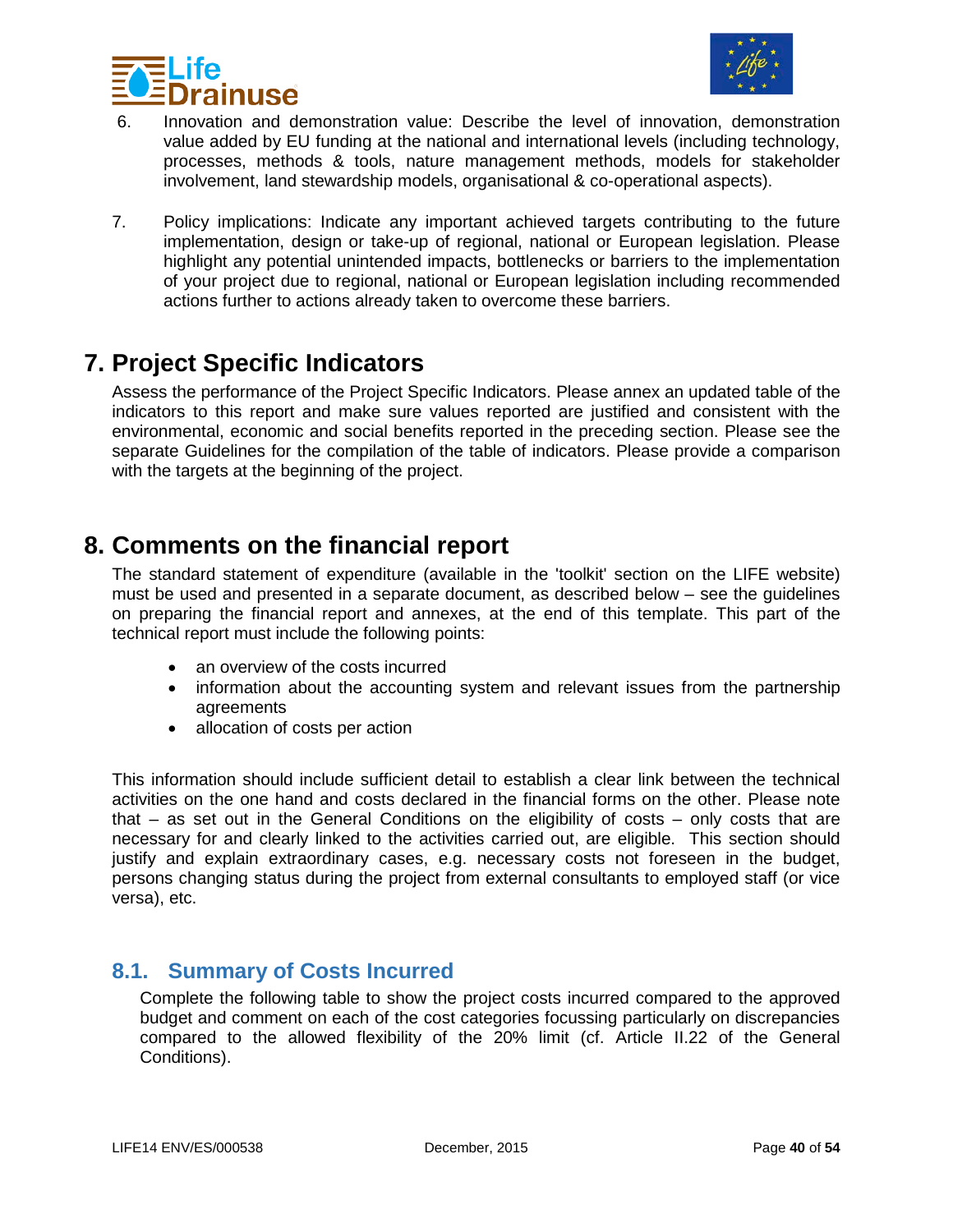6. Innovation and demonstration value: Describe the level of innovation, demonstration value added by EU funding at the national and international levels (including technology, processes, methods & tools, nature management methods, models for stakeholder involvement, land stewardship models, organisational & co-operational aspects).

7. Policy implications: Indicate any important achieved targets contributing to the future implementation, design or take-up of regional, national or European legislation. Please highlight any potential unintended impacts, bottlenecks or barriers to the implementation of your project due to regional, national or European legislation including recommended actions further to actions already taken to overcome these barriers.

# 7. Project Specific Indicators

Assess the performance of the Project Specific Indicators. Please annex an updated table of the indicators to this report and make sure values reported are justified and consistent with the environmental, economic and social benefits reported in the preceding section. Please see the separate Guidelines for the compilation of the table of indicators. Please provide a comparison with the targets at the beginning of the project.

# 8. Comments on the financial report

The standard statement of expenditure (available in the 'toolkit' section on the LIFE website) must be used and presented in a separate document, as described below – see the guidelines on preparing the financial report and annexes, at the end of this template. This part of the technical report must include the following points:

- an overview of the costs incurred
- information about the accounting system and relevant issues from the partnership agreements
- allocation of costs per action

This information should include sufficient detail to establish a clear link between the technical activities on the one hand and costs declared in the financial forms on the other. Please note that – as set out in the General Conditions on the eligibility of costs – only costs that are necessary for and clearly linked to the activities carried out, are eligible. This section should justify and explain extraordinary cases, e.g. necessary costs not foreseen in the budget, persons changing status during the project from external consultants to employed staff (or vice versa), etc.

## 8.1. Summary of Costs Incurred

Complete the following table to show the project costs incurred compared to the approved budget and comment on each of the cost categories focussing particularly on discrepancies compared to the allowed flexibility of the 20% limit (cf. Article II.22 of the General Conditions).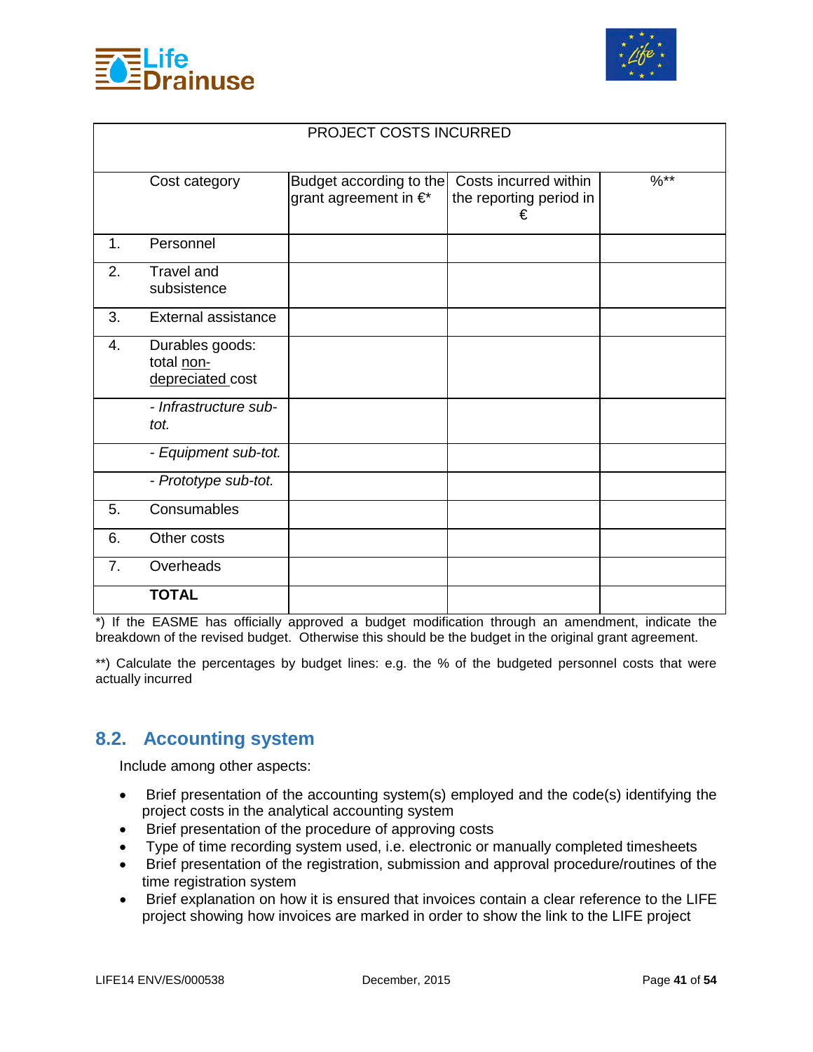| PROJECT COSTS INCURRED | | | | |
|---|---|---|---|---|
| | Cost category | Budget according to the grant agreement in €* | Costs incurred within the reporting period in € | %** |
| 1. | Personnel | | | |
| 2. | Travel and subsistence | | | |
| 3. | External assistance | | | |
| 4. | Durables goods: total <u>non-depreciated</u> cost | | | |
| | *- Infrastructure sub-tot.* | | | |
| | *- Equipment sub-tot.* | | | |
| | *- Prototype sub-tot.* | | | |
| 5. | Consumables | | | |
| 6. | Other costs | | | |
| 7. | Overheads | | | |
| | **TOTAL** | | | |

*) If the EASME has officially approved a budget modification through an amendment, indicate the breakdown of the revised budget. Otherwise this should be the budget in the original grant agreement.

**) Calculate the percentages by budget lines: e.g. the % of the budgeted personnel costs that were actually incurred

## 8.2. Accounting system

Include among other aspects:

- Brief presentation of the accounting system(s) employed and the code(s) identifying the project costs in the analytical accounting system
- Brief presentation of the procedure of approving costs
- Type of time recording system used, i.e. electronic or manually completed timesheets
- Brief presentation of the registration, submission and approval procedure/routines of the time registration system
- Brief explanation on how it is ensured that invoices contain a clear reference to the LIFE project showing how invoices are marked in order to show the link to the LIFE project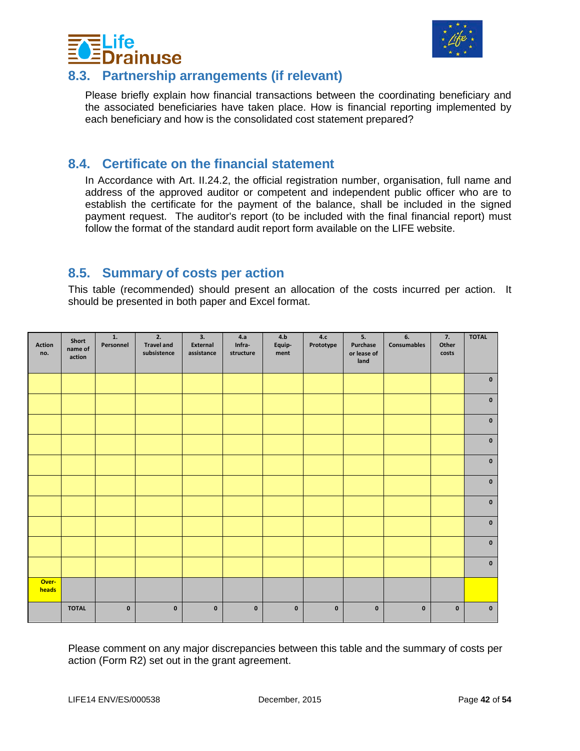## 8.3. Partnership arrangements (if relevant)

Please briefly explain how financial transactions between the coordinating beneficiary and the associated beneficiaries have taken place. How is financial reporting implemented by each beneficiary and how is the consolidated cost statement prepared?

## 8.4. Certificate on the financial statement

In Accordance with Art. II.24.2, the official registration number, organisation, full name and address of the approved auditor or competent and independent public officer who are to establish the certificate for the payment of the balance, shall be included in the signed payment request. The auditor's report (to be included with the final financial report) must follow the format of the standard audit report form available on the LIFE website.

## 8.5. Summary of costs per action

This table (recommended) should present an allocation of the costs incurred per action. It should be presented in both paper and Excel format.

| Action no. | Short name of action | 1. Personnel | 2. Travel and subsistence | 3. External assistance | 4.a Infra-structure | 4.b Equip-ment | 4.c Prototype | 5. Purchase or lease of land | 6. Consumables | 7. Other costs | TOTAL |
|---|---|---|---|---|---|---|---|---|---|---|---|
| | | | | | | | | | | | 0 |
| | | | | | | | | | | | 0 |
| | | | | | | | | | | | 0 |
| | | | | | | | | | | | 0 |
| | | | | | | | | | | | 0 |
| | | | | | | | | | | | 0 |
| | | | | | | | | | | | 0 |
| | | | | | | | | | | | 0 |
| | | | | | | | | | | | 0 |
| | | | | | | | | | | | 0 |
| Over-heads | | | | | | | | | | | |
| | TOTAL | 0 | 0 | 0 | 0 | 0 | 0 | 0 | 0 | 0 | 0 |

Please comment on any major discrepancies between this table and the summary of costs per action (Form R2) set out in the grant agreement.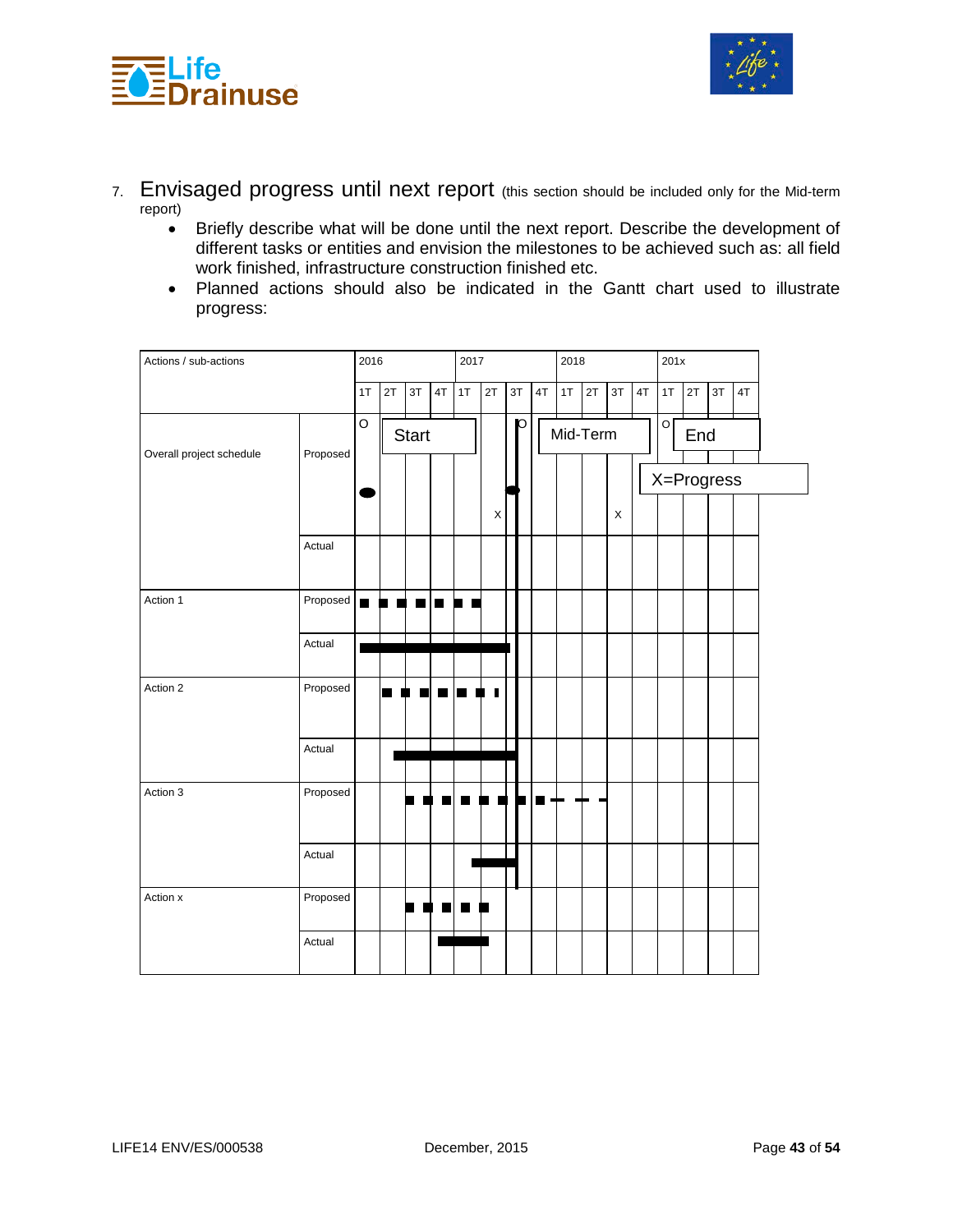7. Envisaged progress until next report (this section should be included only for the Mid-term report)

- Briefly describe what will be done until the next report. Describe the development of different tasks or entities and envision the milestones to be achieved such as: all field work finished, infrastructure construction finished etc.
- Planned actions should also be indicated in the Gantt chart used to illustrate progress:

| Actions / sub-actions | | 2016 | | | | 2017 | | | | 2018 | | | | 201x | | | |
|---|---|---|---|---|---|---|---|---|---|---|---|---|---|---|---|---|---|
| | | 1T | 2T | 3T | 4T | 1T | 2T | 3T | 4T | 1T | 2T | 3T | 4T | 1T | 2T | 3T | 4T |
| Overall project schedule | Proposed | O Start | | | | | X | O | Mid-Term | | | X | | O End | | | |
| | Actual | | | | | | | | | | | | | | | | |
| Action 1 | Proposed | | | | | | | | | | | | | | | | |
| | Actual | | | | | | | | | | | | | | | | |
| Action 2 | Proposed | | | | | | | | | | | | | | | | |
| | Actual | | | | | | | | | | | | | | | | |
| Action 3 | Proposed | | | | | | | | | | | | | | | | |
| | Actual | | | | | | | | | | | | | | | | |
| Action x | Proposed | | | | | | | | | | | | | | | | |
| | Actual | | | | | | | | | | | | | | | | |

X=Progress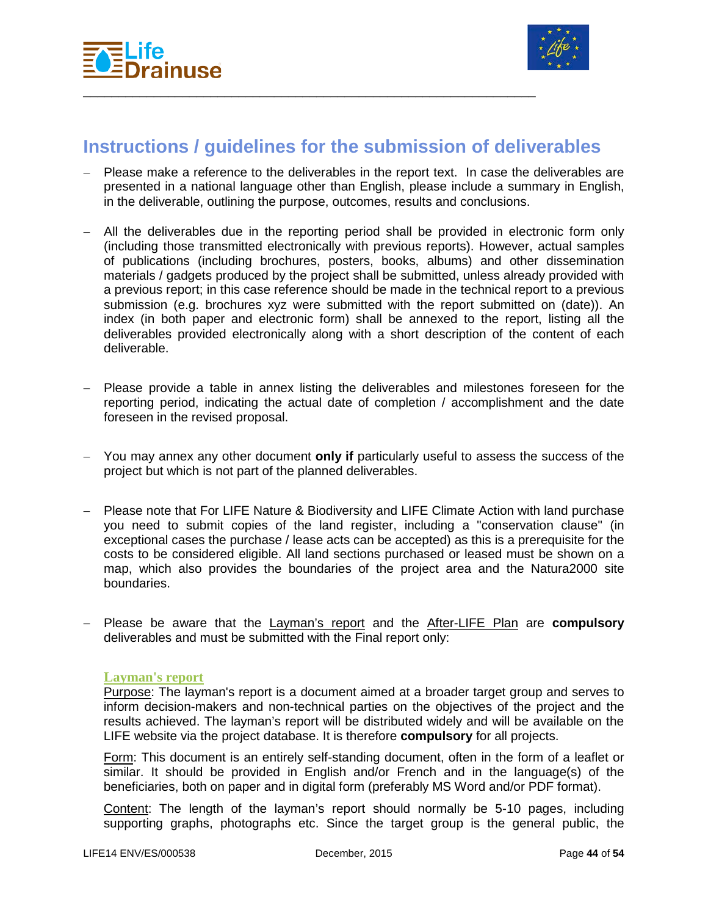## Instructions / guidelines for the submission of deliverables

- Please make a reference to the deliverables in the report text. In case the deliverables are presented in a national language other than English, please include a summary in English, in the deliverable, outlining the purpose, outcomes, results and conclusions.

- All the deliverables due in the reporting period shall be provided in electronic form only (including those transmitted electronically with previous reports). However, actual samples of publications (including brochures, posters, books, albums) and other dissemination materials / gadgets produced by the project shall be submitted, unless already provided with a previous report; in this case reference should be made in the technical report to a previous submission (e.g. brochures xyz were submitted with the report submitted on (date)). An index (in both paper and electronic form) shall be annexed to the report, listing all the deliverables provided electronically along with a short description of the content of each deliverable.

- Please provide a table in annex listing the deliverables and milestones foreseen for the reporting period, indicating the actual date of completion / accomplishment and the date foreseen in the revised proposal.

- You may annex any other document **only if** particularly useful to assess the success of the project but which is not part of the planned deliverables.

- Please note that For LIFE Nature & Biodiversity and LIFE Climate Action with land purchase you need to submit copies of the land register, including a "conservation clause" (in exceptional cases the purchase / lease acts can be accepted) as this is a prerequisite for the costs to be considered eligible. All land sections purchased or leased must be shown on a map, which also provides the boundaries of the project area and the Natura2000 site boundaries.

- Please be aware that the Layman's report and the After-LIFE Plan are **compulsory** deliverables and must be submitted with the Final report only:

**Layman's report**

Purpose: The layman's report is a document aimed at a broader target group and serves to inform decision-makers and non-technical parties on the objectives of the project and the results achieved. The layman's report will be distributed widely and will be available on the LIFE website via the project database. It is therefore **compulsory** for all projects.

Form: This document is an entirely self-standing document, often in the form of a leaflet or similar. It should be provided in English and/or French and in the language(s) of the beneficiaries, both on paper and in digital form (preferably MS Word and/or PDF format).

Content: The length of the layman's report should normally be 5-10 pages, including supporting graphs, photographs etc. Since the target group is the general public, the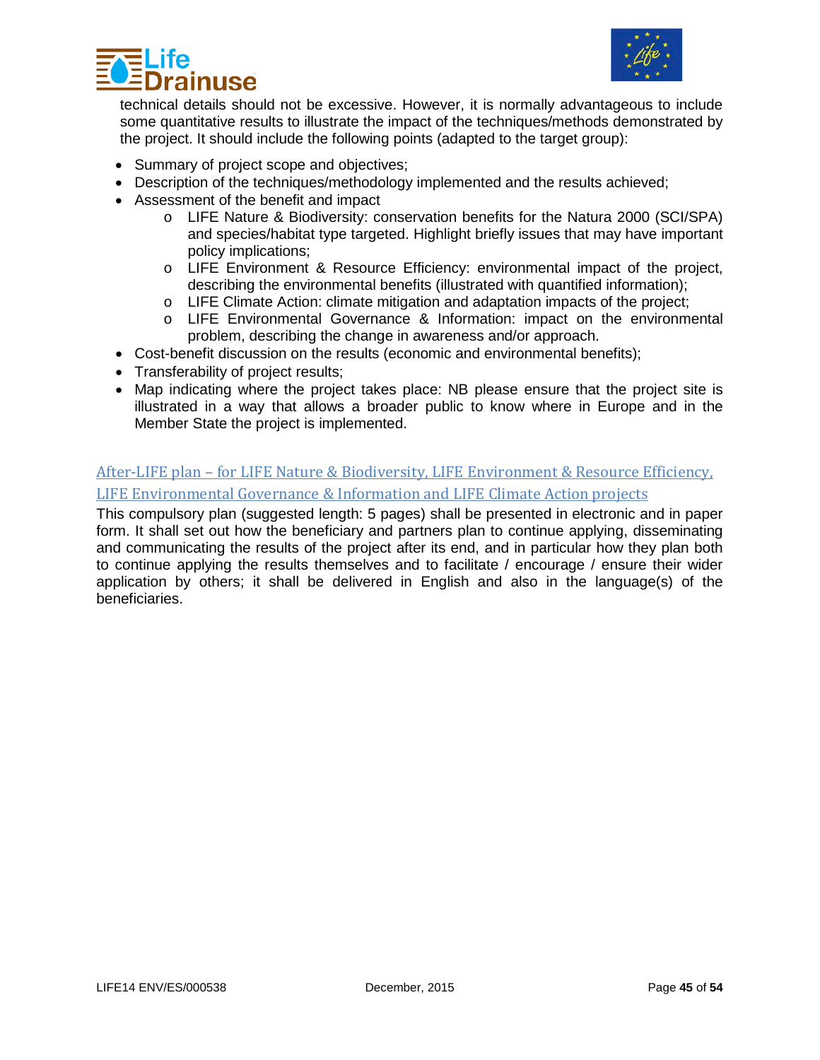technical details should not be excessive. However, it is normally advantageous to include some quantitative results to illustrate the impact of the techniques/methods demonstrated by the project. It should include the following points (adapted to the target group):

- Summary of project scope and objectives;
- Description of the techniques/methodology implemented and the results achieved;
- Assessment of the benefit and impact
  - LIFE Nature & Biodiversity: conservation benefits for the Natura 2000 (SCI/SPA) and species/habitat type targeted. Highlight briefly issues that may have important policy implications;
  - LIFE Environment & Resource Efficiency: environmental impact of the project, describing the environmental benefits (illustrated with quantified information);
  - LIFE Climate Action: climate mitigation and adaptation impacts of the project;
  - LIFE Environmental Governance & Information: impact on the environmental problem, describing the change in awareness and/or approach.
- Cost-benefit discussion on the results (economic and environmental benefits);
- Transferability of project results;
- Map indicating where the project takes place: NB please ensure that the project site is illustrated in a way that allows a broader public to know where in Europe and in the Member State the project is implemented.

## After-LIFE plan – for LIFE Nature & Biodiversity, LIFE Environment & Resource Efficiency, LIFE Environmental Governance & Information and LIFE Climate Action projects

This compulsory plan (suggested length: 5 pages) shall be presented in electronic and in paper form. It shall set out how the beneficiary and partners plan to continue applying, disseminating and communicating the results of the project after its end, and in particular how they plan both to continue applying the results themselves and to facilitate / encourage / ensure their wider application by others; it shall be delivered in English and also in the language(s) of the beneficiaries.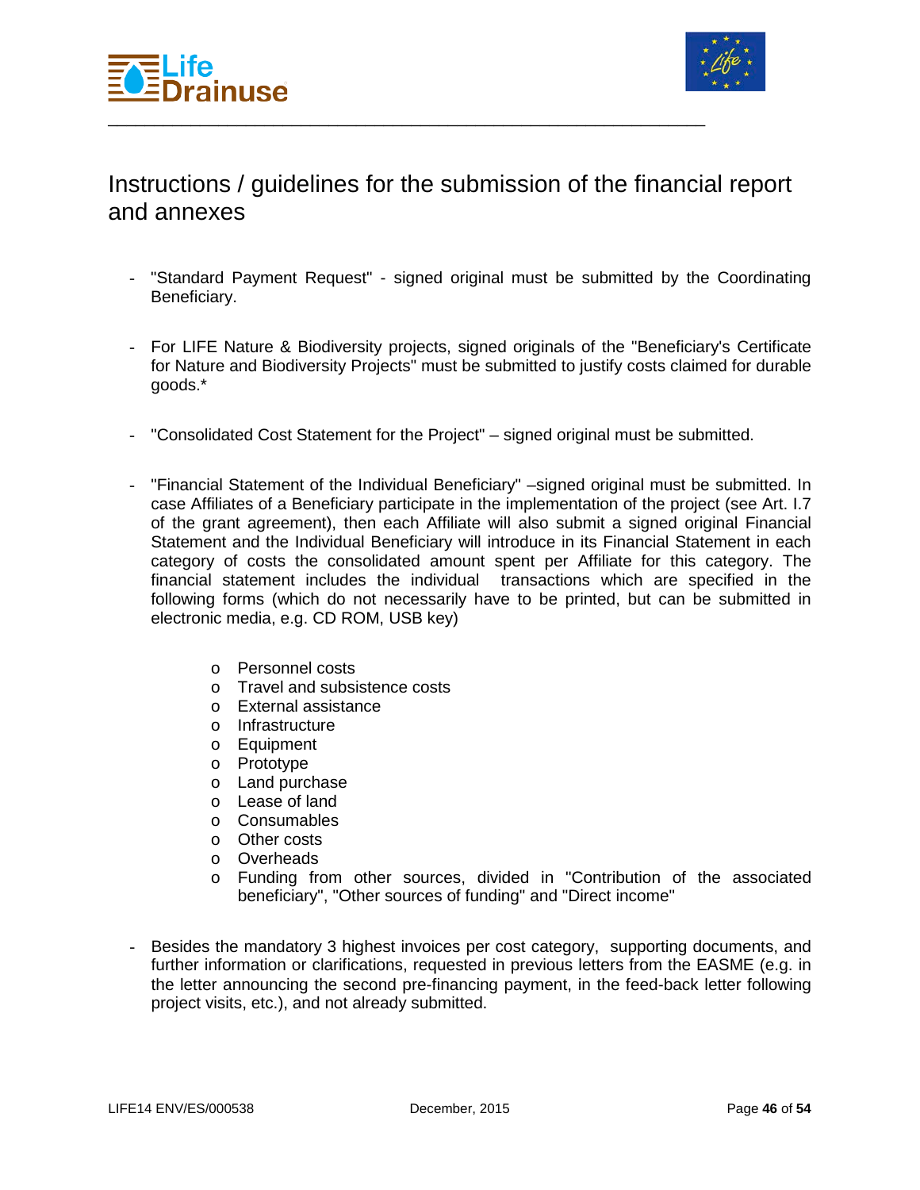# Instructions / guidelines for the submission of the financial report and annexes

- "Standard Payment Request" - signed original must be submitted by the Coordinating Beneficiary.

- For LIFE Nature & Biodiversity projects, signed originals of the "Beneficiary's Certificate for Nature and Biodiversity Projects" must be submitted to justify costs claimed for durable goods.*

- "Consolidated Cost Statement for the Project" – signed original must be submitted.

- "Financial Statement of the Individual Beneficiary" –signed original must be submitted. In case Affiliates of a Beneficiary participate in the implementation of the project (see Art. I.7 of the grant agreement), then each Affiliate will also submit a signed original Financial Statement and the Individual Beneficiary will introduce in its Financial Statement in each category of costs the consolidated amount spent per Affiliate for this category. The financial statement includes the individual transactions which are specified in the following forms (which do not necessarily have to be printed, but can be submitted in electronic media, e.g. CD ROM, USB key)

    - Personnel costs
    - Travel and subsistence costs
    - External assistance
    - Infrastructure
    - Equipment
    - Prototype
    - Land purchase
    - Lease of land
    - Consumables
    - Other costs
    - Overheads
    - Funding from other sources, divided in "Contribution of the associated beneficiary", "Other sources of funding" and "Direct income"

- Besides the mandatory 3 highest invoices per cost category, supporting documents, and further information or clarifications, requested in previous letters from the EASME (e.g. in the letter announcing the second pre-financing payment, in the feed-back letter following project visits, etc.), and not already submitted.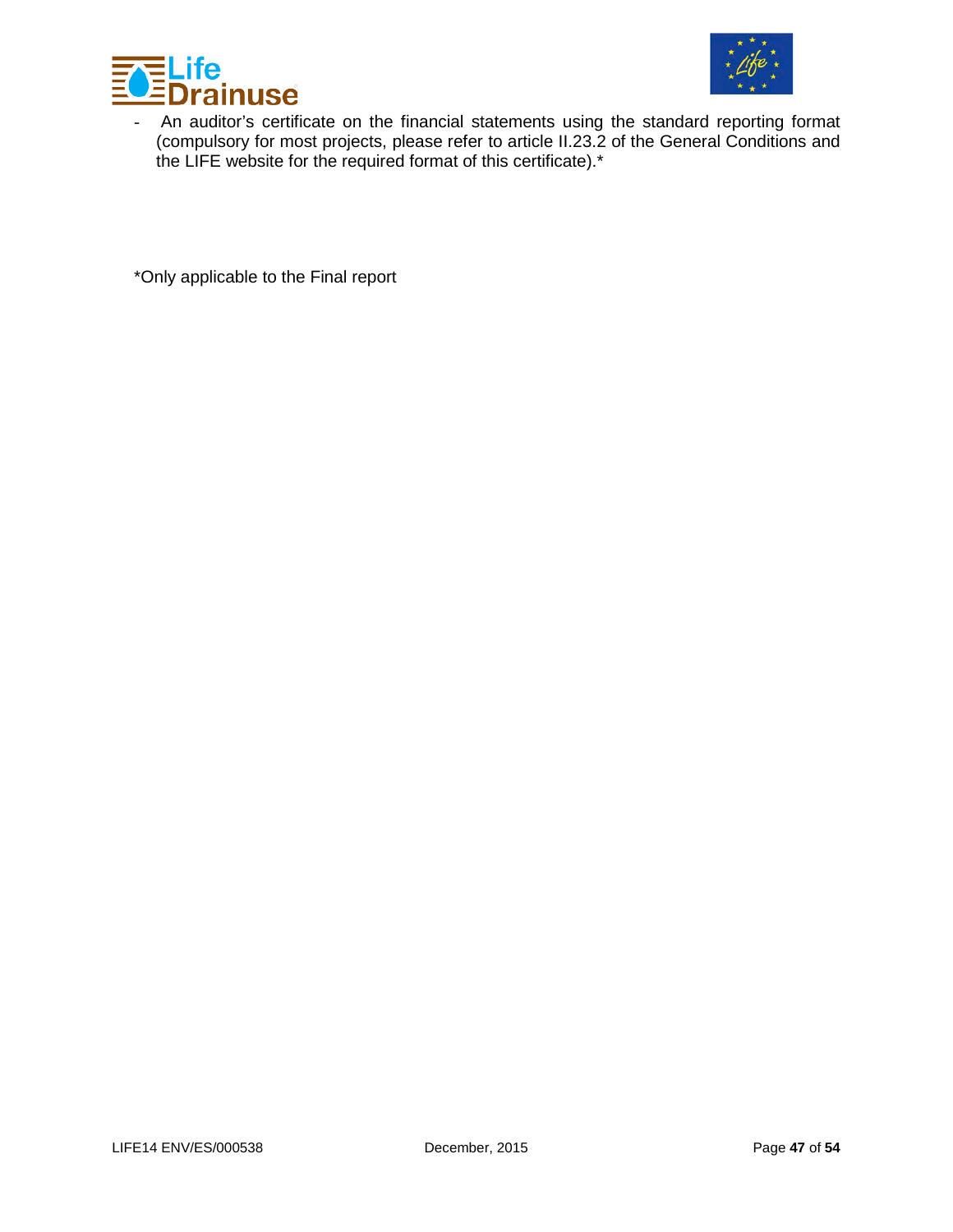- An auditor's certificate on the financial statements using the standard reporting format (compulsory for most projects, please refer to article II.23.2 of the General Conditions and the LIFE website for the required format of this certificate).*

*Only applicable to the Final report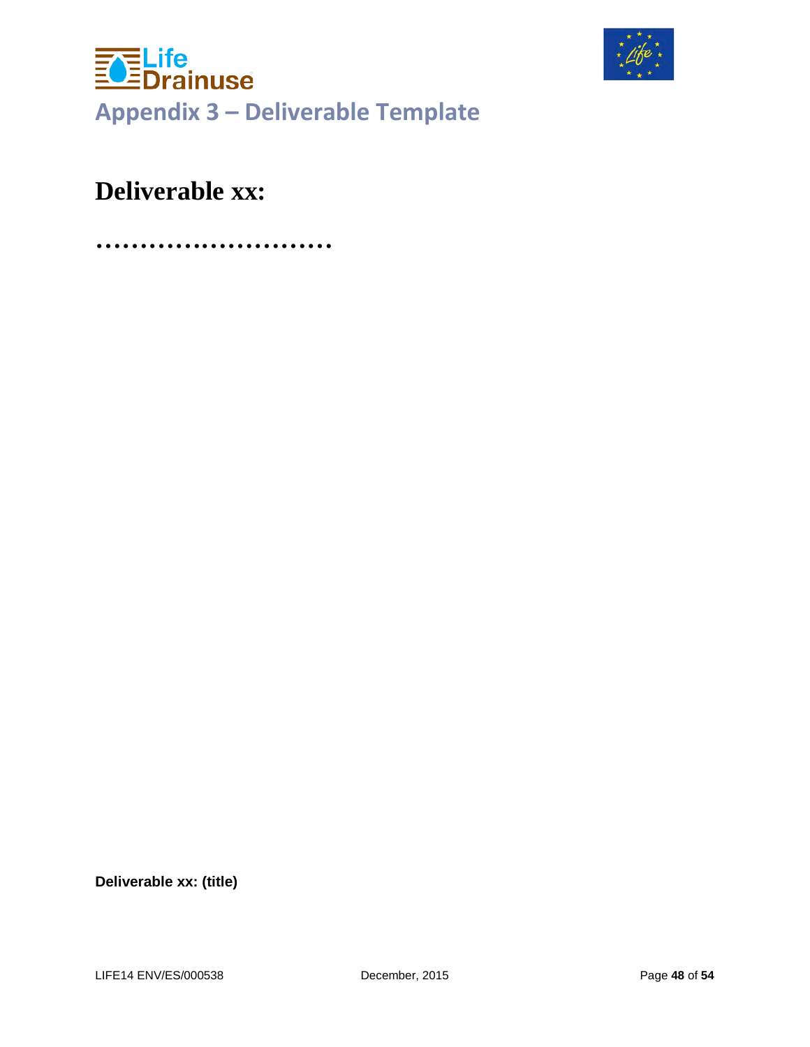# Appendix 3 – Deliverable Template

# Deliverable xx:

…………………………

**Deliverable xx: (title)**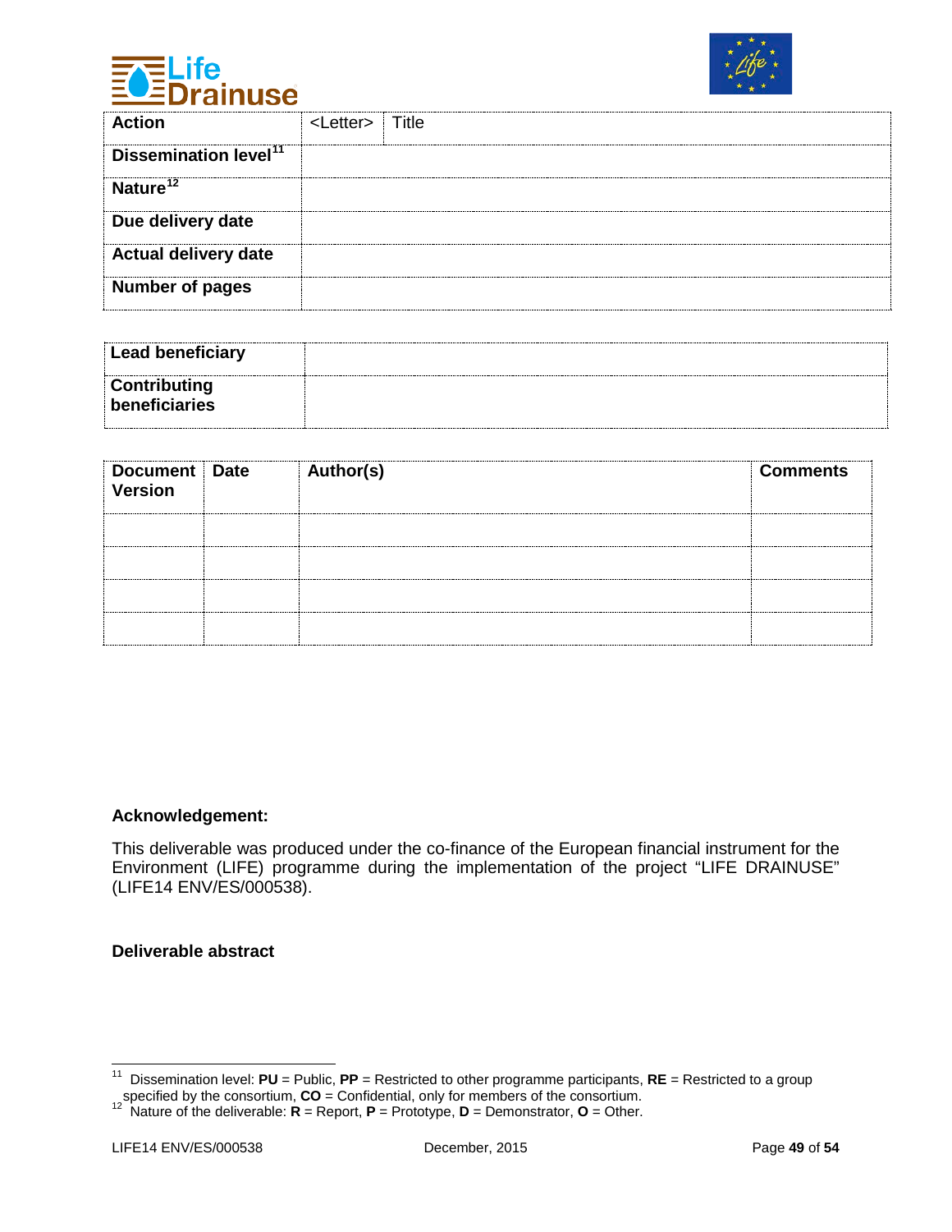| Action | <Letter> | Title |
|---|---|---|
| Dissemination level[11] | | |
| Nature[12] | | |
| Due delivery date | | |
| Actual delivery date | | |
| Number of pages | | |

| Lead beneficiary | |
|---|---|
| Contributing beneficiaries | |

| Document Version | Date | Author(s) | Comments |
|---|---|---|---|
| | | | |
| | | | |
| | | | |
| | | | |

**Acknowledgement:**

This deliverable was produced under the co-finance of the European financial instrument for the Environment (LIFE) programme during the implementation of the project "LIFE DRAINUSE" (LIFE14 ENV/ES/000538).

**Deliverable abstract**

[11] Dissemination level: **PU** = Public, **PP** = Restricted to other programme participants, **RE** = Restricted to a group specified by the consortium, **CO** = Confidential, only for members of the consortium.

[12] Nature of the deliverable: **R** = Report, **P** = Prototype, **D** = Demonstrator, **O** = Other.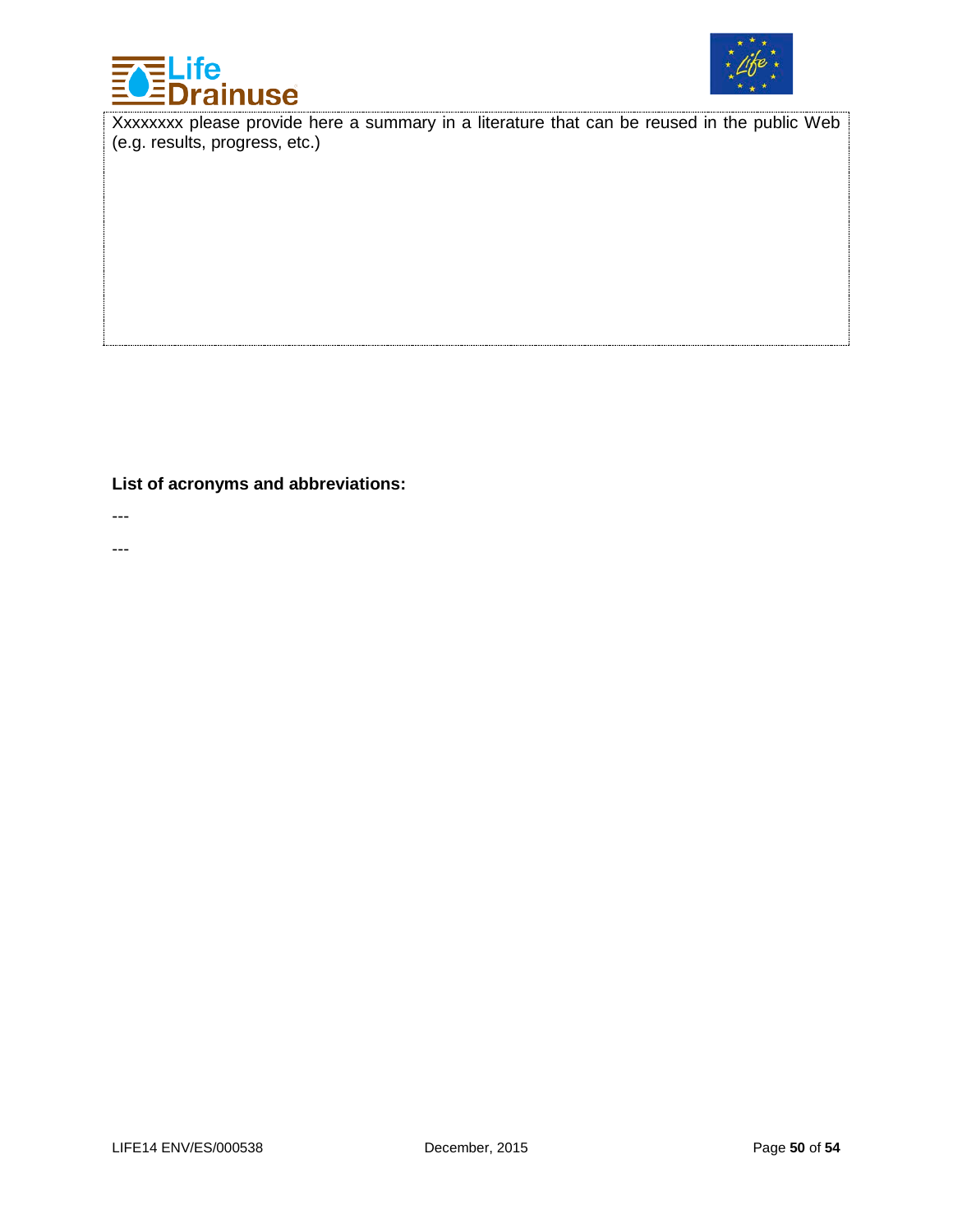Xxxxxxxx please provide here a summary in a literature that can be reused in the public Web (e.g. results, progress, etc.)

**List of acronyms and abbreviations:**

---

---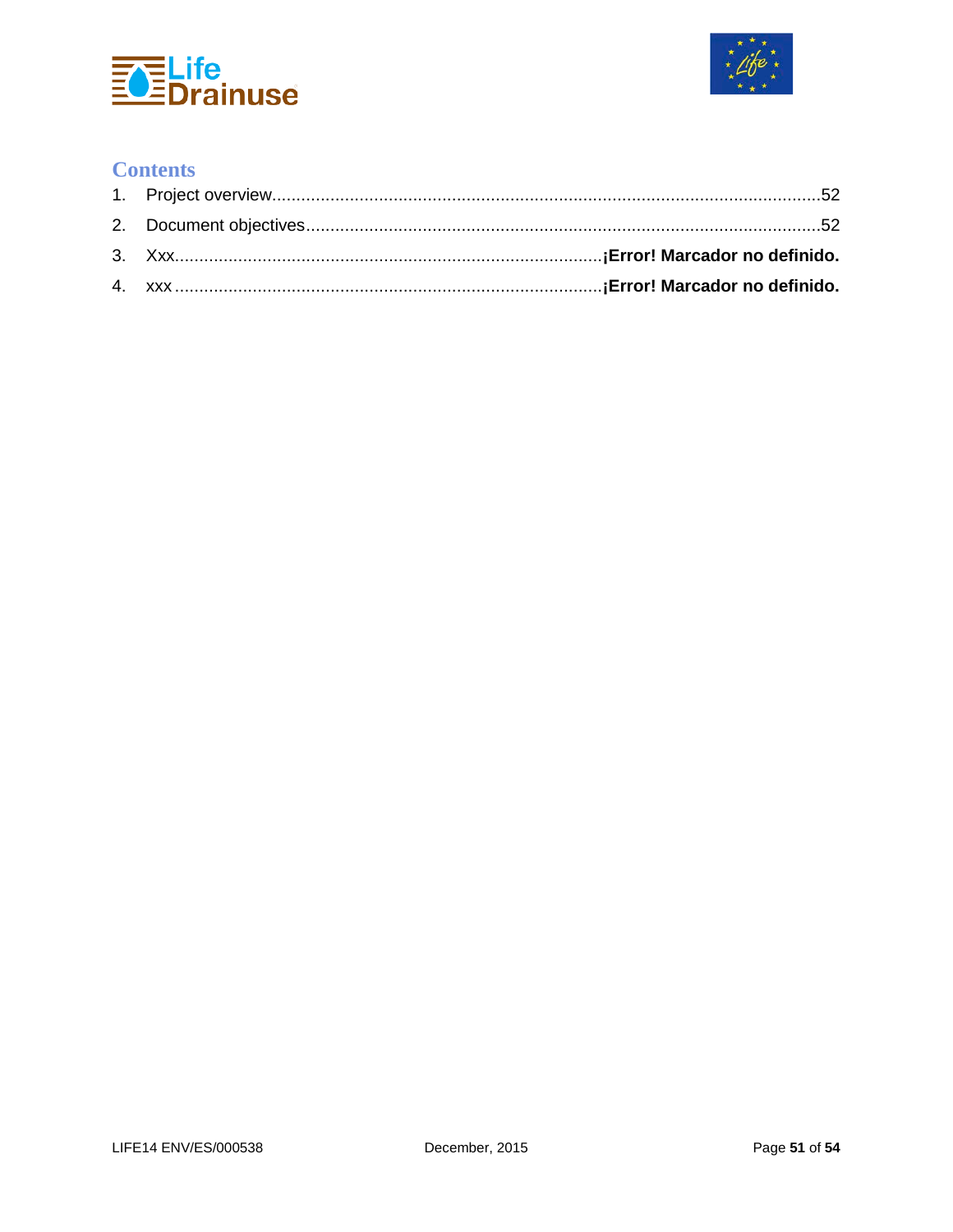# Contents

1. Project overview.....................................................................................................................52
2. Document objectives...............................................................................................................52
3. Xxx.........................................................................................**¡Error! Marcador no definido.**
4. xxx.........................................................................................**¡Error! Marcador no definido.**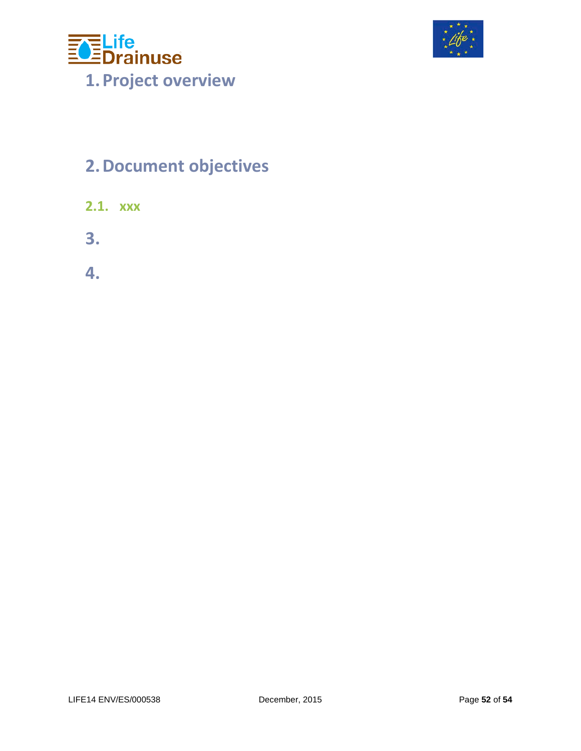# 1. Project overview

# 2. Document objectives

## 2.1. xxx

# 3.

# 4.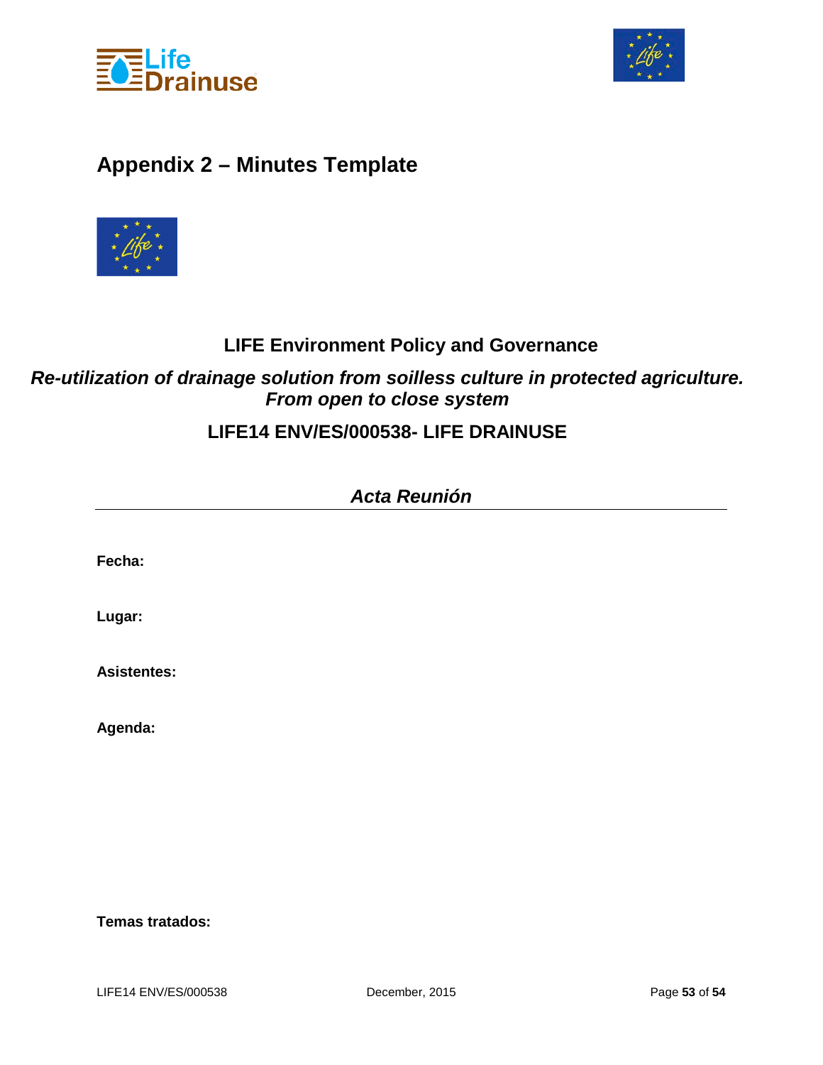# Appendix 2 – Minutes Template

**LIFE Environment Policy and Governance**

***Re-utilization of drainage solution from soilless culture in protected agriculture. From open to close system***

**LIFE14 ENV/ES/000538- LIFE DRAINUSE**

***Acta Reunión***

---

**Fecha:**

**Lugar:**

**Asistentes:**

**Agenda:**

**Temas tratados:**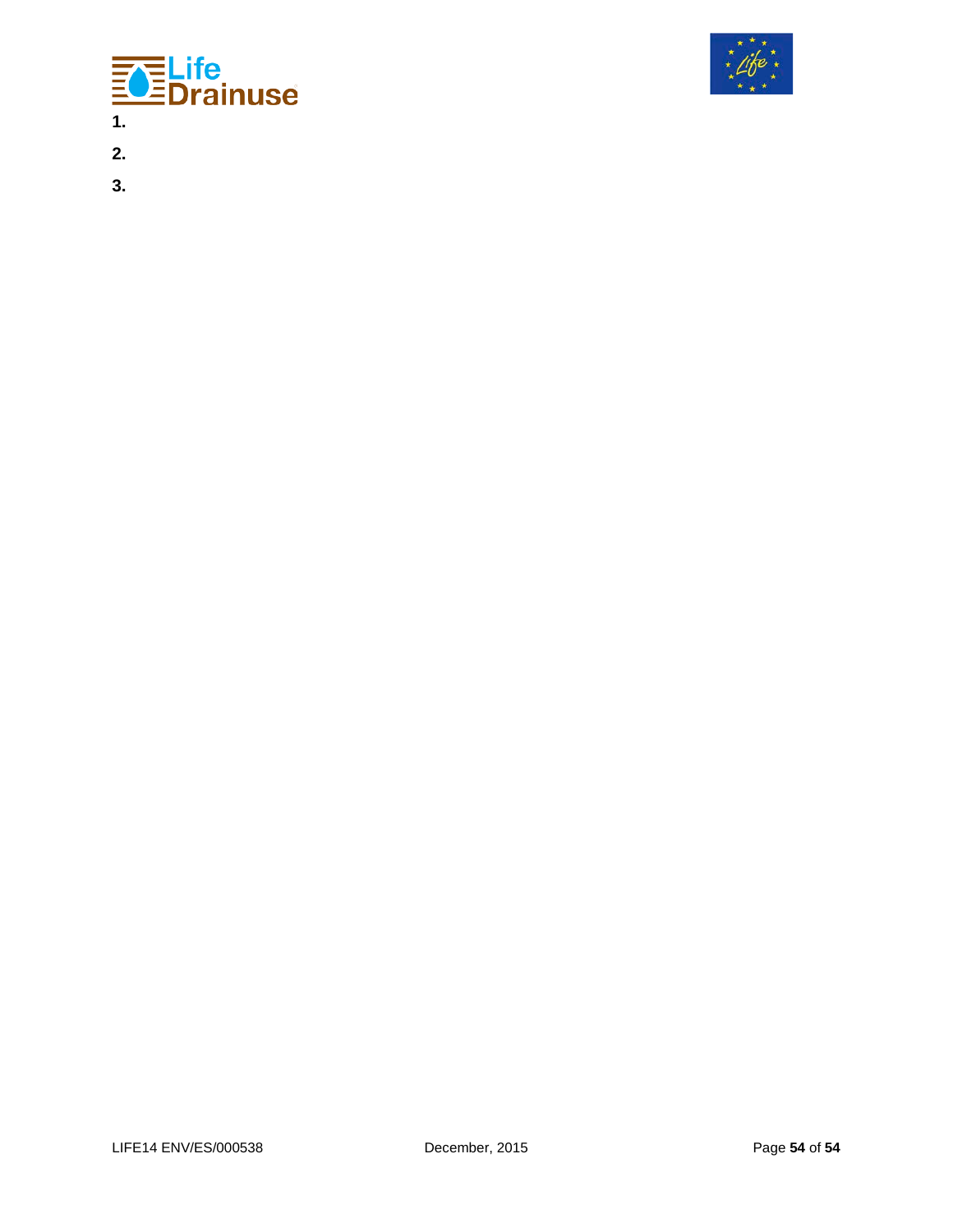1.

2.

3.